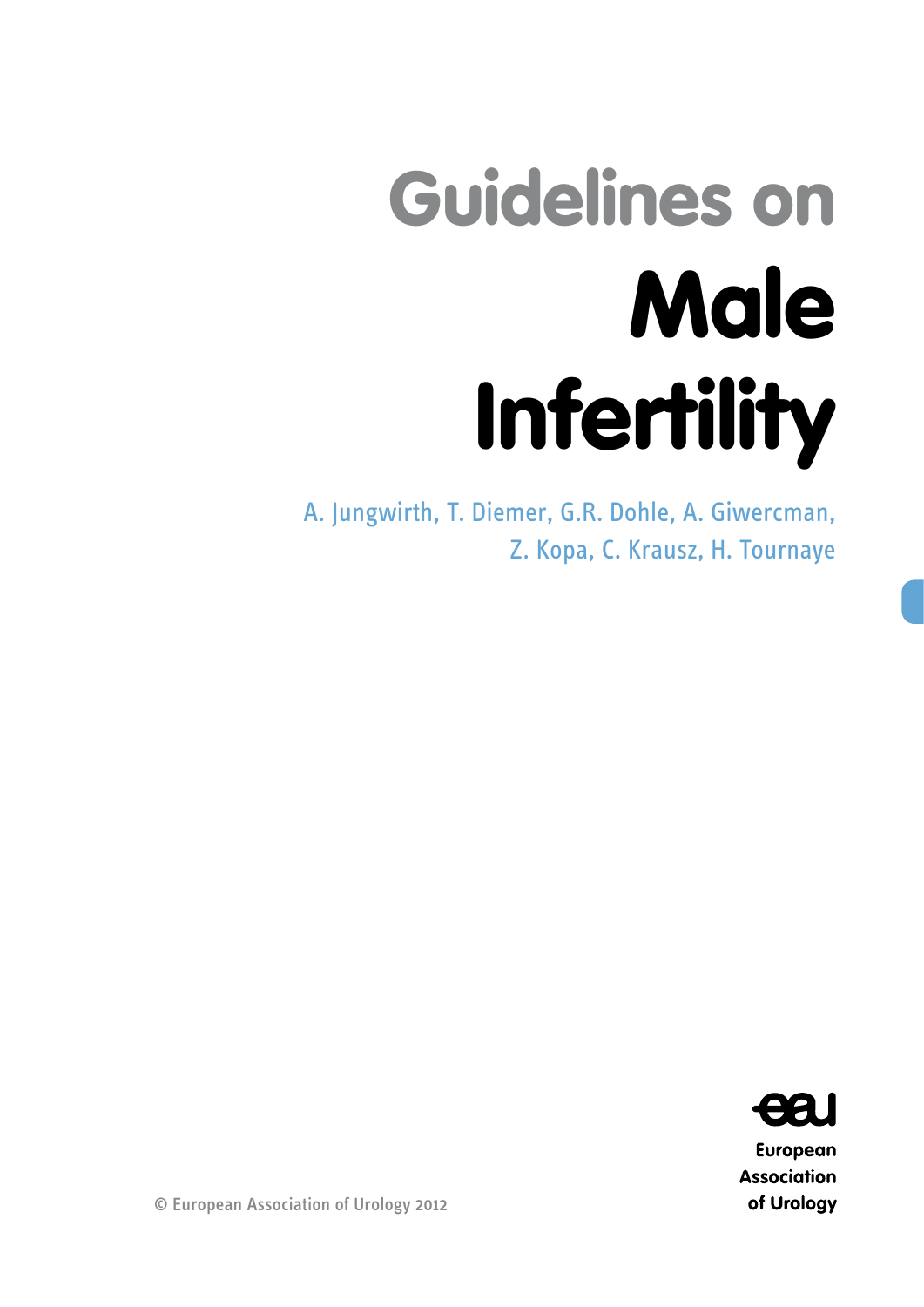# Guidelines on

# Male Infertility

A. Jungwirth, T. Diemer, G.R. Dohle, A. Giwercman, Z. Kopa, C. Krausz, H. Tournaye

European Association of Urology

© European Association of Urology 2012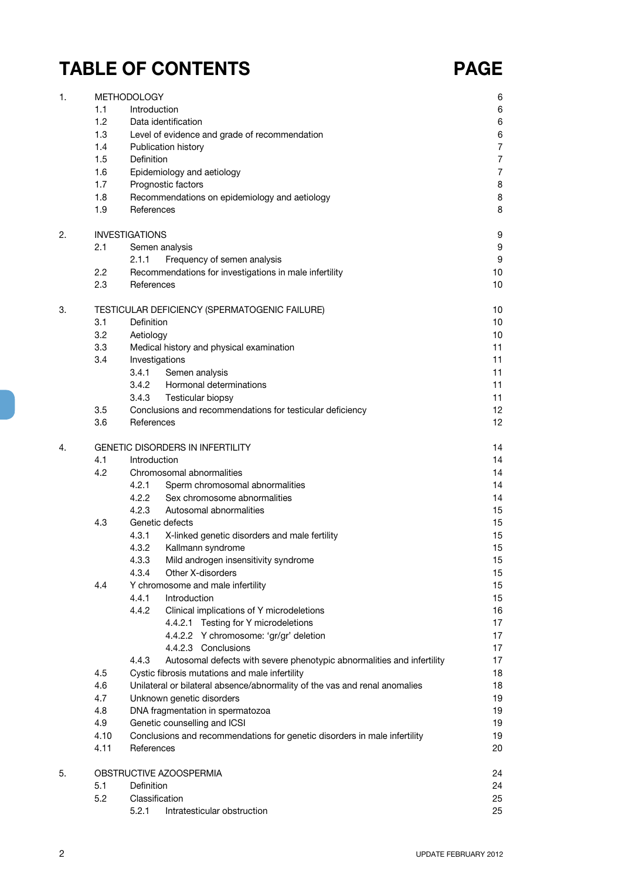# TABLE OF CONTENTS PAGE

| | | | PAGE |
|---|---|---|---|
| 1. | METHODOLOGY | | 6 |
| | 1.1 | Introduction | 6 |
| | 1.2 | Data identification | 6 |
| | 1.3 | Level of evidence and grade of recommendation | 6 |
| | 1.4 | Publication history | 7 |
| | 1.5 | Definition | 7 |
| | 1.6 | Epidemiology and aetiology | 7 |
| | 1.7 | Prognostic factors | 8 |
| | 1.8 | Recommendations on epidemiology and aetiology | 8 |
| | 1.9 | References | 8 |
| 2. | INVESTIGATIONS | | 9 |
| | 2.1 | Semen analysis | 9 |
| | | 2.1.1 Frequency of semen analysis | 9 |
| | 2.2 | Recommendations for investigations in male infertility | 10 |
| | 2.3 | References | 10 |
| 3. | TESTICULAR DEFICIENCY (SPERMATOGENIC FAILURE) | | 10 |
| | 3.1 | Definition | 10 |
| | 3.2 | Aetiology | 10 |
| | 3.3 | Medical history and physical examination | 11 |
| | 3.4 | Investigations | 11 |
| | | 3.4.1 Semen analysis | 11 |
| | | 3.4.2 Hormonal determinations | 11 |
| | | 3.4.3 Testicular biopsy | 11 |
| | 3.5 | Conclusions and recommendations for testicular deficiency | 12 |
| | 3.6 | References | 12 |
| 4. | GENETIC DISORDERS IN INFERTILITY | | 14 |
| | 4.1 | Introduction | 14 |
| | 4.2 | Chromosomal abnormalities | 14 |
| | | 4.2.1 Sperm chromosomal abnormalities | 14 |
| | | 4.2.2 Sex chromosome abnormalities | 14 |
| | | 4.2.3 Autosomal abnormalities | 15 |
| | 4.3 | Genetic defects | 15 |
| | | 4.3.1 X-linked genetic disorders and male fertility | 15 |
| | | 4.3.2 Kallmann syndrome | 15 |
| | | 4.3.3 Mild androgen insensitivity syndrome | 15 |
| | | 4.3.4 Other X-disorders | 15 |
| | 4.4 | Y chromosome and male infertility | 15 |
| | | 4.4.1 Introduction | 15 |
| | | 4.4.2 Clinical implications of Y microdeletions | 16 |
| | | 4.4.2.1 Testing for Y microdeletions | 17 |
| | | 4.4.2.2 Y chromosome: 'gr/gr' deletion | 17 |
| | | 4.4.2.3 Conclusions | 17 |
| | | 4.4.3 Autosomal defects with severe phenotypic abnormalities and infertility | 17 |
| | 4.5 | Cystic fibrosis mutations and male infertility | 18 |
| | 4.6 | Unilateral or bilateral absence/abnormality of the vas and renal anomalies | 18 |
| | 4.7 | Unknown genetic disorders | 19 |
| | 4.8 | DNA fragmentation in spermatozoa | 19 |
| | 4.9 | Genetic counselling and ICSI | 19 |
| | 4.10 | Conclusions and recommendations for genetic disorders in male infertility | 19 |
| | 4.11 | References | 20 |
| 5. | OBSTRUCTIVE AZOOSPERMIA | | 24 |
| | 5.1 | Definition | 24 |
| | 5.2 | Classification | 25 |
| | | 5.2.1 Intratesticular obstruction | 25 |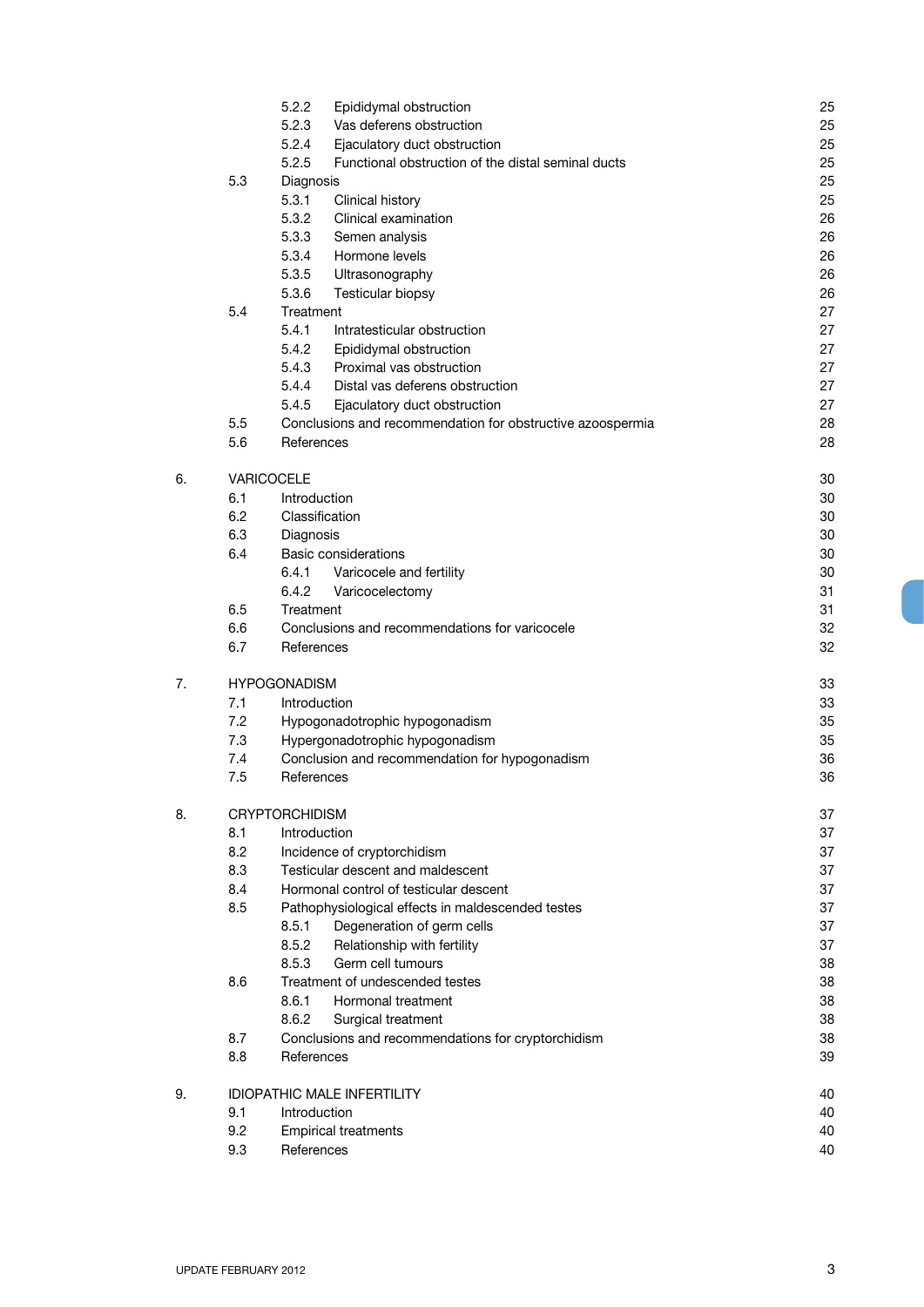| | | | |
|---|---|---|---|
| | 5.2.2 | Epididymal obstruction | 25 |
| | 5.2.3 | Vas deferens obstruction | 25 |
| | 5.2.4 | Ejaculatory duct obstruction | 25 |
| | 5.2.5 | Functional obstruction of the distal seminal ducts | 25 |
| 5.3 | | Diagnosis | 25 |
| | 5.3.1 | Clinical history | 25 |
| | 5.3.2 | Clinical examination | 26 |
| | 5.3.3 | Semen analysis | 26 |
| | 5.3.4 | Hormone levels | 26 |
| | 5.3.5 | Ultrasonography | 26 |
| | 5.3.6 | Testicular biopsy | 26 |
| 5.4 | | Treatment | 27 |
| | 5.4.1 | Intratesticular obstruction | 27 |
| | 5.4.2 | Epididymal obstruction | 27 |
| | 5.4.3 | Proximal vas obstruction | 27 |
| | 5.4.4 | Distal vas deferens obstruction | 27 |
| | 5.4.5 | Ejaculatory duct obstruction | 27 |
| 5.5 | | Conclusions and recommendation for obstructive azoospermia | 28 |
| 5.6 | | References | 28 |

| | | | |
|---|---|---|---|
| **6.** | | **VARICOCELE** | 30 |
| | 6.1 | Introduction | 30 |
| | 6.2 | Classification | 30 |
| | 6.3 | Diagnosis | 30 |
| | 6.4 | Basic considerations | 30 |
| | | 6.4.1 Varicocele and fertility | 30 |
| | | 6.4.2 Varicocelectomy | 31 |
| | 6.5 | Treatment | 31 |
| | 6.6 | Conclusions and recommendations for varicocele | 32 |
| | 6.7 | References | 32 |
| **7.** | | **HYPOGONADISM** | 33 |
| | 7.1 | Introduction | 33 |
| | 7.2 | Hypogonadotrophic hypogonadism | 35 |
| | 7.3 | Hypergonadotrophic hypogonadism | 35 |
| | 7.4 | Conclusion and recommendation for hypogonadism | 36 |
| | 7.5 | References | 36 |
| **8.** | | **CRYPTORCHIDISM** | 37 |
| | 8.1 | Introduction | 37 |
| | 8.2 | Incidence of cryptorchidism | 37 |
| | 8.3 | Testicular descent and maldescent | 37 |
| | 8.4 | Hormonal control of testicular descent | 37 |
| | 8.5 | Pathophysiological effects in maldescended testes | 37 |
| | | 8.5.1 Degeneration of germ cells | 37 |
| | | 8.5.2 Relationship with fertility | 37 |
| | | 8.5.3 Germ cell tumours | 38 |
| | 8.6 | Treatment of undescended testes | 38 |
| | | 8.6.1 Hormonal treatment | 38 |
| | | 8.6.2 Surgical treatment | 38 |
| | 8.7 | Conclusions and recommendations for cryptorchidism | 38 |
| | 8.8 | References | 39 |
| **9.** | | **IDIOPATHIC MALE INFERTILITY** | 40 |
| | 9.1 | Introduction | 40 |
| | 9.2 | Empirical treatments | 40 |
| | 9.3 | References | 40 |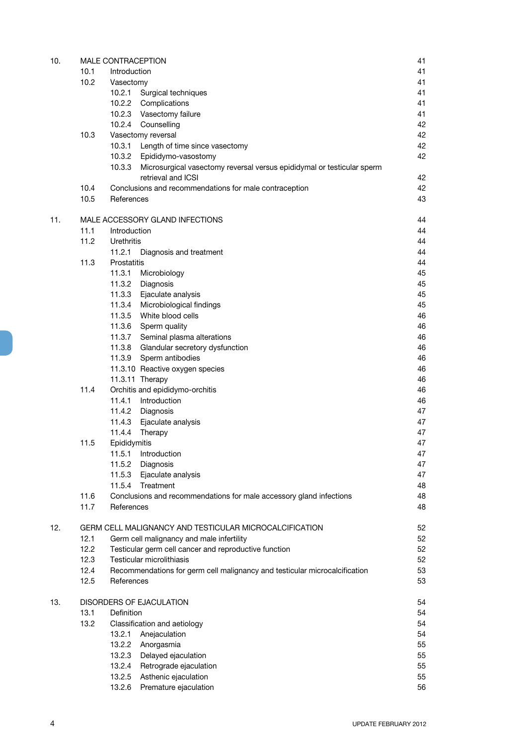| | | | | |
|---|---|---|---|---|
| 10. | MALE CONTRACEPTION | | | 41 |
| | 10.1 | Introduction | | 41 |
| | 10.2 | Vasectomy | | 41 |
| | | 10.2.1 | Surgical techniques | 41 |
| | | 10.2.2 | Complications | 41 |
| | | 10.2.3 | Vasectomy failure | 41 |
| | | 10.2.4 | Counselling | 42 |
| | 10.3 | Vasectomy reversal | | 42 |
| | | 10.3.1 | Length of time since vasectomy | 42 |
| | | 10.3.2 | Epididymo-vasostomy | 42 |
| | | 10.3.3 | Microsurgical vasectomy reversal versus epididymal or testicular sperm retrieval and ICSI | 42 |
| | 10.4 | Conclusions and recommendations for male contraception | | 42 |
| | 10.5 | References | | 43 |
| 11. | MALE ACCESSORY GLAND INFECTIONS | | | 44 |
| | 11.1 | Introduction | | 44 |
| | 11.2 | Urethritis | | 44 |
| | | 11.2.1 | Diagnosis and treatment | 44 |
| | 11.3 | Prostatitis | | 44 |
| | | 11.3.1 | Microbiology | 45 |
| | | 11.3.2 | Diagnosis | 45 |
| | | 11.3.3 | Ejaculate analysis | 45 |
| | | 11.3.4 | Microbiological findings | 45 |
| | | 11.3.5 | White blood cells | 46 |
| | | 11.3.6 | Sperm quality | 46 |
| | | 11.3.7 | Seminal plasma alterations | 46 |
| | | 11.3.8 | Glandular secretory dysfunction | 46 |
| | | 11.3.9 | Sperm antibodies | 46 |
| | | 11.3.10 | Reactive oxygen species | 46 |
| | | 11.3.11 | Therapy | 46 |
| | 11.4 | Orchitis and epididymo-orchitis | | 46 |
| | | 11.4.1 | Introduction | 46 |
| | | 11.4.2 | Diagnosis | 47 |
| | | 11.4.3 | Ejaculate analysis | 47 |
| | | 11.4.4 | Therapy | 47 |
| | 11.5 | Epididymitis | | 47 |
| | | 11.5.1 | Introduction | 47 |
| | | 11.5.2 | Diagnosis | 47 |
| | | 11.5.3 | Ejaculate analysis | 47 |
| | | 11.5.4 | Treatment | 48 |
| | 11.6 | Conclusions and recommendations for male accessory gland infections | | 48 |
| | 11.7 | References | | 48 |
| 12. | GERM CELL MALIGNANCY AND TESTICULAR MICROCALCIFICATION | | | 52 |
| | 12.1 | Germ cell malignancy and male infertility | | 52 |
| | 12.2 | Testicular germ cell cancer and reproductive function | | 52 |
| | 12.3 | Testicular microlithiasis | | 52 |
| | 12.4 | Recommendations for germ cell malignancy and testicular microcalcification | | 53 |
| | 12.5 | References | | 53 |
| 13. | DISORDERS OF EJACULATION | | | 54 |
| | 13.1 | Definition | | 54 |
| | 13.2 | Classification and aetiology | | 54 |
| | | 13.2.1 | Anejaculation | 54 |
| | | 13.2.2 | Anorgasmia | 55 |
| | | 13.2.3 | Delayed ejaculation | 55 |
| | | 13.2.4 | Retrograde ejaculation | 55 |
| | | 13.2.5 | Asthenic ejaculation | 55 |
| | | 13.2.6 | Premature ejaculation | 56 |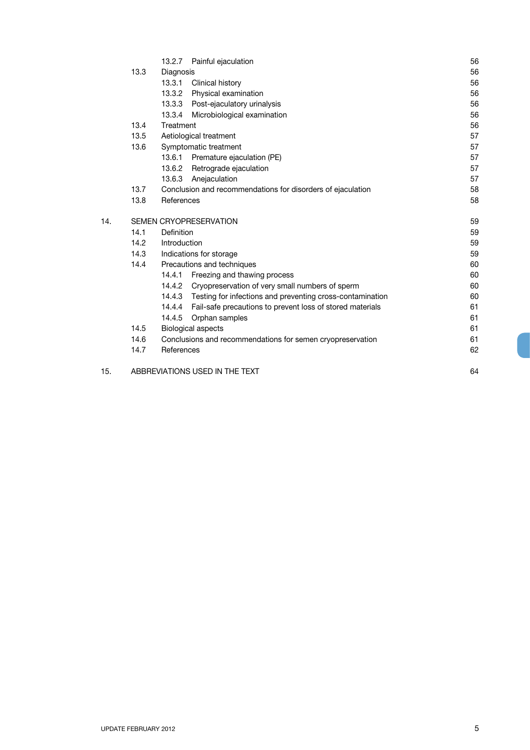| | | | |
|---|---|---|---|
| | | 13.2.7 Painful ejaculation | 56 |
| | 13.3 | Diagnosis | 56 |
| | | 13.3.1 Clinical history | 56 |
| | | 13.3.2 Physical examination | 56 |
| | | 13.3.3 Post-ejaculatory urinalysis | 56 |
| | | 13.3.4 Microbiological examination | 56 |
| | 13.4 | Treatment | 56 |
| | 13.5 | Aetiological treatment | 57 |
| | 13.6 | Symptomatic treatment | 57 |
| | | 13.6.1 Premature ejaculation (PE) | 57 |
| | | 13.6.2 Retrograde ejaculation | 57 |
| | | 13.6.3 Anejaculation | 57 |
| | 13.7 | Conclusion and recommendations for disorders of ejaculation | 58 |
| | 13.8 | References | 58 |
| 14. | | SEMEN CRYOPRESERVATION | 59 |
| | 14.1 | Definition | 59 |
| | 14.2 | Introduction | 59 |
| | 14.3 | Indications for storage | 59 |
| | 14.4 | Precautions and techniques | 60 |
| | | 14.4.1 Freezing and thawing process | 60 |
| | | 14.4.2 Cryopreservation of very small numbers of sperm | 60 |
| | | 14.4.3 Testing for infections and preventing cross-contamination | 60 |
| | | 14.4.4 Fail-safe precautions to prevent loss of stored materials | 61 |
| | | 14.4.5 Orphan samples | 61 |
| | 14.5 | Biological aspects | 61 |
| | 14.6 | Conclusions and recommendations for semen cryopreservation | 61 |
| | 14.7 | References | 62 |
| 15. | | ABBREVIATIONS USED IN THE TEXT | 64 |

UPDATE FEBRUARY 2012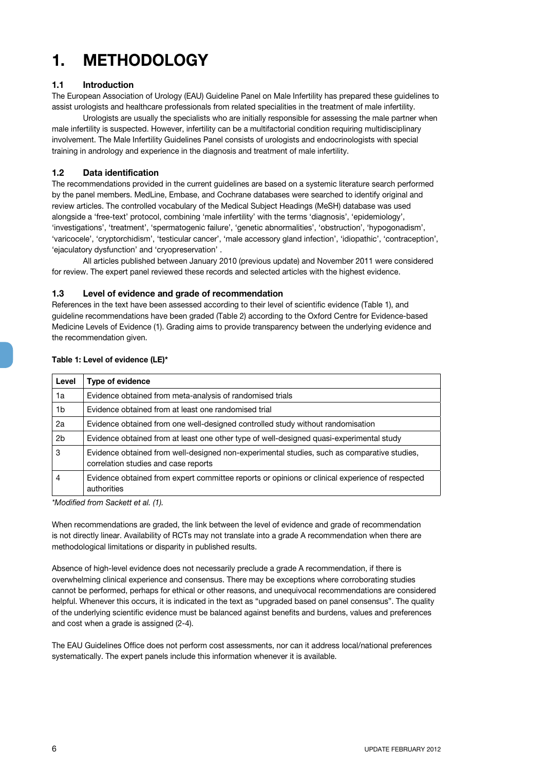# 1. METHODOLOGY

## 1.1 Introduction

The European Association of Urology (EAU) Guideline Panel on Male Infertility has prepared these guidelines to assist urologists and healthcare professionals from related specialities in the treatment of male infertility.

Urologists are usually the specialists who are initially responsible for assessing the male partner when male infertility is suspected. However, infertility can be a multifactorial condition requiring multidisciplinary involvement. The Male Infertility Guidelines Panel consists of urologists and endocrinologists with special training in andrology and experience in the diagnosis and treatment of male infertility.

## 1.2 Data identification

The recommendations provided in the current guidelines are based on a systemic literature search performed by the panel members. MedLine, Embase, and Cochrane databases were searched to identify original and review articles. The controlled vocabulary of the Medical Subject Headings (MeSH) database was used alongside a 'free-text' protocol, combining 'male infertility' with the terms 'diagnosis', 'epidemiology', 'investigations', 'treatment', 'spermatogenic failure', 'genetic abnormalities', 'obstruction', 'hypogonadism', 'varicocele', 'cryptorchidism', 'testicular cancer', 'male accessory gland infection', 'idiopathic', 'contraception', 'ejaculatory dysfunction' and 'cryopreservation' .

All articles published between January 2010 (previous update) and November 2011 were considered for review. The expert panel reviewed these records and selected articles with the highest evidence.

## 1.3 Level of evidence and grade of recommendation

References in the text have been assessed according to their level of scientific evidence (Table 1), and guideline recommendations have been graded (Table 2) according to the Oxford Centre for Evidence-based Medicine Levels of Evidence (1). Grading aims to provide transparency between the underlying evidence and the recommendation given.

**Table 1: Level of evidence (LE)***

| Level | Type of evidence |
|---|---|
| 1a | Evidence obtained from meta-analysis of randomised trials |
| 1b | Evidence obtained from at least one randomised trial |
| 2a | Evidence obtained from one well-designed controlled study without randomisation |
| 2b | Evidence obtained from at least one other type of well-designed quasi-experimental study |
| 3 | Evidence obtained from well-designed non-experimental studies, such as comparative studies, correlation studies and case reports |
| 4 | Evidence obtained from expert committee reports or opinions or clinical experience of respected authorities |

*Modified from Sackett et al. (1).*

When recommendations are graded, the link between the level of evidence and grade of recommendation is not directly linear. Availability of RCTs may not translate into a grade A recommendation when there are methodological limitations or disparity in published results.

Absence of high-level evidence does not necessarily preclude a grade A recommendation, if there is overwhelming clinical experience and consensus. There may be exceptions where corroborating studies cannot be performed, perhaps for ethical or other reasons, and unequivocal recommendations are considered helpful. Whenever this occurs, it is indicated in the text as "upgraded based on panel consensus". The quality of the underlying scientific evidence must be balanced against benefits and burdens, values and preferences and cost when a grade is assigned (2-4).

The EAU Guidelines Office does not perform cost assessments, nor can it address local/national preferences systematically. The expert panels include this information whenever it is available.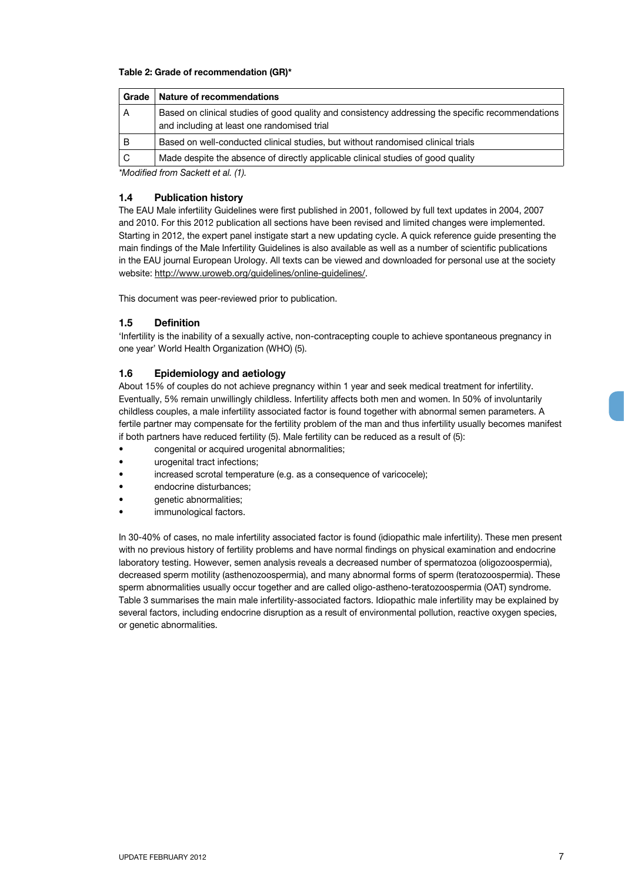**Table 2: Grade of recommendation (GR)***

| Grade | Nature of recommendations |
|---|---|
| A | Based on clinical studies of good quality and consistency addressing the specific recommendations and including at least one randomised trial |
| B | Based on well-conducted clinical studies, but without randomised clinical trials |
| C | Made despite the absence of directly applicable clinical studies of good quality |

*Modified from Sackett et al. (1).*

### 1.4 Publication history

The EAU Male infertility Guidelines were first published in 2001, followed by full text updates in 2004, 2007 and 2010. For this 2012 publication all sections have been revised and limited changes were implemented. Starting in 2012, the expert panel instigate start a new updating cycle. A quick reference guide presenting the main findings of the Male Infertility Guidelines is also available as well as a number of scientific publications in the EAU journal European Urology. All texts can be viewed and downloaded for personal use at the society website: http://www.uroweb.org/guidelines/online-guidelines/.

This document was peer-reviewed prior to publication.

### 1.5 Definition

'Infertility is the inability of a sexually active, non-contracepting couple to achieve spontaneous pregnancy in one year' World Health Organization (WHO) (5).

### 1.6 Epidemiology and aetiology

About 15% of couples do not achieve pregnancy within 1 year and seek medical treatment for infertility. Eventually, 5% remain unwillingly childless. Infertility affects both men and women. In 50% of involuntarily childless couples, a male infertility associated factor is found together with abnormal semen parameters. A fertile partner may compensate for the fertility problem of the man and thus infertility usually becomes manifest if both partners have reduced fertility (5). Male fertility can be reduced as a result of (5):

- congenital or acquired urogenital abnormalities;
- urogenital tract infections;
- increased scrotal temperature (e.g. as a consequence of varicocele);
- endocrine disturbances;
- genetic abnormalities;
- immunological factors.

In 30-40% of cases, no male infertility associated factor is found (idiopathic male infertility). These men present with no previous history of fertility problems and have normal findings on physical examination and endocrine laboratory testing. However, semen analysis reveals a decreased number of spermatozoa (oligozoospermia), decreased sperm motility (asthenozoospermia), and many abnormal forms of sperm (teratozoospermia). These sperm abnormalities usually occur together and are called oligo-astheno-teratozoospermia (OAT) syndrome. Table 3 summarises the main male infertility-associated factors. Idiopathic male infertility may be explained by several factors, including endocrine disruption as a result of environmental pollution, reactive oxygen species, or genetic abnormalities.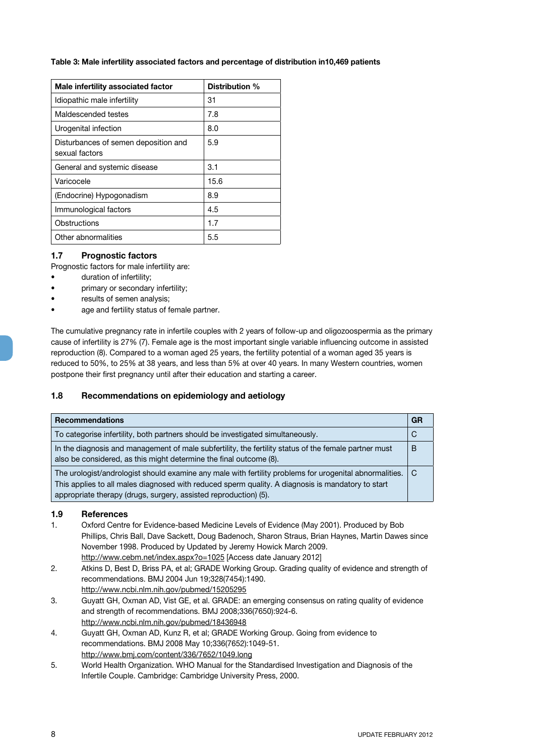**Table 3: Male infertility associated factors and percentage of distribution in10,469 patients**

| Male infertility associated factor | Distribution % |
|---|---|
| Idiopathic male infertility | 31 |
| Maldescended testes | 7.8 |
| Urogenital infection | 8.0 |
| Disturbances of semen deposition and sexual factors | 5.9 |
| General and systemic disease | 3.1 |
| Varicocele | 15.6 |
| (Endocrine) Hypogonadism | 8.9 |
| Immunological factors | 4.5 |
| Obstructions | 1.7 |
| Other abnormalities | 5.5 |

## 1.7 Prognostic factors

Prognostic factors for male infertility are:

- duration of infertility;
- primary or secondary infertility;
- results of semen analysis;
- age and fertility status of female partner.

The cumulative pregnancy rate in infertile couples with 2 years of follow-up and oligozoospermia as the primary cause of infertility is 27% (7). Female age is the most important single variable influencing outcome in assisted reproduction (8). Compared to a woman aged 25 years, the fertility potential of a woman aged 35 years is reduced to 50%, to 25% at 38 years, and less than 5% at over 40 years. In many Western countries, women postpone their first pregnancy until after their education and starting a career.

## 1.8 Recommendations on epidemiology and aetiology

| Recommendations | GR |
|---|---|
| To categorise infertility, both partners should be investigated simultaneously. | C |
| In the diagnosis and management of male subfertility, the fertility status of the female partner must also be considered, as this might determine the final outcome (8). | B |
| The urologist/andrologist should examine any male with fertility problems for urogenital abnormalities. This applies to all males diagnosed with reduced sperm quality. A diagnosis is mandatory to start appropriate therapy (drugs, surgery, assisted reproduction) (5). | C |

## 1.9 References

1. Oxford Centre for Evidence-based Medicine Levels of Evidence (May 2001). Produced by Bob Phillips, Chris Ball, Dave Sackett, Doug Badenoch, Sharon Straus, Brian Haynes, Martin Dawes since November 1998. Produced by Updated by Jeremy Howick March 2009. http://www.cebm.net/index.aspx?o=1025 [Access date January 2012]
2. Atkins D, Best D, Briss PA, et al; GRADE Working Group. Grading quality of evidence and strength of recommendations. BMJ 2004 Jun 19;328(7454):1490. http://www.ncbi.nlm.nih.gov/pubmed/15205295
3. Guyatt GH, Oxman AD, Vist GE, et al. GRADE: an emerging consensus on rating quality of evidence and strength of recommendations. BMJ 2008;336(7650):924-6. http://www.ncbi.nlm.nih.gov/pubmed/18436948
4. Guyatt GH, Oxman AD, Kunz R, et al; GRADE Working Group. Going from evidence to recommendations. BMJ 2008 May 10;336(7652):1049-51. http://www.bmj.com/content/336/7652/1049.long
5. World Health Organization. WHO Manual for the Standardised Investigation and Diagnosis of the Infertile Couple. Cambridge: Cambridge University Press, 2000.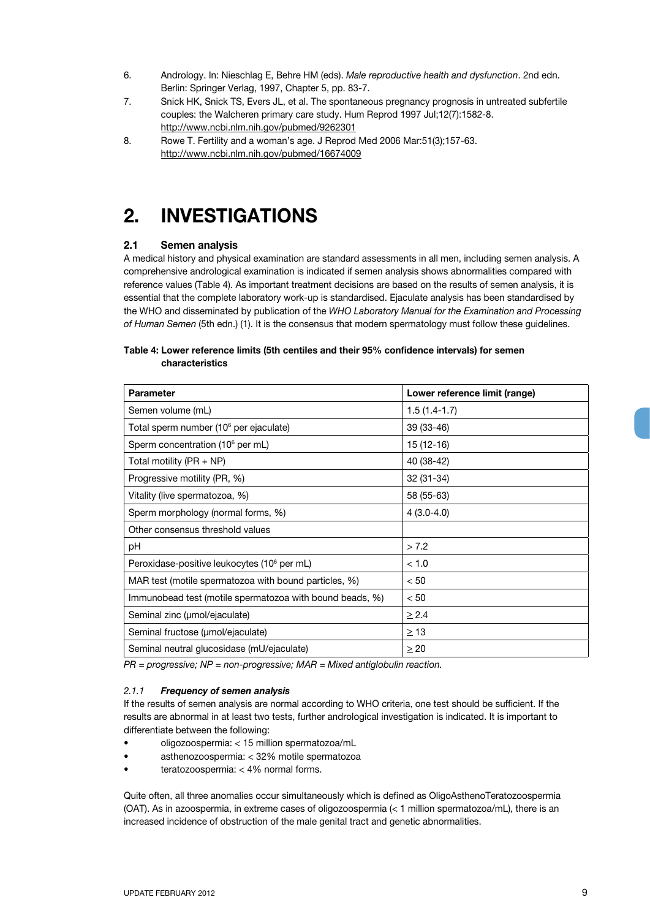6. Andrology. In: Nieschlag E, Behre HM (eds). *Male reproductive health and dysfunction*. 2nd edn. Berlin: Springer Verlag, 1997, Chapter 5, pp. 83-7.
7. Snick HK, Snick TS, Evers JL, et al. The spontaneous pregnancy prognosis in untreated subfertile couples: the Walcheren primary care study. Hum Reprod 1997 Jul;12(7):1582-8. http://www.ncbi.nlm.nih.gov/pubmed/9262301
8. Rowe T. Fertility and a woman's age. J Reprod Med 2006 Mar:51(3);157-63. http://www.ncbi.nlm.nih.gov/pubmed/16674009

# 2. INVESTIGATIONS

## 2.1 Semen analysis

A medical history and physical examination are standard assessments in all men, including semen analysis. A comprehensive andrological examination is indicated if semen analysis shows abnormalities compared with reference values (Table 4). As important treatment decisions are based on the results of semen analysis, it is essential that the complete laboratory work-up is standardised. Ejaculate analysis has been standardised by the WHO and disseminated by publication of the *WHO Laboratory Manual for the Examination and Processing of Human Semen* (5th edn.) (1). It is the consensus that modern spermatology must follow these guidelines.

**Table 4: Lower reference limits (5th centiles and their 95% confidence intervals) for semen characteristics**

| **Parameter** | **Lower reference limit (range)** |
|---|---|
| Semen volume (mL) | 1.5 (1.4-1.7) |
| Total sperm number ($10^6$ per ejaculate) | 39 (33-46) |
| Sperm concentration ($10^6$ per mL) | 15 (12-16) |
| Total motility (PR + NP) | 40 (38-42) |
| Progressive motility (PR, %) | 32 (31-34) |
| Vitality (live spermatozoa, %) | 58 (55-63) |
| Sperm morphology (normal forms, %) | 4 (3.0-4.0) |
| Other consensus threshold values | |
| pH | > 7.2 |
| Peroxidase-positive leukocytes ($10^6$ per mL) | < 1.0 |
| MAR test (motile spermatozoa with bound particles, %) | < 50 |
| Immunobead test (motile spermatozoa with bound beads, %) | < 50 |
| Seminal zinc (μmol/ejaculate) | ≥ 2.4 |
| Seminal fructose (μmol/ejaculate) | ≥ 13 |
| Seminal neutral glucosidase (mU/ejaculate) | ≥ 20 |

*PR = progressive; NP = non-progressive; MAR = Mixed antiglobulin reaction.*

### *2.1.1 Frequency of semen analysis*

If the results of semen analysis are normal according to WHO criteria, one test should be sufficient. If the results are abnormal in at least two tests, further andrological investigation is indicated. It is important to differentiate between the following:

- oligozoospermia: < 15 million spermatozoa/mL
- asthenozoospermia: < 32% motile spermatozoa
- teratozoospermia: < 4% normal forms.

Quite often, all three anomalies occur simultaneously which is defined as OligoAsthenoTeratozoospermia (OAT). As in azoospermia, in extreme cases of oligozoospermia (< 1 million spermatozoa/mL), there is an increased incidence of obstruction of the male genital tract and genetic abnormalities.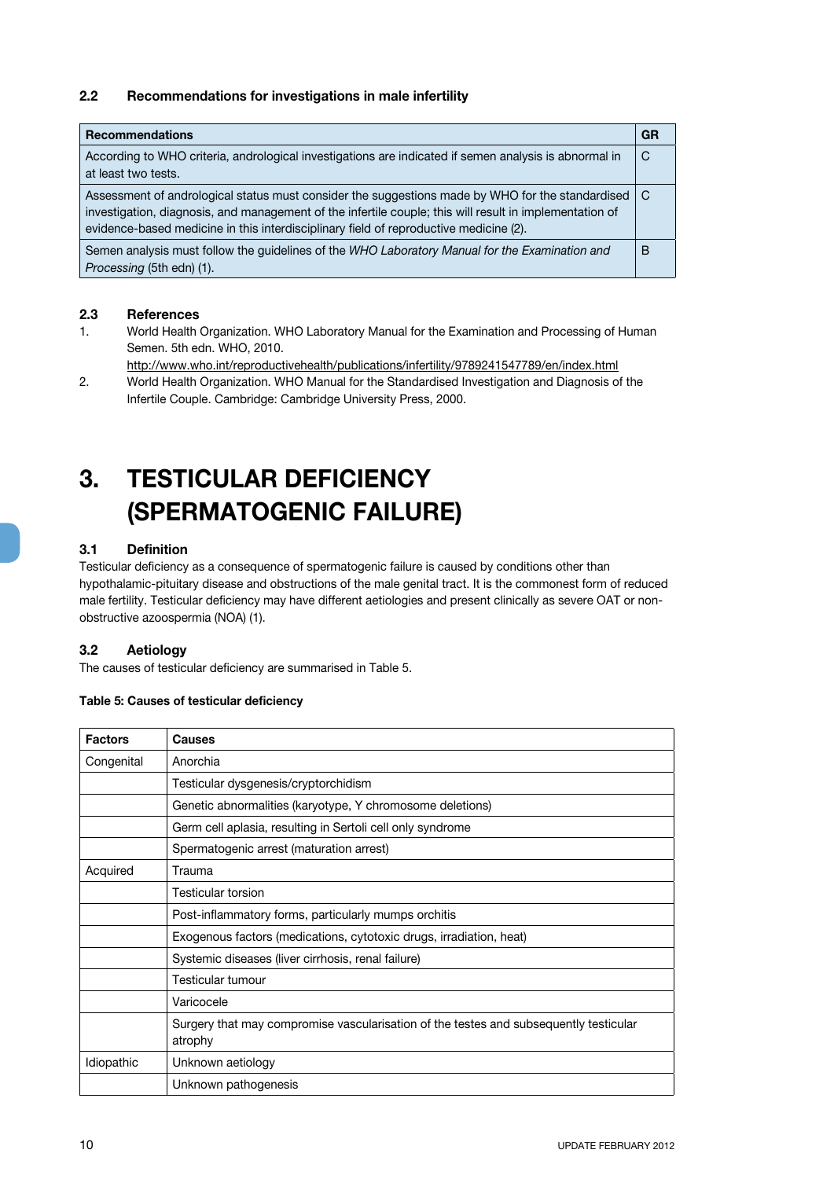### 2.2 Recommendations for investigations in male infertility

| Recommendations | GR |
|---|---|
| According to WHO criteria, andrological investigations are indicated if semen analysis is abnormal in at least two tests. | C |
| Assessment of andrological status must consider the suggestions made by WHO for the standardised investigation, diagnosis, and management of the infertile couple; this will result in implementation of evidence-based medicine in this interdisciplinary field of reproductive medicine (2). | C |
| Semen analysis must follow the guidelines of the *WHO Laboratory Manual for the Examination and Processing* (5th edn) (1). | B |

### 2.3 References

1. World Health Organization. WHO Laboratory Manual for the Examination and Processing of Human Semen. 5th edn. WHO, 2010.
   http://www.who.int/reproductivehealth/publications/infertility/9789241547789/en/index.html
2. World Health Organization. WHO Manual for the Standardised Investigation and Diagnosis of the Infertile Couple. Cambridge: Cambridge University Press, 2000.

# 3. TESTICULAR DEFICIENCY (SPERMATOGENIC FAILURE)

### 3.1 Definition

Testicular deficiency as a consequence of spermatogenic failure is caused by conditions other than hypothalamic-pituitary disease and obstructions of the male genital tract. It is the commonest form of reduced male fertility. Testicular deficiency may have different aetiologies and present clinically as severe OAT or non-obstructive azoospermia (NOA) (1).

### 3.2 Aetiology

The causes of testicular deficiency are summarised in Table 5.

**Table 5: Causes of testicular deficiency**

| Factors | Causes |
|---|---|
| Congenital | Anorchia |
| | Testicular dysgenesis/cryptorchidism |
| | Genetic abnormalities (karyotype, Y chromosome deletions) |
| | Germ cell aplasia, resulting in Sertoli cell only syndrome |
| | Spermatogenic arrest (maturation arrest) |
| Acquired | Trauma |
| | Testicular torsion |
| | Post-inflammatory forms, particularly mumps orchitis |
| | Exogenous factors (medications, cytotoxic drugs, irradiation, heat) |
| | Systemic diseases (liver cirrhosis, renal failure) |
| | Testicular tumour |
| | Varicocele |
| | Surgery that may compromise vascularisation of the testes and subsequently testicular atrophy |
| Idiopathic | Unknown aetiology |
| | Unknown pathogenesis |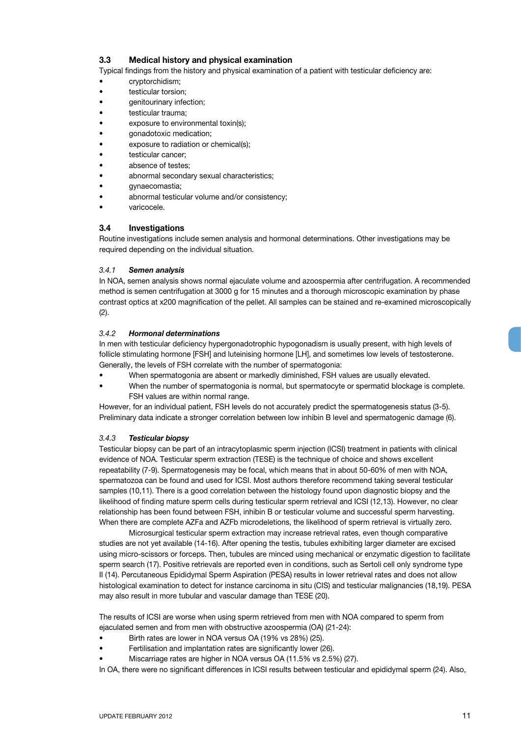## 3.3 Medical history and physical examination

Typical findings from the history and physical examination of a patient with testicular deficiency are:

- cryptorchidism;
- testicular torsion;
- genitourinary infection;
- testicular trauma;
- exposure to environmental toxin(s);
- gonadotoxic medication;
- exposure to radiation or chemical(s);
- testicular cancer;
- absence of testes;
- abnormal secondary sexual characteristics;
- gynaecomastia;
- abnormal testicular volume and/or consistency;
- varicocele.

## 3.4 Investigations

Routine investigations include semen analysis and hormonal determinations. Other investigations may be required depending on the individual situation.

### *3.4.1 Semen analysis*

In NOA, semen analysis shows normal ejaculate volume and azoospermia after centrifugation. A recommended method is semen centrifugation at 3000 g for 15 minutes and a thorough microscopic examination by phase contrast optics at x200 magnification of the pellet. All samples can be stained and re-examined microscopically (2).

### *3.4.2 Hormonal determinations*

In men with testicular deficiency hypergonadotrophic hypogonadism is usually present, with high levels of follicle stimulating hormone [FSH] and luteinising hormone [LH], and sometimes low levels of testosterone. Generally, the levels of FSH correlate with the number of spermatogonia:

- When spermatogonia are absent or markedly diminished, FSH values are usually elevated.
- When the number of spermatogonia is normal, but spermatocyte or spermatid blockage is complete. FSH values are within normal range.

However, for an individual patient, FSH levels do not accurately predict the spermatogenesis status (3-5). Preliminary data indicate a stronger correlation between low inhibin B level and spermatogenic damage (6).

### *3.4.3 Testicular biopsy*

Testicular biopsy can be part of an intracytoplasmic sperm injection (ICSI) treatment in patients with clinical evidence of NOA. Testicular sperm extraction (TESE) is the technique of choice and shows excellent repeatability (7-9). Spermatogenesis may be focal, which means that in about 50-60% of men with NOA, spermatozoa can be found and used for ICSI. Most authors therefore recommend taking several testicular samples (10,11). There is a good correlation between the histology found upon diagnostic biopsy and the likelihood of finding mature sperm cells during testicular sperm retrieval and ICSI (12,13). However, no clear relationship has been found between FSH, inhibin B or testicular volume and successful sperm harvesting. When there are complete AZFa and AZFb microdeletions, the likelihood of sperm retrieval is virtually zero.

Microsurgical testicular sperm extraction may increase retrieval rates, even though comparative studies are not yet available (14-16). After opening the testis, tubules exhibiting larger diameter are excised using micro-scissors or forceps. Then, tubules are minced using mechanical or enzymatic digestion to facilitate sperm search (17). Positive retrievals are reported even in conditions, such as Sertoli cell only syndrome type II (14). Percutaneous Epididymal Sperm Aspiration (PESA) results in lower retrieval rates and does not allow histological examination to detect for instance carcinoma in situ (CIS) and testicular malignancies (18,19). PESA may also result in more tubular and vascular damage than TESE (20).

The results of ICSI are worse when using sperm retrieved from men with NOA compared to sperm from ejaculated semen and from men with obstructive azoospermia (OA) (21-24):

- Birth rates are lower in NOA versus OA (19% vs 28%) (25).
- Fertilisation and implantation rates are significantly lower (26).
- Miscarriage rates are higher in NOA versus OA (11.5% vs 2.5%) (27).

In OA, there were no significant differences in ICSI results between testicular and epididymal sperm (24). Also,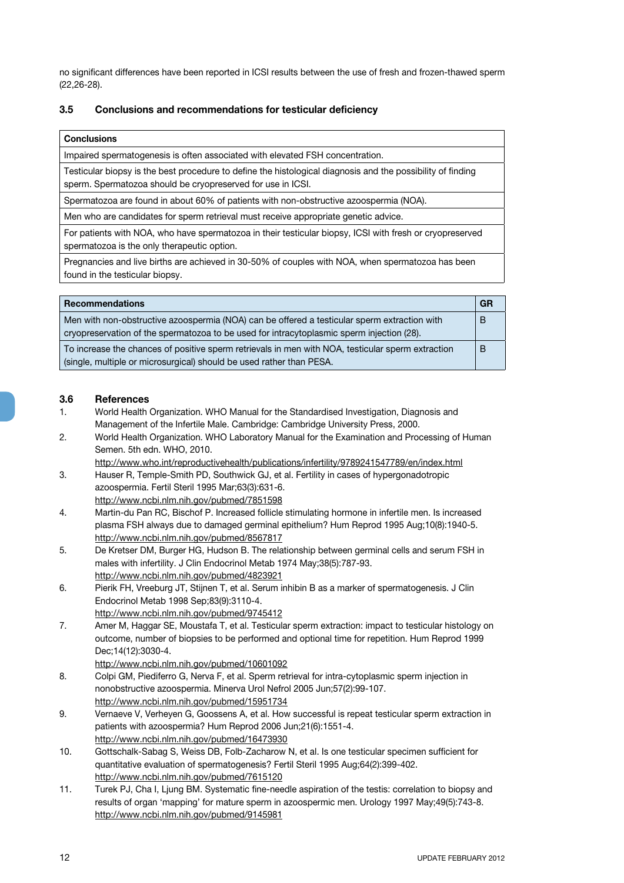no significant differences have been reported in ICSI results between the use of fresh and frozen-thawed sperm (22,26-28).

### 3.5 Conclusions and recommendations for testicular deficiency

| Conclusions |
|---|
| Impaired spermatogenesis is often associated with elevated FSH concentration. |
| Testicular biopsy is the best procedure to define the histological diagnosis and the possibility of finding sperm. Spermatozoa should be cryopreserved for use in ICSI. |
| Spermatozoa are found in about 60% of patients with non-obstructive azoospermia (NOA). |
| Men who are candidates for sperm retrieval must receive appropriate genetic advice. |
| For patients with NOA, who have spermatozoa in their testicular biopsy, ICSI with fresh or cryopreserved spermatozoa is the only therapeutic option. |
| Pregnancies and live births are achieved in 30-50% of couples with NOA, when spermatozoa has been found in the testicular biopsy. |

| Recommendations | GR |
|---|---|
| Men with non-obstructive azoospermia (NOA) can be offered a testicular sperm extraction with cryopreservation of the spermatozoa to be used for intracytoplasmic sperm injection (28). | B |
| To increase the chances of positive sperm retrievals in men with NOA, testicular sperm extraction (single, multiple or microsurgical) should be used rather than PESA. | B |

### 3.6 References

1. World Health Organization. WHO Manual for the Standardised Investigation, Diagnosis and Management of the Infertile Male. Cambridge: Cambridge University Press, 2000.
2. World Health Organization. WHO Laboratory Manual for the Examination and Processing of Human Semen. 5th edn. WHO, 2010.
   http://www.who.int/reproductivehealth/publications/infertility/9789241547789/en/index.html
3. Hauser R, Temple-Smith PD, Southwick GJ, et al. Fertility in cases of hypergonadotropic azoospermia. Fertil Steril 1995 Mar;63(3):631-6.
   http://www.ncbi.nlm.nih.gov/pubmed/7851598
4. Martin-du Pan RC, Bischof P. Increased follicle stimulating hormone in infertile men. Is increased plasma FSH always due to damaged germinal epithelium? Hum Reprod 1995 Aug;10(8):1940-5.
   http://www.ncbi.nlm.nih.gov/pubmed/8567817
5. De Kretser DM, Burger HG, Hudson B. The relationship between germinal cells and serum FSH in males with infertility. J Clin Endocrinol Metab 1974 May;38(5):787-93.
   http://www.ncbi.nlm.nih.gov/pubmed/4823921
6. Pierik FH, Vreeburg JT, Stijnen T, et al. Serum inhibin B as a marker of spermatogenesis. J Clin Endocrinol Metab 1998 Sep;83(9):3110-4.
   http://www.ncbi.nlm.nih.gov/pubmed/9745412
7. Amer M, Haggar SE, Moustafa T, et al. Testicular sperm extraction: impact to testicular histology on outcome, number of biopsies to be performed and optional time for repetition. Hum Reprod 1999 Dec;14(12):3030-4.
   http://www.ncbi.nlm.nih.gov/pubmed/10601092
8. Colpi GM, Piediferro G, Nerva F, et al. Sperm retrieval for intra-cytoplasmic sperm injection in nonobstructive azoospermia. Minerva Urol Nefrol 2005 Jun;57(2):99-107.
   http://www.ncbi.nlm.nih.gov/pubmed/15951734
9. Vernaeve V, Verheyen G, Goossens A, et al. How successful is repeat testicular sperm extraction in patients with azoospermia? Hum Reprod 2006 Jun;21(6):1551-4.
   http://www.ncbi.nlm.nih.gov/pubmed/16473930
10. Gottschalk-Sabag S, Weiss DB, Folb-Zacharow N, et al. Is one testicular specimen sufficient for quantitative evaluation of spermatogenesis? Fertil Steril 1995 Aug;64(2):399-402.
    http://www.ncbi.nlm.nih.gov/pubmed/7615120
11. Turek PJ, Cha I, Ljung BM. Systematic fine-needle aspiration of the testis: correlation to biopsy and results of organ 'mapping' for mature sperm in azoospermic men. Urology 1997 May;49(5):743-8.
    http://www.ncbi.nlm.nih.gov/pubmed/9145981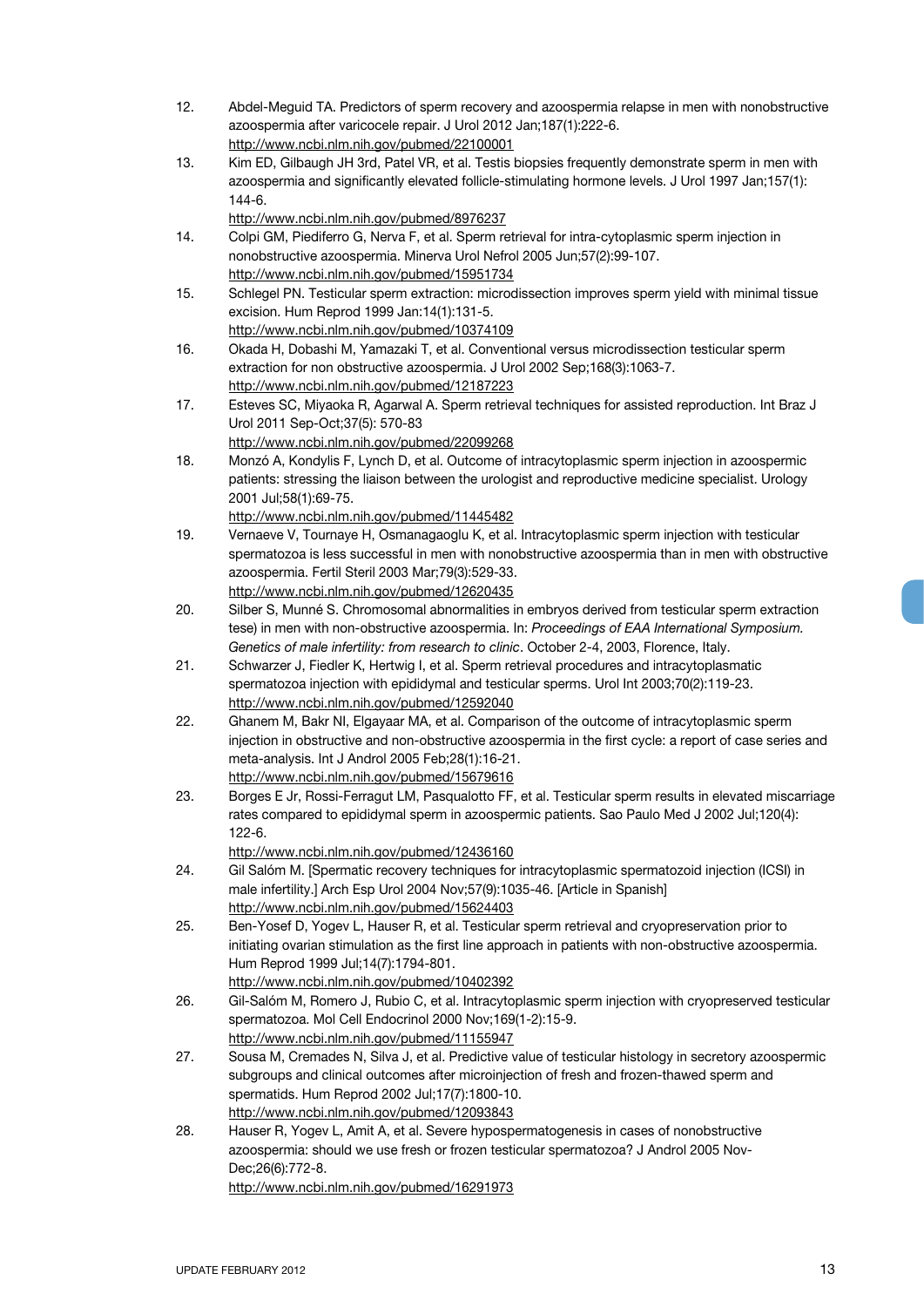12. Abdel-Meguid TA. Predictors of sperm recovery and azoospermia relapse in men with nonobstructive azoospermia after varicocele repair. J Urol 2012 Jan;187(1):222-6.
http://www.ncbi.nlm.nih.gov/pubmed/22100001
13. Kim ED, Gilbaugh JH 3rd, Patel VR, et al. Testis biopsies frequently demonstrate sperm in men with azoospermia and significantly elevated follicle-stimulating hormone levels. J Urol 1997 Jan;157(1): 144-6.
http://www.ncbi.nlm.nih.gov/pubmed/8976237
14. Colpi GM, Piediferro G, Nerva F, et al. Sperm retrieval for intra-cytoplasmic sperm injection in nonobstructive azoospermia. Minerva Urol Nefrol 2005 Jun;57(2):99-107.
http://www.ncbi.nlm.nih.gov/pubmed/15951734
15. Schlegel PN. Testicular sperm extraction: microdissection improves sperm yield with minimal tissue excision. Hum Reprod 1999 Jan:14(1):131-5.
http://www.ncbi.nlm.nih.gov/pubmed/10374109
16. Okada H, Dobashi M, Yamazaki T, et al. Conventional versus microdissection testicular sperm extraction for non obstructive azoospermia. J Urol 2002 Sep;168(3):1063-7.
http://www.ncbi.nlm.nih.gov/pubmed/12187223
17. Esteves SC, Miyaoka R, Agarwal A. Sperm retrieval techniques for assisted reproduction. Int Braz J Urol 2011 Sep-Oct;37(5): 570-83
http://www.ncbi.nlm.nih.gov/pubmed/22099268
18. Monzó A, Kondylis F, Lynch D, et al. Outcome of intracytoplasmic sperm injection in azoospermic patients: stressing the liaison between the urologist and reproductive medicine specialist. Urology 2001 Jul;58(1):69-75.
http://www.ncbi.nlm.nih.gov/pubmed/11445482
19. Vernaeve V, Tournaye H, Osmanagaoglu K, et al. Intracytoplasmic sperm injection with testicular spermatozoa is less successful in men with nonobstructive azoospermia than in men with obstructive azoospermia. Fertil Steril 2003 Mar;79(3):529-33.
http://www.ncbi.nlm.nih.gov/pubmed/12620435
20. Silber S, Munné S. Chromosomal abnormalities in embryos derived from testicular sperm extraction tese) in men with non-obstructive azoospermia. In: *Proceedings of EAA International Symposium. Genetics of male infertility: from research to clinic*. October 2-4, 2003, Florence, Italy.
21. Schwarzer J, Fiedler K, Hertwig I, et al. Sperm retrieval procedures and intracytoplasmatic spermatozoa injection with epididymal and testicular sperms. Urol Int 2003;70(2):119-23.
http://www.ncbi.nlm.nih.gov/pubmed/12592040
22. Ghanem M, Bakr NI, Elgayaar MA, et al. Comparison of the outcome of intracytoplasmic sperm injection in obstructive and non-obstructive azoospermia in the first cycle: a report of case series and meta-analysis. Int J Androl 2005 Feb;28(1):16-21.
http://www.ncbi.nlm.nih.gov/pubmed/15679616
23. Borges E Jr, Rossi-Ferragut LM, Pasqualotto FF, et al. Testicular sperm results in elevated miscarriage rates compared to epididymal sperm in azoospermic patients. Sao Paulo Med J 2002 Jul;120(4): 122-6.
http://www.ncbi.nlm.nih.gov/pubmed/12436160
24. Gil Salóm M. [Spermatic recovery techniques for intracytoplasmic spermatozoid injection (ICSI) in male infertility.] Arch Esp Urol 2004 Nov;57(9):1035-46. [Article in Spanish]
http://www.ncbi.nlm.nih.gov/pubmed/15624403
25. Ben-Yosef D, Yogev L, Hauser R, et al. Testicular sperm retrieval and cryopreservation prior to initiating ovarian stimulation as the first line approach in patients with non-obstructive azoospermia. Hum Reprod 1999 Jul;14(7):1794-801.
http://www.ncbi.nlm.nih.gov/pubmed/10402392
26. Gil-Salóm M, Romero J, Rubio C, et al. Intracytoplasmic sperm injection with cryopreserved testicular spermatozoa. Mol Cell Endocrinol 2000 Nov;169(1-2):15-9.
http://www.ncbi.nlm.nih.gov/pubmed/11155947
27. Sousa M, Cremades N, Silva J, et al. Predictive value of testicular histology in secretory azoospermic subgroups and clinical outcomes after microinjection of fresh and frozen-thawed sperm and spermatids. Hum Reprod 2002 Jul;17(7):1800-10.
http://www.ncbi.nlm.nih.gov/pubmed/12093843
28. Hauser R, Yogev L, Amit A, et al. Severe hypospermatogenesis in cases of nonobstructive azoospermia: should we use fresh or frozen testicular spermatozoa? J Androl 2005 Nov-Dec;26(6):772-8.
http://www.ncbi.nlm.nih.gov/pubmed/16291973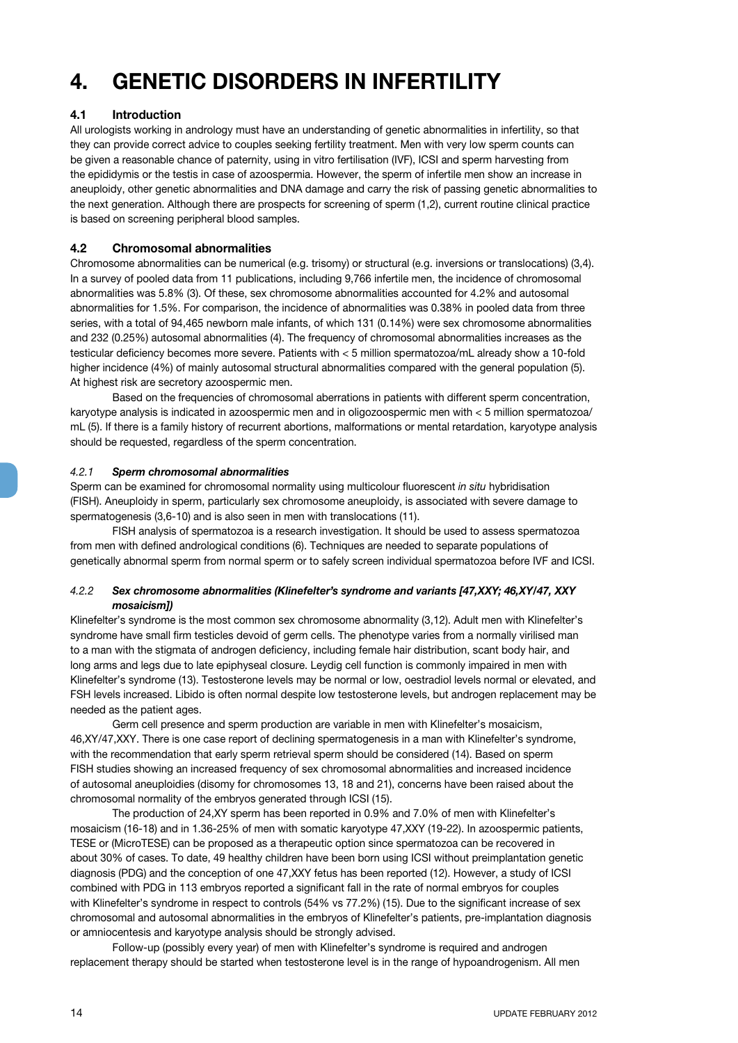# 4. GENETIC DISORDERS IN INFERTILITY

## 4.1 Introduction

All urologists working in andrology must have an understanding of genetic abnormalities in infertility, so that they can provide correct advice to couples seeking fertility treatment. Men with very low sperm counts can be given a reasonable chance of paternity, using in vitro fertilisation (IVF), ICSI and sperm harvesting from the epididymis or the testis in case of azoospermia. However, the sperm of infertile men show an increase in aneuploidy, other genetic abnormalities and DNA damage and carry the risk of passing genetic abnormalities to the next generation. Although there are prospects for screening of sperm (1,2), current routine clinical practice is based on screening peripheral blood samples.

## 4.2 Chromosomal abnormalities

Chromosome abnormalities can be numerical (e.g. trisomy) or structural (e.g. inversions or translocations) (3,4). In a survey of pooled data from 11 publications, including 9,766 infertile men, the incidence of chromosomal abnormalities was 5.8% (3). Of these, sex chromosome abnormalities accounted for 4.2% and autosomal abnormalities for 1.5%. For comparison, the incidence of abnormalities was 0.38% in pooled data from three series, with a total of 94,465 newborn male infants, of which 131 (0.14%) were sex chromosome abnormalities and 232 (0.25%) autosomal abnormalities (4). The frequency of chromosomal abnormalities increases as the testicular deficiency becomes more severe. Patients with < 5 million spermatozoa/mL already show a 10-fold higher incidence (4%) of mainly autosomal structural abnormalities compared with the general population (5). At highest risk are secretory azoospermic men.

Based on the frequencies of chromosomal aberrations in patients with different sperm concentration, karyotype analysis is indicated in azoospermic men and in oligozoospermic men with < 5 million spermatozoa/mL (5). If there is a family history of recurrent abortions, malformations or mental retardation, karyotype analysis should be requested, regardless of the sperm concentration.

### *4.2.1 Sperm chromosomal abnormalities*

Sperm can be examined for chromosomal normality using multicolour fluorescent *in situ* hybridisation (FISH). Aneuploidy in sperm, particularly sex chromosome aneuploidy, is associated with severe damage to spermatogenesis (3,6-10) and is also seen in men with translocations (11).

FISH analysis of spermatozoa is a research investigation. It should be used to assess spermatozoa from men with defined andrological conditions (6). Techniques are needed to separate populations of genetically abnormal sperm from normal sperm or to safely screen individual spermatozoa before IVF and ICSI.

### *4.2.2 Sex chromosome abnormalities (Klinefelter's syndrome and variants [47,XXY; 46,XY/47, XXY mosaicism])*

Klinefelter's syndrome is the most common sex chromosome abnormality (3,12). Adult men with Klinefelter's syndrome have small firm testicles devoid of germ cells. The phenotype varies from a normally virilised man to a man with the stigmata of androgen deficiency, including female hair distribution, scant body hair, and long arms and legs due to late epiphyseal closure. Leydig cell function is commonly impaired in men with Klinefelter's syndrome (13). Testosterone levels may be normal or low, oestradiol levels normal or elevated, and FSH levels increased. Libido is often normal despite low testosterone levels, but androgen replacement may be needed as the patient ages.

Germ cell presence and sperm production are variable in men with Klinefelter's mosaicism, 46,XY/47,XXY. There is one case report of declining spermatogenesis in a man with Klinefelter's syndrome, with the recommendation that early sperm retrieval sperm should be considered (14). Based on sperm FISH studies showing an increased frequency of sex chromosomal abnormalities and increased incidence of autosomal aneuploidies (disomy for chromosomes 13, 18 and 21), concerns have been raised about the chromosomal normality of the embryos generated through ICSI (15).

The production of 24,XY sperm has been reported in 0.9% and 7.0% of men with Klinefelter's mosaicism (16-18) and in 1.36-25% of men with somatic karyotype 47,XXY (19-22). In azoospermic patients, TESE or (MicroTESE) can be proposed as a therapeutic option since spermatozoa can be recovered in about 30% of cases. To date, 49 healthy children have been born using ICSI without preimplantation genetic diagnosis (PDG) and the conception of one 47,XXY fetus has been reported (12). However, a study of ICSI combined with PDG in 113 embryos reported a significant fall in the rate of normal embryos for couples with Klinefelter's syndrome in respect to controls (54% vs 77.2%) (15). Due to the significant increase of sex chromosomal and autosomal abnormalities in the embryos of Klinefelter's patients, pre-implantation diagnosis or amniocentesis and karyotype analysis should be strongly advised.

Follow-up (possibly every year) of men with Klinefelter's syndrome is required and androgen replacement therapy should be started when testosterone level is in the range of hypoandrogenism. All men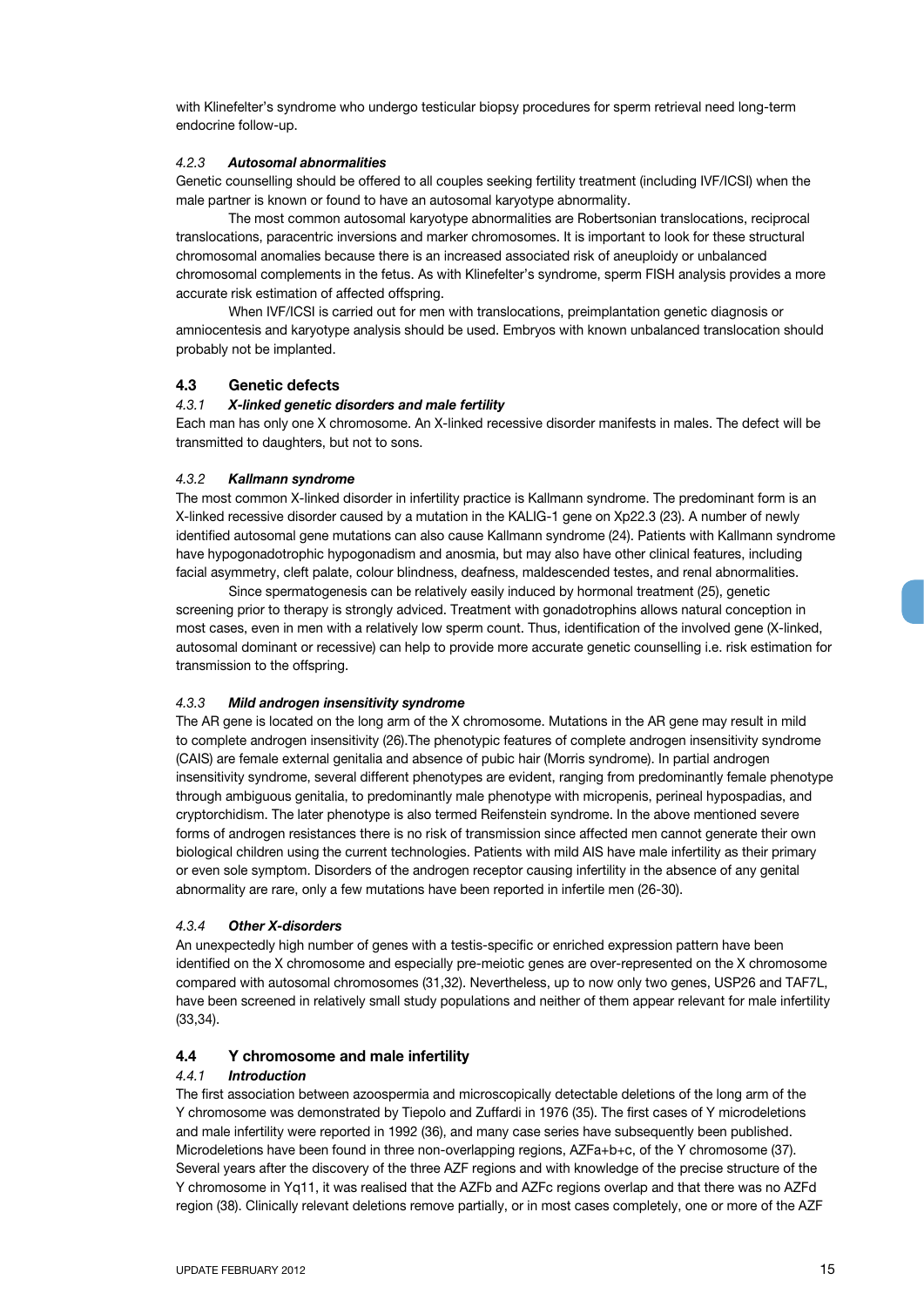with Klinefelter's syndrome who undergo testicular biopsy procedures for sperm retrieval need long-term endocrine follow-up.

#### *4.2.3 Autosomal abnormalities*

Genetic counselling should be offered to all couples seeking fertility treatment (including IVF/ICSI) when the male partner is known or found to have an autosomal karyotype abnormality.

The most common autosomal karyotype abnormalities are Robertsonian translocations, reciprocal translocations, paracentric inversions and marker chromosomes. It is important to look for these structural chromosomal anomalies because there is an increased associated risk of aneuploidy or unbalanced chromosomal complements in the fetus. As with Klinefelter's syndrome, sperm FISH analysis provides a more accurate risk estimation of affected offspring.

When IVF/ICSI is carried out for men with translocations, preimplantation genetic diagnosis or amniocentesis and karyotype analysis should be used. Embryos with known unbalanced translocation should probably not be implanted.

### 4.3 Genetic defects

#### *4.3.1 X-linked genetic disorders and male fertility*

Each man has only one X chromosome. An X-linked recessive disorder manifests in males. The defect will be transmitted to daughters, but not to sons.

#### *4.3.2 Kallmann syndrome*

The most common X-linked disorder in infertility practice is Kallmann syndrome. The predominant form is an X-linked recessive disorder caused by a mutation in the KALIG-1 gene on Xp22.3 (23). A number of newly identified autosomal gene mutations can also cause Kallmann syndrome (24). Patients with Kallmann syndrome have hypogonadotrophic hypogonadism and anosmia, but may also have other clinical features, including facial asymmetry, cleft palate, colour blindness, deafness, maldescended testes, and renal abnormalities.

Since spermatogenesis can be relatively easily induced by hormonal treatment (25), genetic screening prior to therapy is strongly adviced. Treatment with gonadotrophins allows natural conception in most cases, even in men with a relatively low sperm count. Thus, identification of the involved gene (X-linked, autosomal dominant or recessive) can help to provide more accurate genetic counselling i.e. risk estimation for transmission to the offspring.

#### *4.3.3 Mild androgen insensitivity syndrome*

The AR gene is located on the long arm of the X chromosome. Mutations in the AR gene may result in mild to complete androgen insensitivity (26).The phenotypic features of complete androgen insensitivity syndrome (CAIS) are female external genitalia and absence of pubic hair (Morris syndrome). In partial androgen insensitivity syndrome, several different phenotypes are evident, ranging from predominantly female phenotype through ambiguous genitalia, to predominantly male phenotype with micropenis, perineal hypospadias, and cryptorchidism. The later phenotype is also termed Reifenstein syndrome. In the above mentioned severe forms of androgen resistances there is no risk of transmission since affected men cannot generate their own biological children using the current technologies. Patients with mild AIS have male infertility as their primary or even sole symptom. Disorders of the androgen receptor causing infertility in the absence of any genital abnormality are rare, only a few mutations have been reported in infertile men (26-30).

#### *4.3.4 Other X-disorders*

An unexpectedly high number of genes with a testis-specific or enriched expression pattern have been identified on the X chromosome and especially pre-meiotic genes are over-represented on the X chromosome compared with autosomal chromosomes (31,32). Nevertheless, up to now only two genes, USP26 and TAF7L, have been screened in relatively small study populations and neither of them appear relevant for male infertility (33,34).

### 4.4 Y chromosome and male infertility

#### *4.4.1 Introduction*

The first association between azoospermia and microscopically detectable deletions of the long arm of the Y chromosome was demonstrated by Tiepolo and Zuffardi in 1976 (35). The first cases of Y microdeletions and male infertility were reported in 1992 (36), and many case series have subsequently been published. Microdeletions have been found in three non-overlapping regions, AZFa+b+c, of the Y chromosome (37). Several years after the discovery of the three AZF regions and with knowledge of the precise structure of the Y chromosome in Yq11, it was realised that the AZFb and AZFc regions overlap and that there was no AZFd region (38). Clinically relevant deletions remove partially, or in most cases completely, one or more of the AZF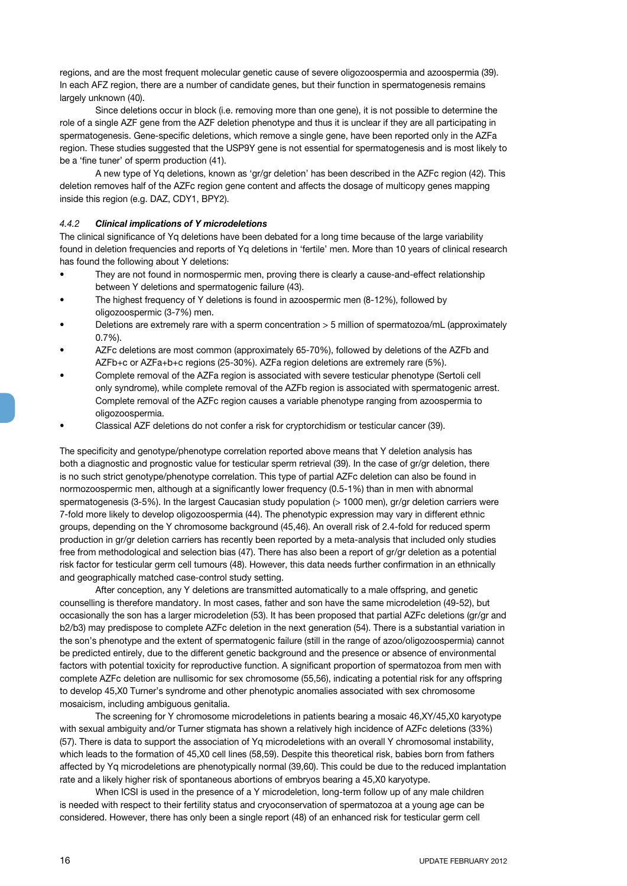regions, and are the most frequent molecular genetic cause of severe oligozoospermia and azoospermia (39). In each AFZ region, there are a number of candidate genes, but their function in spermatogenesis remains largely unknown (40).

Since deletions occur in block (i.e. removing more than one gene), it is not possible to determine the role of a single AZF gene from the AZF deletion phenotype and thus it is unclear if they are all participating in spermatogenesis. Gene-specific deletions, which remove a single gene, have been reported only in the AZFa region. These studies suggested that the USP9Y gene is not essential for spermatogenesis and is most likely to be a 'fine tuner' of sperm production (41).

A new type of Yq deletions, known as 'gr/gr deletion' has been described in the AZFc region (42). This deletion removes half of the AZFc region gene content and affects the dosage of multicopy genes mapping inside this region (e.g. DAZ, CDY1, BPY2).

#### *4.4.2 Clinical implications of Y microdeletions*

The clinical significance of Yq deletions have been debated for a long time because of the large variability found in deletion frequencies and reports of Yq deletions in 'fertile' men. More than 10 years of clinical research has found the following about Y deletions:

- They are not found in normospermic men, proving there is clearly a cause-and-effect relationship between Y deletions and spermatogenic failure (43).
- The highest frequency of Y deletions is found in azoospermic men (8-12%), followed by oligozoospermic (3-7%) men.
- Deletions are extremely rare with a sperm concentration > 5 million of spermatozoa/mL (approximately 0.7%).
- AZFc deletions are most common (approximately 65-70%), followed by deletions of the AZFb and AZFb+c or AZFa+b+c regions (25-30%). AZFa region deletions are extremely rare (5%).
- Complete removal of the AZFa region is associated with severe testicular phenotype (Sertoli cell only syndrome), while complete removal of the AZFb region is associated with spermatogenic arrest. Complete removal of the AZFc region causes a variable phenotype ranging from azoospermia to oligozoospermia.
- Classical AZF deletions do not confer a risk for cryptorchidism or testicular cancer (39).

The specificity and genotype/phenotype correlation reported above means that Y deletion analysis has both a diagnostic and prognostic value for testicular sperm retrieval (39). In the case of gr/gr deletion, there is no such strict genotype/phenotype correlation. This type of partial AZFc deletion can also be found in normozoospermic men, although at a significantly lower frequency (0.5-1%) than in men with abnormal spermatogenesis (3-5%). In the largest Caucasian study population (> 1000 men), gr/gr deletion carriers were 7-fold more likely to develop oligozoospermia (44). The phenotypic expression may vary in different ethnic groups, depending on the Y chromosome background (45,46). An overall risk of 2.4-fold for reduced sperm production in gr/gr deletion carriers has recently been reported by a meta-analysis that included only studies free from methodological and selection bias (47). There has also been a report of gr/gr deletion as a potential risk factor for testicular germ cell tumours (48). However, this data needs further confirmation in an ethnically and geographically matched case-control study setting.

After conception, any Y deletions are transmitted automatically to a male offspring, and genetic counselling is therefore mandatory. In most cases, father and son have the same microdeletion (49-52), but occasionally the son has a larger microdeletion (53). It has been proposed that partial AZFc deletions (gr/gr and b2/b3) may predispose to complete AZFc deletion in the next generation (54). There is a substantial variation in the son's phenotype and the extent of spermatogenic failure (still in the range of azoo/oligozoospermia) cannot be predicted entirely, due to the different genetic background and the presence or absence of environmental factors with potential toxicity for reproductive function. A significant proportion of spermatozoa from men with complete AZFc deletion are nullisomic for sex chromosome (55,56), indicating a potential risk for any offspring to develop 45,X0 Turner's syndrome and other phenotypic anomalies associated with sex chromosome mosaicism, including ambiguous genitalia.

The screening for Y chromosome microdeletions in patients bearing a mosaic 46,XY/45,X0 karyotype with sexual ambiguity and/or Turner stigmata has shown a relatively high incidence of AZFc deletions (33%) (57). There is data to support the association of Yq microdeletions with an overall Y chromosomal instability, which leads to the formation of 45,X0 cell lines (58,59). Despite this theoretical risk, babies born from fathers affected by Yq microdeletions are phenotypically normal (39,60). This could be due to the reduced implantation rate and a likely higher risk of spontaneous abortions of embryos bearing a 45,X0 karyotype.

When ICSI is used in the presence of a Y microdeletion, long-term follow up of any male children is needed with respect to their fertility status and cryoconservation of spermatozoa at a young age can be considered. However, there has only been a single report (48) of an enhanced risk for testicular germ cell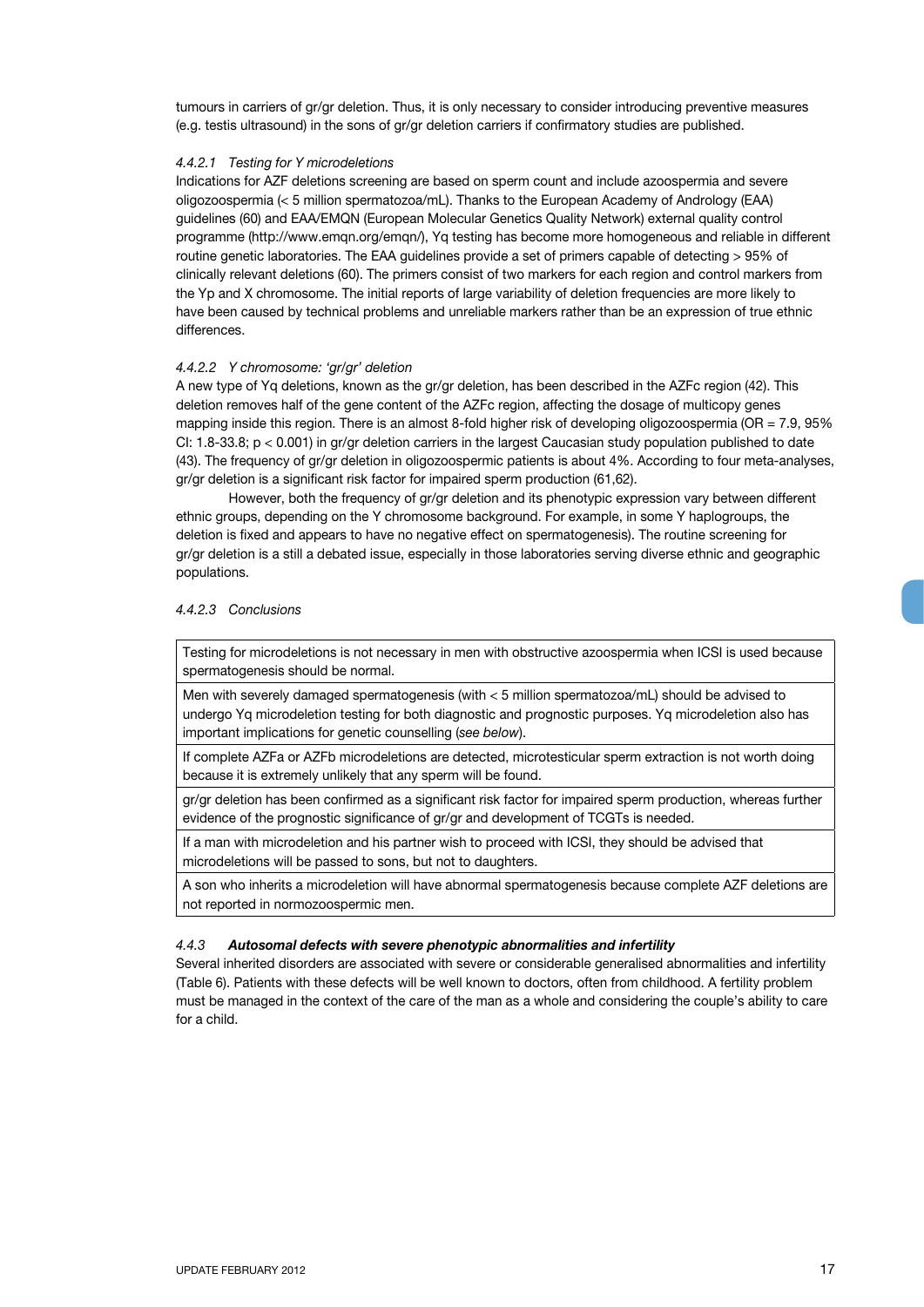tumours in carriers of gr/gr deletion. Thus, it is only necessary to consider introducing preventive measures (e.g. testis ultrasound) in the sons of gr/gr deletion carriers if confirmatory studies are published.

#### *4.4.2.1 Testing for Y microdeletions*

Indications for AZF deletions screening are based on sperm count and include azoospermia and severe oligozoospermia (< 5 million spermatozoa/mL). Thanks to the European Academy of Andrology (EAA) guidelines (60) and EAA/EMQN (European Molecular Genetics Quality Network) external quality control programme (http://www.emqn.org/emqn/), Yq testing has become more homogeneous and reliable in different routine genetic laboratories. The EAA guidelines provide a set of primers capable of detecting > 95% of clinically relevant deletions (60). The primers consist of two markers for each region and control markers from the Yp and X chromosome. The initial reports of large variability of deletion frequencies are more likely to have been caused by technical problems and unreliable markers rather than be an expression of true ethnic differences.

#### *4.4.2.2 Y chromosome: 'gr/gr' deletion*

A new type of Yq deletions, known as the gr/gr deletion, has been described in the AZFc region (42). This deletion removes half of the gene content of the AZFc region, affecting the dosage of multicopy genes mapping inside this region. There is an almost 8-fold higher risk of developing oligozoospermia (OR = 7.9, 95% CI: 1.8-33.8; $p < 0.001$) in gr/gr deletion carriers in the largest Caucasian study population published to date (43). The frequency of gr/gr deletion in oligozoospermic patients is about 4%. According to four meta-analyses, gr/gr deletion is a significant risk factor for impaired sperm production (61,62).

However, both the frequency of gr/gr deletion and its phenotypic expression vary between different ethnic groups, depending on the Y chromosome background. For example, in some Y haplogroups, the deletion is fixed and appears to have no negative effect on spermatogenesis). The routine screening for gr/gr deletion is a still a debated issue, especially in those laboratories serving diverse ethnic and geographic populations.

#### *4.4.2.3 Conclusions*

| |
|---|
| Testing for microdeletions is not necessary in men with obstructive azoospermia when ICSI is used because spermatogenesis should be normal. |
| Men with severely damaged spermatogenesis (with < 5 million spermatozoa/mL) should be advised to undergo Yq microdeletion testing for both diagnostic and prognostic purposes. Yq microdeletion also has important implications for genetic counselling (*see below*). |
| If complete AZFa or AZFb microdeletions are detected, microtesticular sperm extraction is not worth doing because it is extremely unlikely that any sperm will be found. |
| gr/gr deletion has been confirmed as a significant risk factor for impaired sperm production, whereas further evidence of the prognostic significance of gr/gr and development of TCGTs is needed. |
| If a man with microdeletion and his partner wish to proceed with ICSI, they should be advised that microdeletions will be passed to sons, but not to daughters. |
| A son who inherits a microdeletion will have abnormal spermatogenesis because complete AZF deletions are not reported in normozoospermic men. |

### *4.4.3* ***Autosomal defects with severe phenotypic abnormalities and infertility***

Several inherited disorders are associated with severe or considerable generalised abnormalities and infertility (Table 6). Patients with these defects will be well known to doctors, often from childhood. A fertility problem must be managed in the context of the care of the man as a whole and considering the couple's ability to care for a child.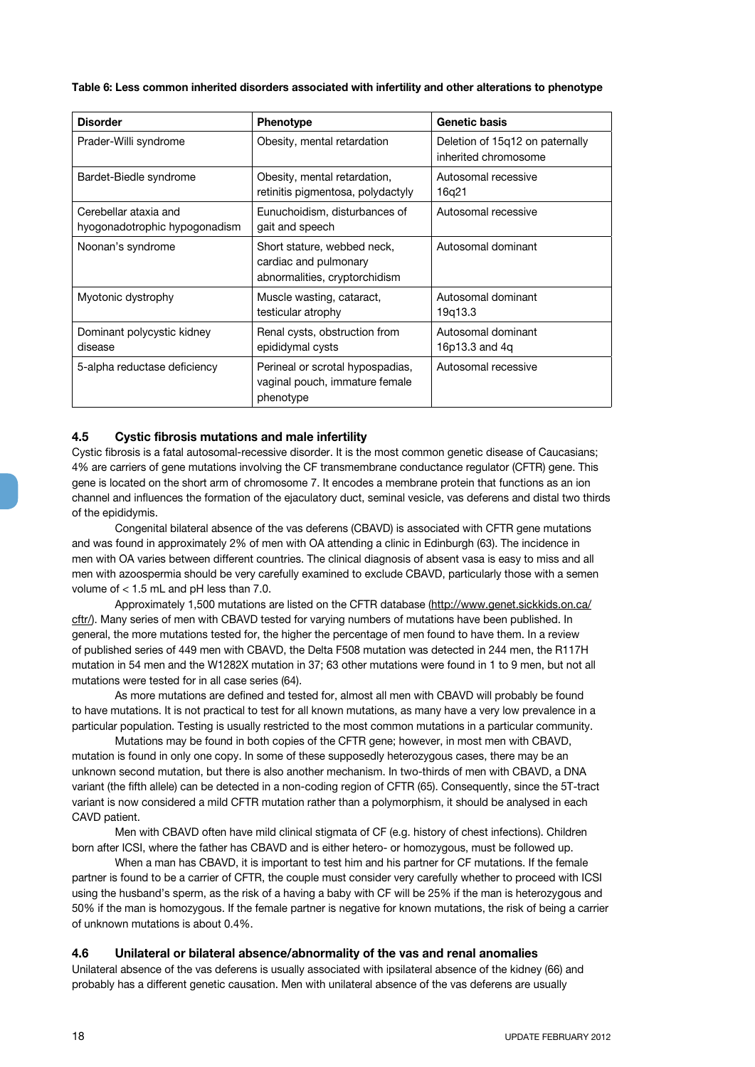**Table 6: Less common inherited disorders associated with infertility and other alterations to phenotype**

| Disorder | Phenotype | Genetic basis |
| --- | --- | --- |
| Prader-Willi syndrome | Obesity, mental retardation | Deletion of 15q12 on paternally inherited chromosome |
| Bardet-Biedle syndrome | Obesity, mental retardation, retinitis pigmentosa, polydactyly | Autosomal recessive 16q21 |
| Cerebellar ataxia and hyogonadotrophic hypogonadism | Eunuchoidism, disturbances of gait and speech | Autosomal recessive |
| Noonan's syndrome | Short stature, webbed neck, cardiac and pulmonary abnormalities, cryptorchidism | Autosomal dominant |
| Myotonic dystrophy | Muscle wasting, cataract, testicular atrophy | Autosomal dominant 19q13.3 |
| Dominant polycystic kidney disease | Renal cysts, obstruction from epididymal cysts | Autosomal dominant 16p13.3 and 4q |
| 5-alpha reductase deficiency | Perineal or scrotal hypospadias, vaginal pouch, immature female phenotype | Autosomal recessive |

### 4.5 Cystic fibrosis mutations and male infertility

Cystic fibrosis is a fatal autosomal-recessive disorder. It is the most common genetic disease of Caucasians; 4% are carriers of gene mutations involving the CF transmembrane conductance regulator (CFTR) gene. This gene is located on the short arm of chromosome 7. It encodes a membrane protein that functions as an ion channel and influences the formation of the ejaculatory duct, seminal vesicle, vas deferens and distal two thirds of the epididymis.

Congenital bilateral absence of the vas deferens (CBAVD) is associated with CFTR gene mutations and was found in approximately 2% of men with OA attending a clinic in Edinburgh (63). The incidence in men with OA varies between different countries. The clinical diagnosis of absent vasa is easy to miss and all men with azoospermia should be very carefully examined to exclude CBAVD, particularly those with a semen volume of < 1.5 mL and pH less than 7.0.

Approximately 1,500 mutations are listed on the CFTR database (http://www.genet.sickkids.on.ca/cftr/). Many series of men with CBAVD tested for varying numbers of mutations have been published. In general, the more mutations tested for, the higher the percentage of men found to have them. In a review of published series of 449 men with CBAVD, the Delta F508 mutation was detected in 244 men, the R117H mutation in 54 men and the W1282X mutation in 37; 63 other mutations were found in 1 to 9 men, but not all mutations were tested for in all case series (64).

As more mutations are defined and tested for, almost all men with CBAVD will probably be found to have mutations. It is not practical to test for all known mutations, as many have a very low prevalence in a particular population. Testing is usually restricted to the most common mutations in a particular community.

Mutations may be found in both copies of the CFTR gene; however, in most men with CBAVD, mutation is found in only one copy. In some of these supposedly heterozygous cases, there may be an unknown second mutation, but there is also another mechanism. In two-thirds of men with CBAVD, a DNA variant (the fifth allele) can be detected in a non-coding region of CFTR (65). Consequently, since the 5T-tract variant is now considered a mild CFTR mutation rather than a polymorphism, it should be analysed in each CAVD patient.

Men with CBAVD often have mild clinical stigmata of CF (e.g. history of chest infections). Children born after ICSI, where the father has CBAVD and is either hetero- or homozygous, must be followed up.

When a man has CBAVD, it is important to test him and his partner for CF mutations. If the female partner is found to be a carrier of CFTR, the couple must consider very carefully whether to proceed with ICSI using the husband's sperm, as the risk of a having a baby with CF will be 25% if the man is heterozygous and 50% if the man is homozygous. If the female partner is negative for known mutations, the risk of being a carrier of unknown mutations is about 0.4%.

### 4.6 Unilateral or bilateral absence/abnormality of the vas and renal anomalies

Unilateral absence of the vas deferens is usually associated with ipsilateral absence of the kidney (66) and probably has a different genetic causation. Men with unilateral absence of the vas deferens are usually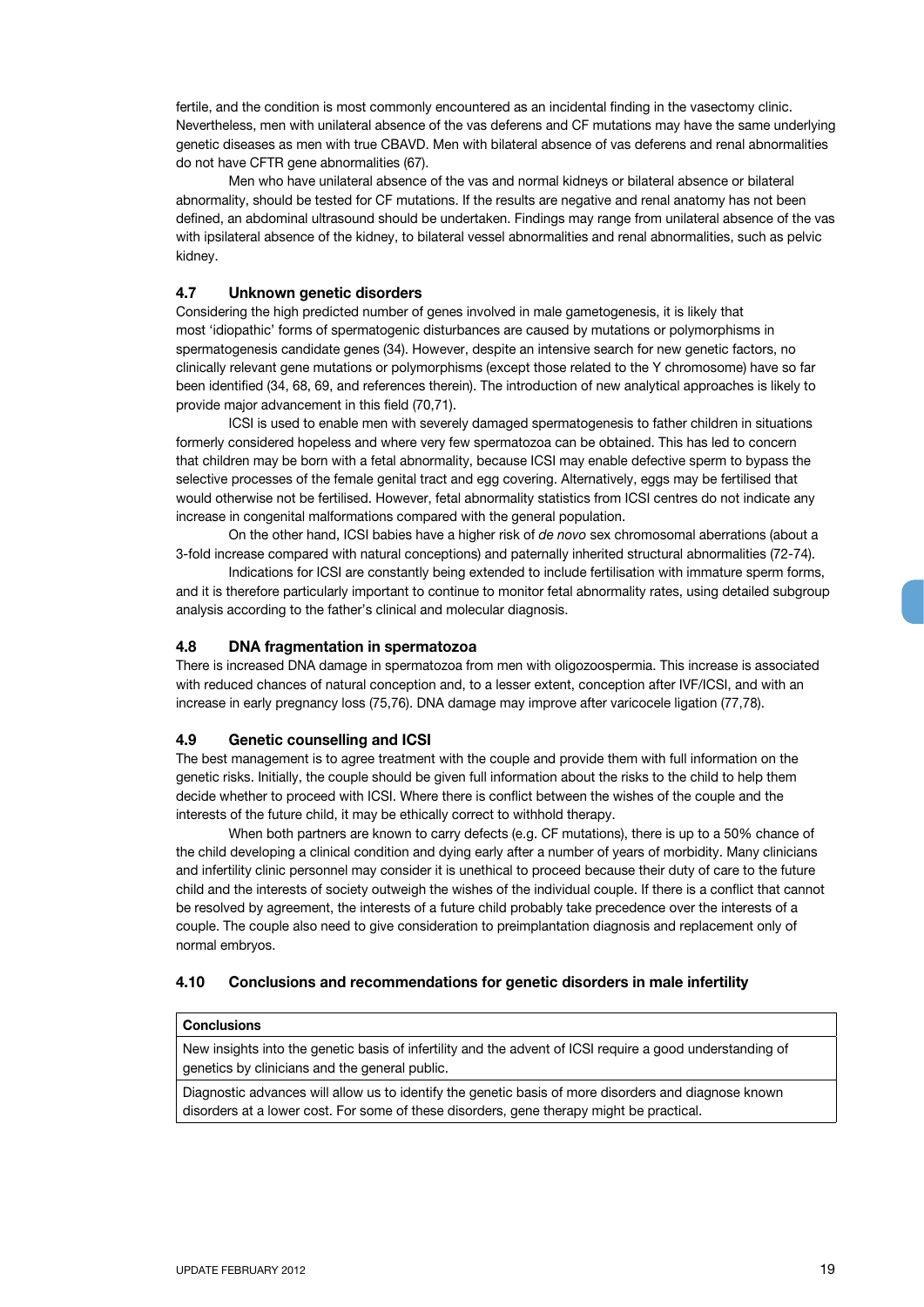fertile, and the condition is most commonly encountered as an incidental finding in the vasectomy clinic. Nevertheless, men with unilateral absence of the vas deferens and CF mutations may have the same underlying genetic diseases as men with true CBAVD. Men with bilateral absence of vas deferens and renal abnormalities do not have CFTR gene abnormalities (67).

Men who have unilateral absence of the vas and normal kidneys or bilateral absence or bilateral abnormality, should be tested for CF mutations. If the results are negative and renal anatomy has not been defined, an abdominal ultrasound should be undertaken. Findings may range from unilateral absence of the vas with ipsilateral absence of the kidney, to bilateral vessel abnormalities and renal abnormalities, such as pelvic kidney.

### 4.7 Unknown genetic disorders

Considering the high predicted number of genes involved in male gametogenesis, it is likely that most 'idiopathic' forms of spermatogenic disturbances are caused by mutations or polymorphisms in spermatogenesis candidate genes (34). However, despite an intensive search for new genetic factors, no clinically relevant gene mutations or polymorphisms (except those related to the Y chromosome) have so far been identified (34, 68, 69, and references therein). The introduction of new analytical approaches is likely to provide major advancement in this field (70,71).

ICSI is used to enable men with severely damaged spermatogenesis to father children in situations formerly considered hopeless and where very few spermatozoa can be obtained. This has led to concern that children may be born with a fetal abnormality, because ICSI may enable defective sperm to bypass the selective processes of the female genital tract and egg covering. Alternatively, eggs may be fertilised that would otherwise not be fertilised. However, fetal abnormality statistics from ICSI centres do not indicate any increase in congenital malformations compared with the general population.

On the other hand, ICSI babies have a higher risk of *de novo* sex chromosomal aberrations (about a 3-fold increase compared with natural conceptions) and paternally inherited structural abnormalities (72-74).

Indications for ICSI are constantly being extended to include fertilisation with immature sperm forms, and it is therefore particularly important to continue to monitor fetal abnormality rates, using detailed subgroup analysis according to the father's clinical and molecular diagnosis.

### 4.8 DNA fragmentation in spermatozoa

There is increased DNA damage in spermatozoa from men with oligozoospermia. This increase is associated with reduced chances of natural conception and, to a lesser extent, conception after IVF/ICSI, and with an increase in early pregnancy loss (75,76). DNA damage may improve after varicocele ligation (77,78).

### 4.9 Genetic counselling and ICSI

The best management is to agree treatment with the couple and provide them with full information on the genetic risks. Initially, the couple should be given full information about the risks to the child to help them decide whether to proceed with ICSI. Where there is conflict between the wishes of the couple and the interests of the future child, it may be ethically correct to withhold therapy.

When both partners are known to carry defects (e.g. CF mutations), there is up to a 50% chance of the child developing a clinical condition and dying early after a number of years of morbidity. Many clinicians and infertility clinic personnel may consider it is unethical to proceed because their duty of care to the future child and the interests of society outweigh the wishes of the individual couple. If there is a conflict that cannot be resolved by agreement, the interests of a future child probably take precedence over the interests of a couple. The couple also need to give consideration to preimplantation diagnosis and replacement only of normal embryos.

### 4.10 Conclusions and recommendations for genetic disorders in male infertility

| **Conclusions** |
|---|
| New insights into the genetic basis of infertility and the advent of ICSI require a good understanding of genetics by clinicians and the general public. |
| Diagnostic advances will allow us to identify the genetic basis of more disorders and diagnose known disorders at a lower cost. For some of these disorders, gene therapy might be practical. |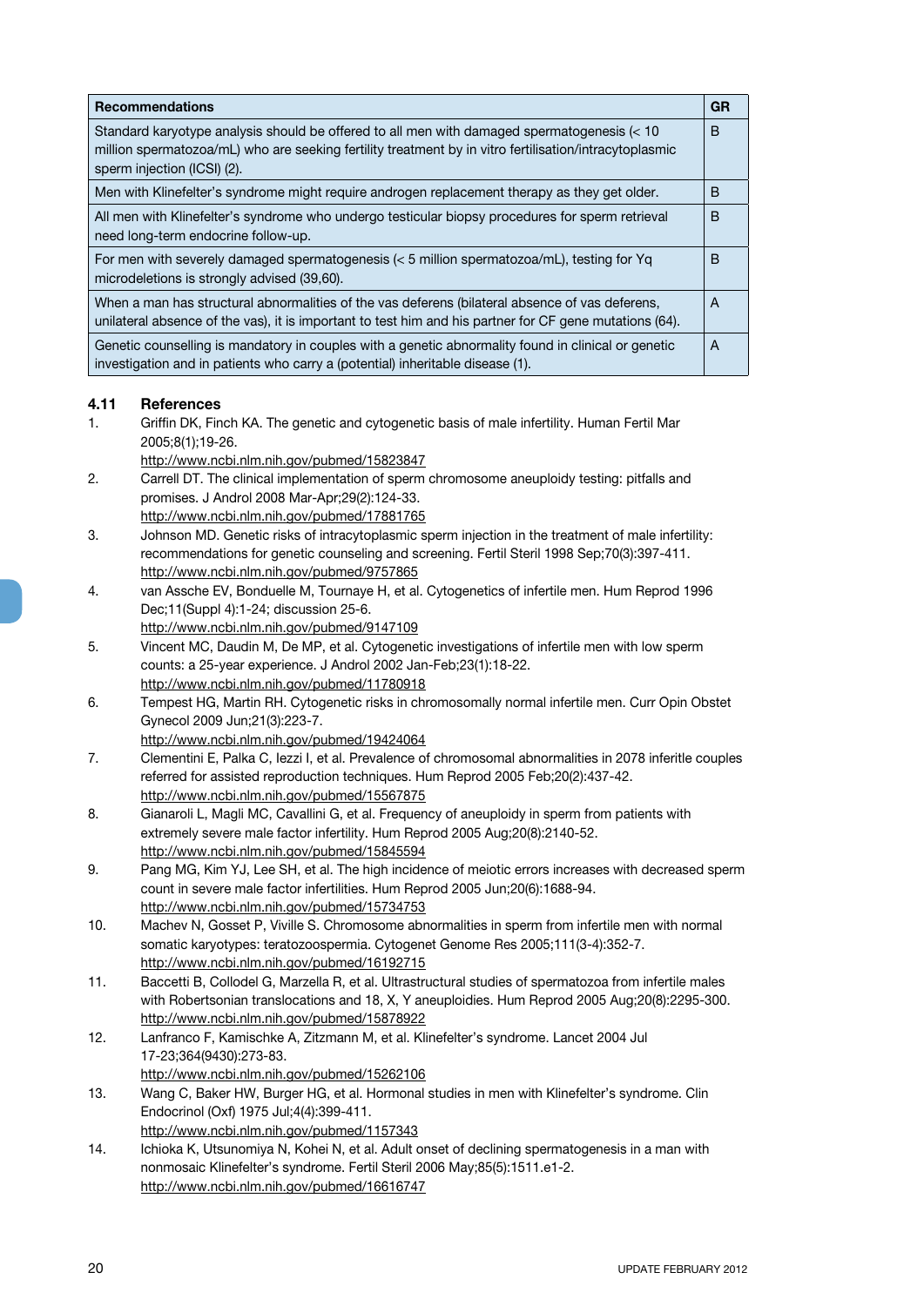| Recommendations | GR |
|---|---|
| Standard karyotype analysis should be offered to all men with damaged spermatogenesis (< 10 million spermatozoa/mL) who are seeking fertility treatment by in vitro fertilisation/intracytoplasmic sperm injection (ICSI) (2). | B |
| Men with Klinefelter's syndrome might require androgen replacement therapy as they get older. | B |
| All men with Klinefelter's syndrome who undergo testicular biopsy procedures for sperm retrieval need long-term endocrine follow-up. | B |
| For men with severely damaged spermatogenesis (< 5 million spermatozoa/mL), testing for Yq microdeletions is strongly advised (39,60). | B |
| When a man has structural abnormalities of the vas deferens (bilateral absence of vas deferens, unilateral absence of the vas), it is important to test him and his partner for CF gene mutations (64). | A |
| Genetic counselling is mandatory in couples with a genetic abnormality found in clinical or genetic investigation and in patients who carry a (potential) inheritable disease (1). | A |

## 4.11 References

1. Griffin DK, Finch KA. The genetic and cytogenetic basis of male infertility. Human Fertil Mar 2005;8(1);19-26.
http://www.ncbi.nlm.nih.gov/pubmed/15823847
2. Carrell DT. The clinical implementation of sperm chromosome aneuploidy testing: pitfalls and promises. J Androl 2008 Mar-Apr;29(2):124-33.
http://www.ncbi.nlm.nih.gov/pubmed/17881765
3. Johnson MD. Genetic risks of intracytoplasmic sperm injection in the treatment of male infertility: recommendations for genetic counseling and screening. Fertil Steril 1998 Sep;70(3):397-411.
http://www.ncbi.nlm.nih.gov/pubmed/9757865
4. van Assche EV, Bonduelle M, Tournaye H, et al. Cytogenetics of infertile men. Hum Reprod 1996 Dec;11(Suppl 4):1-24; discussion 25-6.
http://www.ncbi.nlm.nih.gov/pubmed/9147109
5. Vincent MC, Daudin M, De MP, et al. Cytogenetic investigations of infertile men with low sperm counts: a 25-year experience. J Androl 2002 Jan-Feb;23(1):18-22.
http://www.ncbi.nlm.nih.gov/pubmed/11780918
6. Tempest HG, Martin RH. Cytogenetic risks in chromosomally normal infertile men. Curr Opin Obstet Gynecol 2009 Jun;21(3):223-7.
http://www.ncbi.nlm.nih.gov/pubmed/19424064
7. Clementini E, Palka C, Iezzi I, et al. Prevalence of chromosomal abnormalities in 2078 inferitle couples referred for assisted reproduction techniques. Hum Reprod 2005 Feb;20(2):437-42.
http://www.ncbi.nlm.nih.gov/pubmed/15567875
8. Gianaroli L, Magli MC, Cavallini G, et al. Frequency of aneuploidy in sperm from patients with extremely severe male factor infertility. Hum Reprod 2005 Aug;20(8):2140-52.
http://www.ncbi.nlm.nih.gov/pubmed/15845594
9. Pang MG, Kim YJ, Lee SH, et al. The high incidence of meiotic errors increases with decreased sperm count in severe male factor infertilities. Hum Reprod 2005 Jun;20(6):1688-94.
http://www.ncbi.nlm.nih.gov/pubmed/15734753
10. Machev N, Gosset P, Viville S. Chromosome abnormalities in sperm from infertile men with normal somatic karyotypes: teratozoospermia. Cytogenet Genome Res 2005;111(3-4):352-7.
http://www.ncbi.nlm.nih.gov/pubmed/16192715
11. Baccetti B, Collodel G, Marzella R, et al. Ultrastructural studies of spermatozoa from infertile males with Robertsonian translocations and 18, X, Y aneuploidies. Hum Reprod 2005 Aug;20(8):2295-300.
http://www.ncbi.nlm.nih.gov/pubmed/15878922
12. Lanfranco F, Kamischke A, Zitzmann M, et al. Klinefelter's syndrome. Lancet 2004 Jul 17-23;364(9430):273-83.
http://www.ncbi.nlm.nih.gov/pubmed/15262106
13. Wang C, Baker HW, Burger HG, et al. Hormonal studies in men with Klinefelter's syndrome. Clin Endocrinol (Oxf) 1975 Jul;4(4):399-411.
http://www.ncbi.nlm.nih.gov/pubmed/1157343
14. Ichioka K, Utsunomiya N, Kohei N, et al. Adult onset of declining spermatogenesis in a man with nonmosaic Klinefelter's syndrome. Fertil Steril 2006 May;85(5):1511.e1-2.
http://www.ncbi.nlm.nih.gov/pubmed/16616747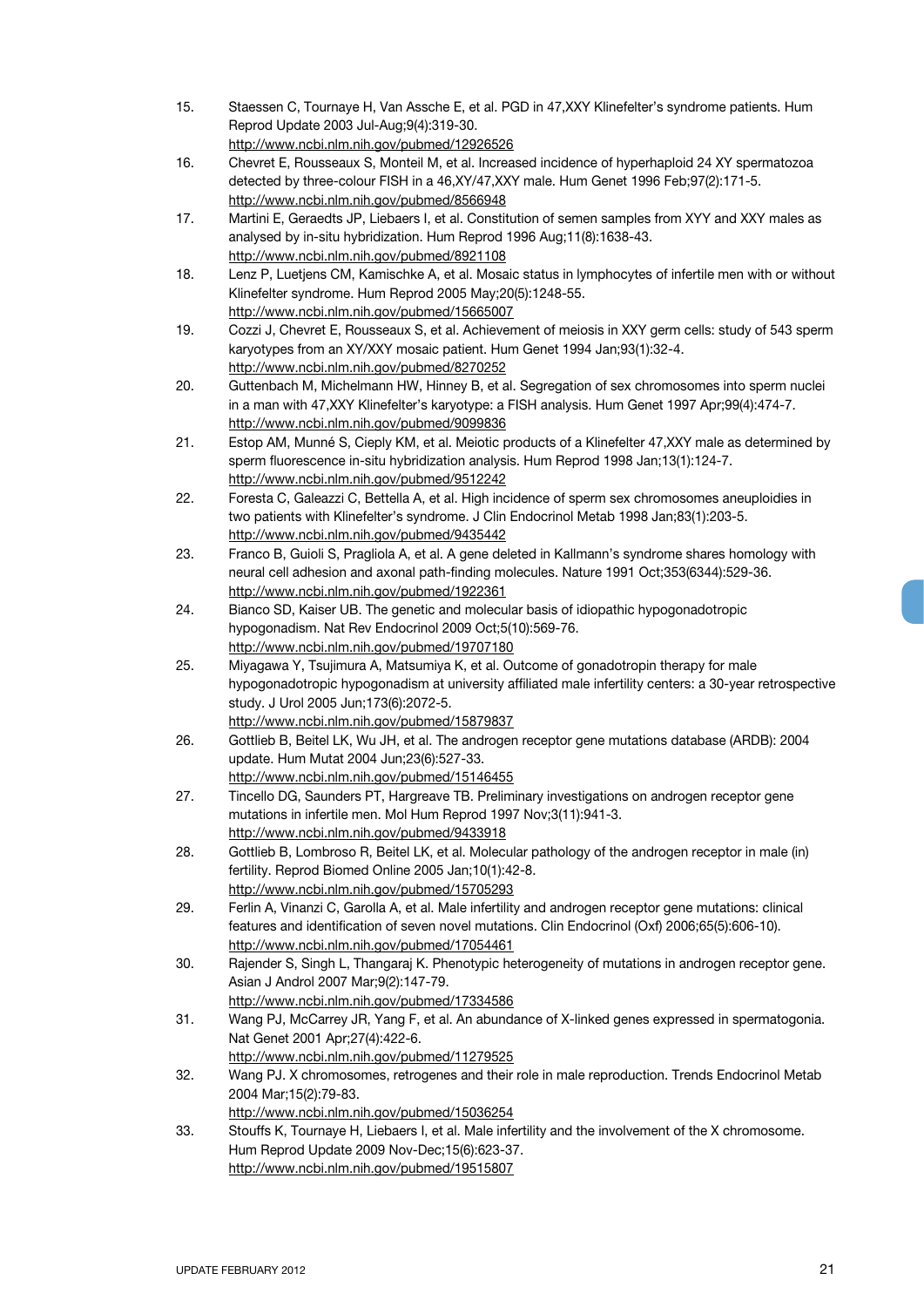15. Staessen C, Tournaye H, Van Assche E, et al. PGD in 47,XXY Klinefelter's syndrome patients. Hum Reprod Update 2003 Jul-Aug;9(4):319-30.
http://www.ncbi.nlm.nih.gov/pubmed/12926526
16. Chevret E, Rousseaux S, Monteil M, et al. Increased incidence of hyperhaploid 24 XY spermatozoa detected by three-colour FISH in a 46,XY/47,XXY male. Hum Genet 1996 Feb;97(2):171-5.
http://www.ncbi.nlm.nih.gov/pubmed/8566948
17. Martini E, Geraedts JP, Liebaers I, et al. Constitution of semen samples from XYY and XXY males as analysed by in-situ hybridization. Hum Reprod 1996 Aug;11(8):1638-43.
http://www.ncbi.nlm.nih.gov/pubmed/8921108
18. Lenz P, Luetjens CM, Kamischke A, et al. Mosaic status in lymphocytes of infertile men with or without Klinefelter syndrome. Hum Reprod 2005 May;20(5):1248-55.
http://www.ncbi.nlm.nih.gov/pubmed/15665007
19. Cozzi J, Chevret E, Rousseaux S, et al. Achievement of meiosis in XXY germ cells: study of 543 sperm karyotypes from an XY/XXY mosaic patient. Hum Genet 1994 Jan;93(1):32-4.
http://www.ncbi.nlm.nih.gov/pubmed/8270252
20. Guttenbach M, Michelmann HW, Hinney B, et al. Segregation of sex chromosomes into sperm nuclei in a man with 47,XXY Klinefelter's karyotype: a FISH analysis. Hum Genet 1997 Apr;99(4):474-7.
http://www.ncbi.nlm.nih.gov/pubmed/9099836
21. Estop AM, Munné S, Cieply KM, et al. Meiotic products of a Klinefelter 47,XXY male as determined by sperm fluorescence in-situ hybridization analysis. Hum Reprod 1998 Jan;13(1):124-7.
http://www.ncbi.nlm.nih.gov/pubmed/9512242
22. Foresta C, Galeazzi C, Bettella A, et al. High incidence of sperm sex chromosomes aneuploidies in two patients with Klinefelter's syndrome. J Clin Endocrinol Metab 1998 Jan;83(1):203-5.
http://www.ncbi.nlm.nih.gov/pubmed/9435442
23. Franco B, Guioli S, Pragliola A, et al. A gene deleted in Kallmann's syndrome shares homology with neural cell adhesion and axonal path-finding molecules. Nature 1991 Oct;353(6344):529-36.
http://www.ncbi.nlm.nih.gov/pubmed/1922361
24. Bianco SD, Kaiser UB. The genetic and molecular basis of idiopathic hypogonadotropic hypogonadism. Nat Rev Endocrinol 2009 Oct;5(10):569-76.
http://www.ncbi.nlm.nih.gov/pubmed/19707180
25. Miyagawa Y, Tsujimura A, Matsumiya K, et al. Outcome of gonadotropin therapy for male hypogonadotropic hypogonadism at university affiliated male infertility centers: a 30-year retrospective study. J Urol 2005 Jun;173(6):2072-5.
http://www.ncbi.nlm.nih.gov/pubmed/15879837
26. Gottlieb B, Beitel LK, Wu JH, et al. The androgen receptor gene mutations database (ARDB): 2004 update. Hum Mutat 2004 Jun;23(6):527-33.
http://www.ncbi.nlm.nih.gov/pubmed/15146455
27. Tincello DG, Saunders PT, Hargreave TB. Preliminary investigations on androgen receptor gene mutations in infertile men. Mol Hum Reprod 1997 Nov;3(11):941-3.
http://www.ncbi.nlm.nih.gov/pubmed/9433918
28. Gottlieb B, Lombroso R, Beitel LK, et al. Molecular pathology of the androgen receptor in male (in) fertility. Reprod Biomed Online 2005 Jan;10(1):42-8.
http://www.ncbi.nlm.nih.gov/pubmed/15705293
29. Ferlin A, Vinanzi C, Garolla A, et al. Male infertility and androgen receptor gene mutations: clinical features and identification of seven novel mutations. Clin Endocrinol (Oxf) 2006;65(5):606-10).
http://www.ncbi.nlm.nih.gov/pubmed/17054461
30. Rajender S, Singh L, Thangaraj K. Phenotypic heterogeneity of mutations in androgen receptor gene. Asian J Androl 2007 Mar;9(2):147-79.
http://www.ncbi.nlm.nih.gov/pubmed/17334586
31. Wang PJ, McCarrey JR, Yang F, et al. An abundance of X-linked genes expressed in spermatogonia. Nat Genet 2001 Apr;27(4):422-6.
http://www.ncbi.nlm.nih.gov/pubmed/11279525
32. Wang PJ. X chromosomes, retrogenes and their role in male reproduction. Trends Endocrinol Metab 2004 Mar;15(2):79-83.
http://www.ncbi.nlm.nih.gov/pubmed/15036254
33. Stouffs K, Tournaye H, Liebaers I, et al. Male infertility and the involvement of the X chromosome. Hum Reprod Update 2009 Nov-Dec;15(6):623-37.
http://www.ncbi.nlm.nih.gov/pubmed/19515807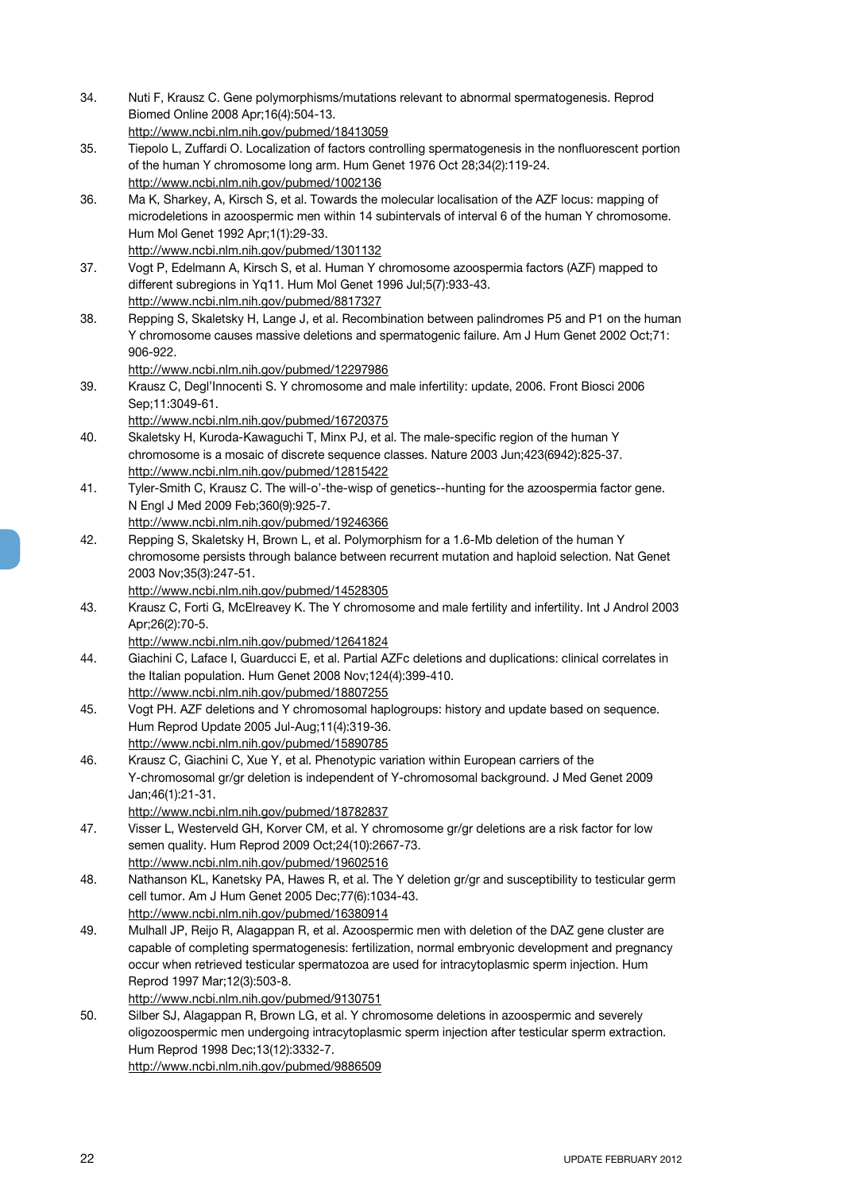34. Nuti F, Krausz C. Gene polymorphisms/mutations relevant to abnormal spermatogenesis. Reprod Biomed Online 2008 Apr;16(4):504-13.
http://www.ncbi.nlm.nih.gov/pubmed/18413059
35. Tiepolo L, Zuffardi O. Localization of factors controlling spermatogenesis in the nonfluorescent portion of the human Y chromosome long arm. Hum Genet 1976 Oct 28;34(2):119-24.
http://www.ncbi.nlm.nih.gov/pubmed/1002136
36. Ma K, Sharkey, A, Kirsch S, et al. Towards the molecular localisation of the AZF locus: mapping of microdeletions in azoospermic men within 14 subintervals of interval 6 of the human Y chromosome. Hum Mol Genet 1992 Apr;1(1):29-33.
http://www.ncbi.nlm.nih.gov/pubmed/1301132
37. Vogt P, Edelmann A, Kirsch S, et al. Human Y chromosome azoospermia factors (AZF) mapped to different subregions in Yq11. Hum Mol Genet 1996 Jul;5(7):933-43.
http://www.ncbi.nlm.nih.gov/pubmed/8817327
38. Repping S, Skaletsky H, Lange J, et al. Recombination between palindromes P5 and P1 on the human Y chromosome causes massive deletions and spermatogenic failure. Am J Hum Genet 2002 Oct;71: 906-922.
http://www.ncbi.nlm.nih.gov/pubmed/12297986
39. Krausz C, Degl'Innocenti S. Y chromosome and male infertility: update, 2006. Front Biosci 2006 Sep;11:3049-61.
http://www.ncbi.nlm.nih.gov/pubmed/16720375
40. Skaletsky H, Kuroda-Kawaguchi T, Minx PJ, et al. The male-specific region of the human Y chromosome is a mosaic of discrete sequence classes. Nature 2003 Jun;423(6942):825-37.
http://www.ncbi.nlm.nih.gov/pubmed/12815422
41. Tyler-Smith C, Krausz C. The will-o'-the-wisp of genetics--hunting for the azoospermia factor gene. N Engl J Med 2009 Feb;360(9):925-7.
http://www.ncbi.nlm.nih.gov/pubmed/19246366
42. Repping S, Skaletsky H, Brown L, et al. Polymorphism for a 1.6-Mb deletion of the human Y chromosome persists through balance between recurrent mutation and haploid selection. Nat Genet 2003 Nov;35(3):247-51.
http://www.ncbi.nlm.nih.gov/pubmed/14528305
43. Krausz C, Forti G, McElreavey K. The Y chromosome and male fertility and infertility. Int J Androl 2003 Apr;26(2):70-5.
http://www.ncbi.nlm.nih.gov/pubmed/12641824
44. Giachini C, Laface I, Guarducci E, et al. Partial AZFc deletions and duplications: clinical correlates in the Italian population. Hum Genet 2008 Nov;124(4):399-410.
http://www.ncbi.nlm.nih.gov/pubmed/18807255
45. Vogt PH. AZF deletions and Y chromosomal haplogroups: history and update based on sequence. Hum Reprod Update 2005 Jul-Aug;11(4):319-36.
http://www.ncbi.nlm.nih.gov/pubmed/15890785
46. Krausz C, Giachini C, Xue Y, et al. Phenotypic variation within European carriers of the Y-chromosomal gr/gr deletion is independent of Y-chromosomal background. J Med Genet 2009 Jan;46(1):21-31.
http://www.ncbi.nlm.nih.gov/pubmed/18782837
47. Visser L, Westerveld GH, Korver CM, et al. Y chromosome gr/gr deletions are a risk factor for low semen quality. Hum Reprod 2009 Oct;24(10):2667-73.
http://www.ncbi.nlm.nih.gov/pubmed/19602516
48. Nathanson KL, Kanetsky PA, Hawes R, et al. The Y deletion gr/gr and susceptibility to testicular germ cell tumor. Am J Hum Genet 2005 Dec;77(6):1034-43.
http://www.ncbi.nlm.nih.gov/pubmed/16380914
49. Mulhall JP, Reijo R, Alagappan R, et al. Azoospermic men with deletion of the DAZ gene cluster are capable of completing spermatogenesis: fertilization, normal embryonic development and pregnancy occur when retrieved testicular spermatozoa are used for intracytoplasmic sperm injection. Hum Reprod 1997 Mar;12(3):503-8.
http://www.ncbi.nlm.nih.gov/pubmed/9130751
50. Silber SJ, Alagappan R, Brown LG, et al. Y chromosome deletions in azoospermic and severely oligozoospermic men undergoing intracytoplasmic sperm injection after testicular sperm extraction. Hum Reprod 1998 Dec;13(12):3332-7.
http://www.ncbi.nlm.nih.gov/pubmed/9886509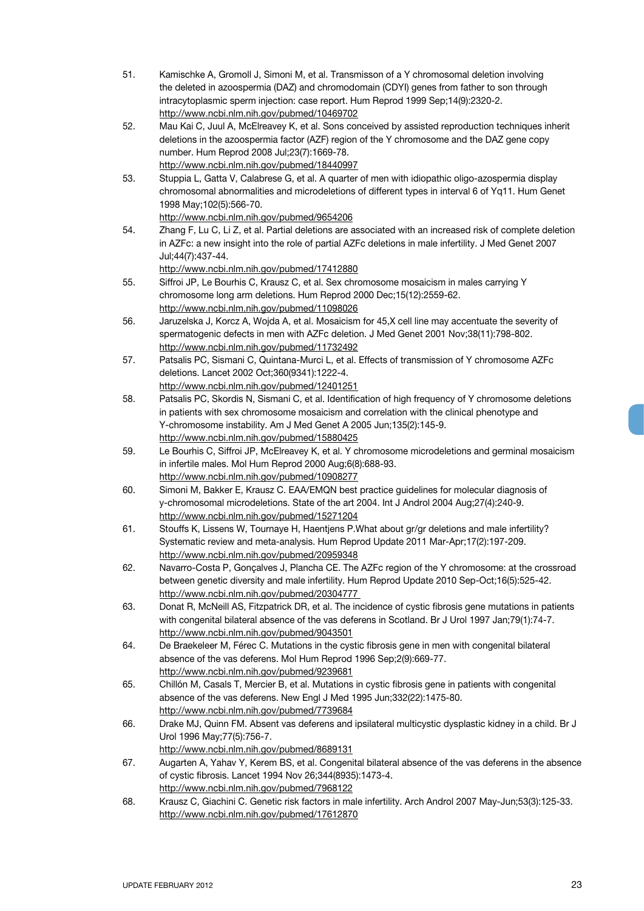51. Kamischke A, Gromoll J, Simoni M, et al. Transmisson of a Y chromosomal deletion involving the deleted in azoospermia (DAZ) and chromodomain (CDYl) genes from father to son through intracytoplasmic sperm injection: case report. Hum Reprod 1999 Sep;14(9):2320-2. http://www.ncbi.nlm.nih.gov/pubmed/10469702
52. Mau Kai C, Juul A, McElreavey K, et al. Sons conceived by assisted reproduction techniques inherit deletions in the azoospermia factor (AZF) region of the Y chromosome and the DAZ gene copy number. Hum Reprod 2008 Jul;23(7):1669-78. http://www.ncbi.nlm.nih.gov/pubmed/18440997
53. Stuppia L, Gatta V, Calabrese G, et al. A quarter of men with idiopathic oligo-azospermia display chromosomal abnormalities and microdeletions of different types in interval 6 of Yq11. Hum Genet 1998 May;102(5):566-70. http://www.ncbi.nlm.nih.gov/pubmed/9654206
54. Zhang F, Lu C, Li Z, et al. Partial deletions are associated with an increased risk of complete deletion in AZFc: a new insight into the role of partial AZFc deletions in male infertility. J Med Genet 2007 Jul;44(7):437-44. http://www.ncbi.nlm.nih.gov/pubmed/17412880
55. Siffroi JP, Le Bourhis C, Krausz C, et al. Sex chromosome mosaicism in males carrying Y chromosome long arm deletions. Hum Reprod 2000 Dec;15(12):2559-62. http://www.ncbi.nlm.nih.gov/pubmed/11098026
56. Jaruzelska J, Korcz A, Wojda A, et al. Mosaicism for 45,X cell line may accentuate the severity of spermatogenic defects in men with AZFc deletion. J Med Genet 2001 Nov;38(11):798-802. http://www.ncbi.nlm.nih.gov/pubmed/11732492
57. Patsalis PC, Sismani C, Quintana-Murci L, et al. Effects of transmission of Y chromosome AZFc deletions. Lancet 2002 Oct;360(9341):1222-4. http://www.ncbi.nlm.nih.gov/pubmed/12401251
58. Patsalis PC, Skordis N, Sismani C, et al. Identification of high frequency of Y chromosome deletions in patients with sex chromosome mosaicism and correlation with the clinical phenotype and Y-chromosome instability. Am J Med Genet A 2005 Jun;135(2):145-9. http://www.ncbi.nlm.nih.gov/pubmed/15880425
59. Le Bourhis C, Siffroi JP, McElreavey K, et al. Y chromosome microdeletions and germinal mosaicism in infertile males. Mol Hum Reprod 2000 Aug;6(8):688-93. http://www.ncbi.nlm.nih.gov/pubmed/10908277
60. Simoni M, Bakker E, Krausz C. EAA/EMQN best practice guidelines for molecular diagnosis of y-chromosomal microdeletions. State of the art 2004. Int J Androl 2004 Aug;27(4):240-9. http://www.ncbi.nlm.nih.gov/pubmed/15271204
61. Stouffs K, Lissens W, Tournaye H, Haentjens P.What about gr/gr deletions and male infertility? Systematic review and meta-analysis. Hum Reprod Update 2011 Mar-Apr;17(2):197-209. http://www.ncbi.nlm.nih.gov/pubmed/20959348
62. Navarro-Costa P, Gonçalves J, Plancha CE. The AZFc region of the Y chromosome: at the crossroad between genetic diversity and male infertility. Hum Reprod Update 2010 Sep-Oct;16(5):525-42. http://www.ncbi.nlm.nih.gov/pubmed/20304777
63. Donat R, McNeill AS, Fitzpatrick DR, et al. The incidence of cystic fibrosis gene mutations in patients with congenital bilateral absence of the vas deferens in Scotland. Br J Urol 1997 Jan;79(1):74-7. http://www.ncbi.nlm.nih.gov/pubmed/9043501
64. De Braekeleer M, Férec C. Mutations in the cystic fibrosis gene in men with congenital bilateral absence of the vas deferens. Mol Hum Reprod 1996 Sep;2(9):669-77. http://www.ncbi.nlm.nih.gov/pubmed/9239681
65. Chillón M, Casals T, Mercier B, et al. Mutations in cystic fibrosis gene in patients with congenital absence of the vas deferens. New Engl J Med 1995 Jun;332(22):1475-80. http://www.ncbi.nlm.nih.gov/pubmed/7739684
66. Drake MJ, Quinn FM. Absent vas deferens and ipsilateral multicystic dysplastic kidney in a child. Br J Urol 1996 May;77(5):756-7. http://www.ncbi.nlm.nih.gov/pubmed/8689131
67. Augarten A, Yahav Y, Kerem BS, et al. Congenital bilateral absence of the vas deferens in the absence of cystic fibrosis. Lancet 1994 Nov 26;344(8935):1473-4. http://www.ncbi.nlm.nih.gov/pubmed/7968122
68. Krausz C, Giachini C. Genetic risk factors in male infertility. Arch Androl 2007 May-Jun;53(3):125-33. http://www.ncbi.nlm.nih.gov/pubmed/17612870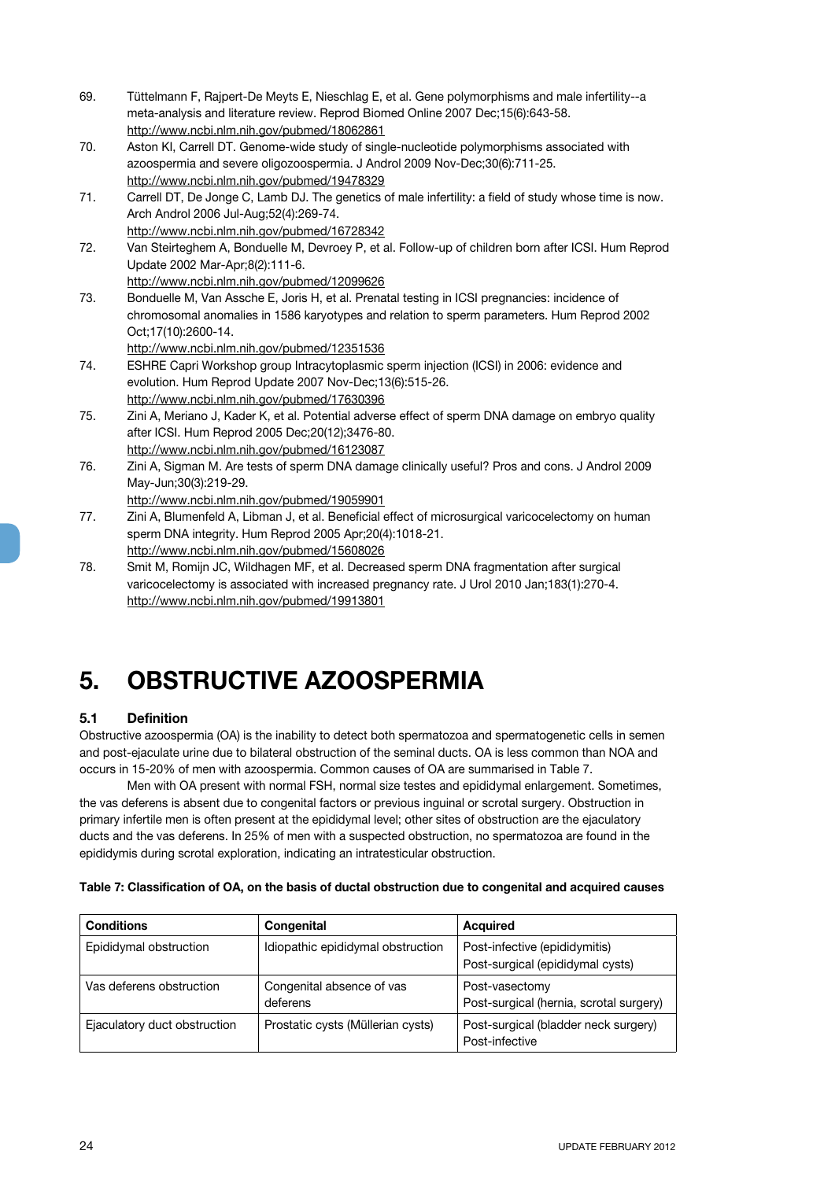69. Tüttelmann F, Rajpert-De Meyts E, Nieschlag E, et al. Gene polymorphisms and male infertility--a meta-analysis and literature review. Reprod Biomed Online 2007 Dec;15(6):643-58.
http://www.ncbi.nlm.nih.gov/pubmed/18062861
70. Aston KI, Carrell DT. Genome-wide study of single-nucleotide polymorphisms associated with azoospermia and severe oligozoospermia. J Androl 2009 Nov-Dec;30(6):711-25.
http://www.ncbi.nlm.nih.gov/pubmed/19478329
71. Carrell DT, De Jonge C, Lamb DJ. The genetics of male infertility: a field of study whose time is now. Arch Androl 2006 Jul-Aug;52(4):269-74.
http://www.ncbi.nlm.nih.gov/pubmed/16728342
72. Van Steirteghem A, Bonduelle M, Devroey P, et al. Follow-up of children born after ICSI. Hum Reprod Update 2002 Mar-Apr;8(2):111-6.
http://www.ncbi.nlm.nih.gov/pubmed/12099626
73. Bonduelle M, Van Assche E, Joris H, et al. Prenatal testing in ICSI pregnancies: incidence of chromosomal anomalies in 1586 karyotypes and relation to sperm parameters. Hum Reprod 2002 Oct;17(10):2600-14.
http://www.ncbi.nlm.nih.gov/pubmed/12351536
74. ESHRE Capri Workshop group Intracytoplasmic sperm injection (ICSI) in 2006: evidence and evolution. Hum Reprod Update 2007 Nov-Dec;13(6):515-26.
http://www.ncbi.nlm.nih.gov/pubmed/17630396
75. Zini A, Meriano J, Kader K, et al. Potential adverse effect of sperm DNA damage on embryo quality after ICSI. Hum Reprod 2005 Dec;20(12);3476-80.
http://www.ncbi.nlm.nih.gov/pubmed/16123087
76. Zini A, Sigman M. Are tests of sperm DNA damage clinically useful? Pros and cons. J Androl 2009 May-Jun;30(3):219-29.
http://www.ncbi.nlm.nih.gov/pubmed/19059901
77. Zini A, Blumenfeld A, Libman J, et al. Beneficial effect of microsurgical varicocelectomy on human sperm DNA integrity. Hum Reprod 2005 Apr;20(4):1018-21.
http://www.ncbi.nlm.nih.gov/pubmed/15608026
78. Smit M, Romijn JC, Wildhagen MF, et al. Decreased sperm DNA fragmentation after surgical varicocelectomy is associated with increased pregnancy rate. J Urol 2010 Jan;183(1):270-4.
http://www.ncbi.nlm.nih.gov/pubmed/19913801

# 5. OBSTRUCTIVE AZOOSPERMIA

## 5.1 Definition

Obstructive azoospermia (OA) is the inability to detect both spermatozoa and spermatogenetic cells in semen and post-ejaculate urine due to bilateral obstruction of the seminal ducts. OA is less common than NOA and occurs in 15-20% of men with azoospermia. Common causes of OA are summarised in Table 7.

Men with OA present with normal FSH, normal size testes and epididymal enlargement. Sometimes, the vas deferens is absent due to congenital factors or previous inguinal or scrotal surgery. Obstruction in primary infertile men is often present at the epididymal level; other sites of obstruction are the ejaculatory ducts and the vas deferens. In 25% of men with a suspected obstruction, no spermatozoa are found in the epididymis during scrotal exploration, indicating an intratesticular obstruction.

**Table 7: Classification of OA, on the basis of ductal obstruction due to congenital and acquired causes**

| Conditions | Congenital | Acquired |
|---|---|---|
| Epididymal obstruction | Idiopathic epididymal obstruction | Post-infective (epididymitis)<br>Post-surgical (epididymal cysts) |
| Vas deferens obstruction | Congenital absence of vas deferens | Post-vasectomy<br>Post-surgical (hernia, scrotal surgery) |
| Ejaculatory duct obstruction | Prostatic cysts (Müllerian cysts) | Post-surgical (bladder neck surgery)<br>Post-infective |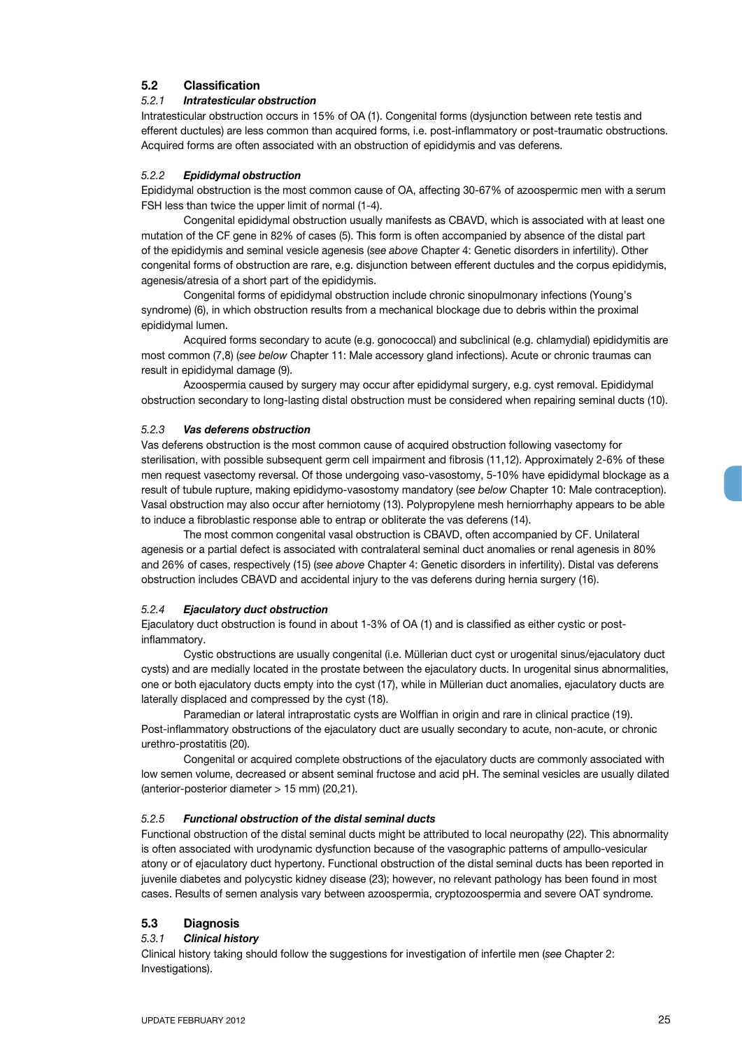## 5.2 Classification

### 5.2.1 *Intratesticular obstruction*

Intratesticular obstruction occurs in 15% of OA (1). Congenital forms (dysjunction between rete testis and efferent ductules) are less common than acquired forms, i.e. post-inflammatory or post-traumatic obstructions. Acquired forms are often associated with an obstruction of epididymis and vas deferens.

### 5.2.2 *Epididymal obstruction*

Epididymal obstruction is the most common cause of OA, affecting 30-67% of azoospermic men with a serum FSH less than twice the upper limit of normal (1-4).

Congenital epididymal obstruction usually manifests as CBAVD, which is associated with at least one mutation of the CF gene in 82% of cases (5). This form is often accompanied by absence of the distal part of the epididymis and seminal vesicle agenesis (*see above* Chapter 4: Genetic disorders in infertility). Other congenital forms of obstruction are rare, e.g. disjunction between efferent ductules and the corpus epididymis, agenesis/atresia of a short part of the epididymis.

Congenital forms of epididymal obstruction include chronic sinopulmonary infections (Young's syndrome) (6), in which obstruction results from a mechanical blockage due to debris within the proximal epididymal lumen.

Acquired forms secondary to acute (e.g. gonococcal) and subclinical (e.g. chlamydial) epididymitis are most common (7,8) (*see below* Chapter 11: Male accessory gland infections). Acute or chronic traumas can result in epididymal damage (9).

Azoospermia caused by surgery may occur after epididymal surgery, e.g. cyst removal. Epididymal obstruction secondary to long-lasting distal obstruction must be considered when repairing seminal ducts (10).

### 5.2.3 *Vas deferens obstruction*

Vas deferens obstruction is the most common cause of acquired obstruction following vasectomy for sterilisation, with possible subsequent germ cell impairment and fibrosis (11,12). Approximately 2-6% of these men request vasectomy reversal. Of those undergoing vaso-vasostomy, 5-10% have epididymal blockage as a result of tubule rupture, making epididymo-vasostomy mandatory (*see below* Chapter 10: Male contraception). Vasal obstruction may also occur after herniotomy (13). Polypropylene mesh herniorrhaphy appears to be able to induce a fibroblastic response able to entrap or obliterate the vas deferens (14).

The most common congenital vasal obstruction is CBAVD, often accompanied by CF. Unilateral agenesis or a partial defect is associated with contralateral seminal duct anomalies or renal agenesis in 80% and 26% of cases, respectively (15) (*see above* Chapter 4: Genetic disorders in infertility). Distal vas deferens obstruction includes CBAVD and accidental injury to the vas deferens during hernia surgery (16).

### 5.2.4 *Ejaculatory duct obstruction*

Ejaculatory duct obstruction is found in about 1-3% of OA (1) and is classified as either cystic or post-inflammatory.

Cystic obstructions are usually congenital (i.e. Müllerian duct cyst or urogenital sinus/ejaculatory duct cysts) and are medially located in the prostate between the ejaculatory ducts. In urogenital sinus abnormalities, one or both ejaculatory ducts empty into the cyst (17), while in Müllerian duct anomalies, ejaculatory ducts are laterally displaced and compressed by the cyst (18).

Paramedian or lateral intraprostatic cysts are Wolffian in origin and rare in clinical practice (19). Post-inflammatory obstructions of the ejaculatory duct are usually secondary to acute, non-acute, or chronic urethro-prostatitis (20).

Congenital or acquired complete obstructions of the ejaculatory ducts are commonly associated with low semen volume, decreased or absent seminal fructose and acid pH. The seminal vesicles are usually dilated (anterior-posterior diameter > 15 mm) (20,21).

### 5.2.5 *Functional obstruction of the distal seminal ducts*

Functional obstruction of the distal seminal ducts might be attributed to local neuropathy (22). This abnormality is often associated with urodynamic dysfunction because of the vasographic patterns of ampullo-vesicular atony or of ejaculatory duct hypertony. Functional obstruction of the distal seminal ducts has been reported in juvenile diabetes and polycystic kidney disease (23); however, no relevant pathology has been found in most cases. Results of semen analysis vary between azoospermia, cryptozoospermia and severe OAT syndrome.

## 5.3 Diagnosis

### 5.3.1 *Clinical history*

Clinical history taking should follow the suggestions for investigation of infertile men (*see* Chapter 2: Investigations).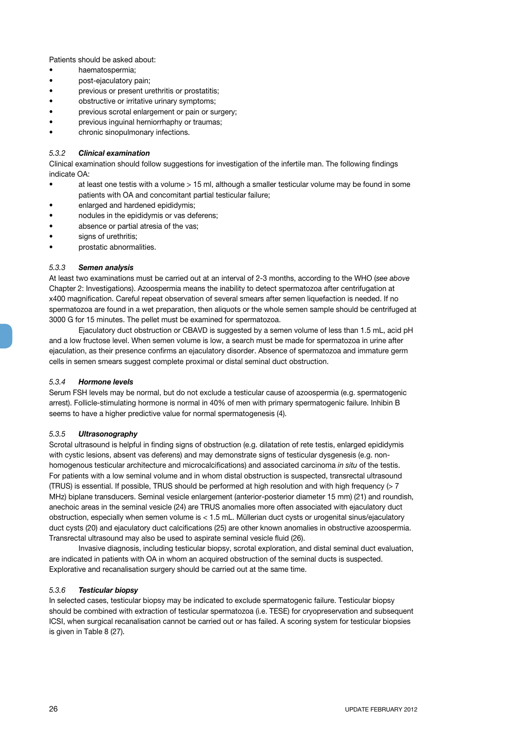Patients should be asked about:

- haematospermia;
- post-ejaculatory pain;
- previous or present urethritis or prostatitis;
- obstructive or irritative urinary symptoms;
- previous scrotal enlargement or pain or surgery;
- previous inguinal herniorrhaphy or traumas;
- chronic sinopulmonary infections.

### *5.3.2 Clinical examination*

Clinical examination should follow suggestions for investigation of the infertile man. The following findings indicate OA:

- at least one testis with a volume > 15 ml, although a smaller testicular volume may be found in some patients with OA and concomitant partial testicular failure;
- enlarged and hardened epididymis;
- nodules in the epididymis or vas deferens;
- absence or partial atresia of the vas;
- signs of urethritis;
- prostatic abnormalities.

### *5.3.3 Semen analysis*

At least two examinations must be carried out at an interval of 2-3 months, according to the WHO (*see above* Chapter 2: Investigations). Azoospermia means the inability to detect spermatozoa after centrifugation at x400 magnification. Careful repeat observation of several smears after semen liquefaction is needed. If no spermatozoa are found in a wet preparation, then aliquots or the whole semen sample should be centrifuged at 3000 G for 15 minutes. The pellet must be examined for spermatozoa.

Ejaculatory duct obstruction or CBAVD is suggested by a semen volume of less than 1.5 mL, acid pH and a low fructose level. When semen volume is low, a search must be made for spermatozoa in urine after ejaculation, as their presence confirms an ejaculatory disorder. Absence of spermatozoa and immature germ cells in semen smears suggest complete proximal or distal seminal duct obstruction.

### *5.3.4 Hormone levels*

Serum FSH levels may be normal, but do not exclude a testicular cause of azoospermia (e.g. spermatogenic arrest). Follicle-stimulating hormone is normal in 40% of men with primary spermatogenic failure. Inhibin B seems to have a higher predictive value for normal spermatogenesis (4).

### *5.3.5 Ultrasonography*

Scrotal ultrasound is helpful in finding signs of obstruction (e.g. dilatation of rete testis, enlarged epididymis with cystic lesions, absent vas deferens) and may demonstrate signs of testicular dysgenesis (e.g. non-homogenous testicular architecture and microcalcifications) and associated carcinoma *in situ* of the testis. For patients with a low seminal volume and in whom distal obstruction is suspected, transrectal ultrasound (TRUS) is essential. If possible, TRUS should be performed at high resolution and with high frequency (> 7 MHz) biplane transducers. Seminal vesicle enlargement (anterior-posterior diameter 15 mm) (21) and roundish, anechoic areas in the seminal vesicle (24) are TRUS anomalies more often associated with ejaculatory duct obstruction, especially when semen volume is < 1.5 mL. Müllerian duct cysts or urogenital sinus/ejaculatory duct cysts (20) and ejaculatory duct calcifications (25) are other known anomalies in obstructive azoospermia. Transrectal ultrasound may also be used to aspirate seminal vesicle fluid (26).

Invasive diagnosis, including testicular biopsy, scrotal exploration, and distal seminal duct evaluation, are indicated in patients with OA in whom an acquired obstruction of the seminal ducts is suspected. Explorative and recanalisation surgery should be carried out at the same time.

### *5.3.6 Testicular biopsy*

In selected cases, testicular biopsy may be indicated to exclude spermatogenic failure. Testicular biopsy should be combined with extraction of testicular spermatozoa (i.e. TESE) for cryopreservation and subsequent ICSI, when surgical recanalisation cannot be carried out or has failed. A scoring system for testicular biopsies is given in Table 8 (27).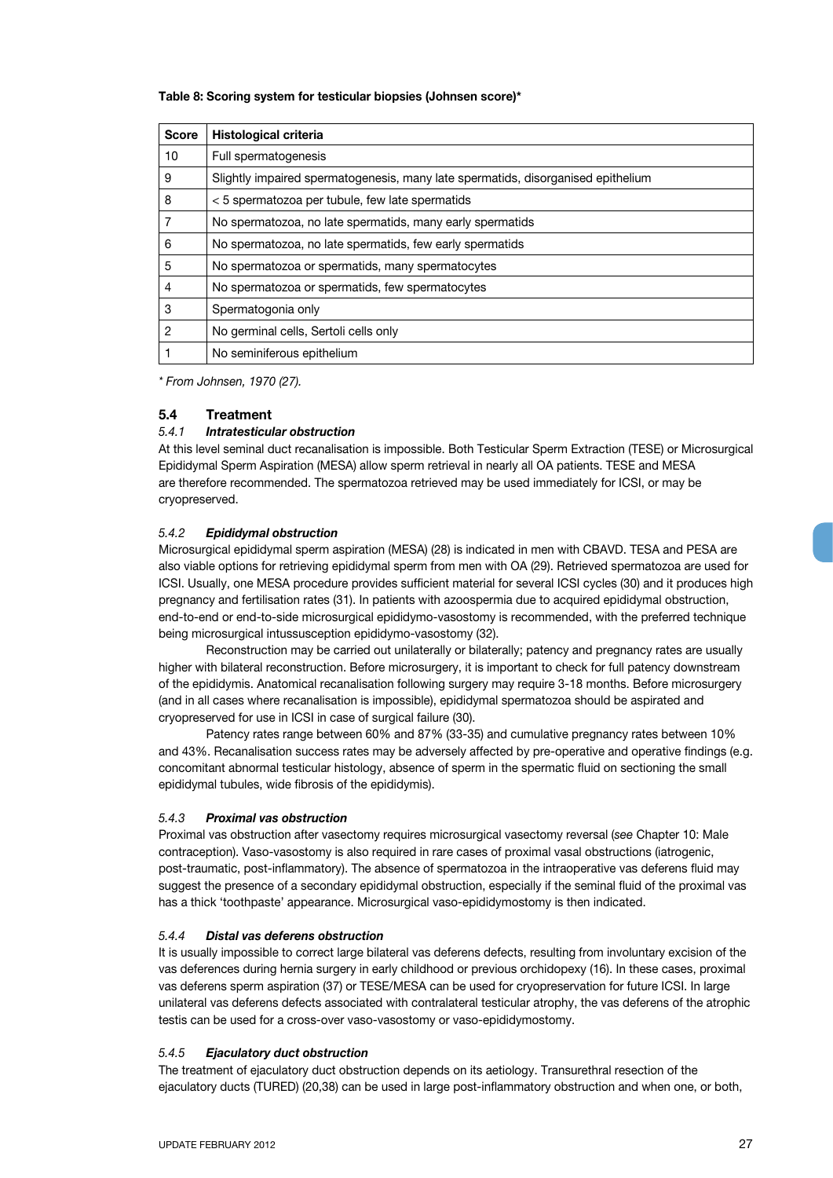**Table 8: Scoring system for testicular biopsies (Johnsen score)***

| Score | Histological criteria |
|---|---|
| 10 | Full spermatogenesis |
| 9 | Slightly impaired spermatogenesis, many late spermatids, disorganised epithelium |
| 8 | < 5 spermatozoa per tubule, few late spermatids |
| 7 | No spermatozoa, no late spermatids, many early spermatids |
| 6 | No spermatozoa, no late spermatids, few early spermatids |
| 5 | No spermatozoa or spermatids, many spermatocytes |
| 4 | No spermatozoa or spermatids, few spermatocytes |
| 3 | Spermatogonia only |
| 2 | No germinal cells, Sertoli cells only |
| 1 | No seminiferous epithelium |

*\* From Johnsen, 1970 (27).*

## 5.4 Treatment

### *5.4.1 Intratesticular obstruction*

At this level seminal duct recanalisation is impossible. Both Testicular Sperm Extraction (TESE) or Microsurgical Epididymal Sperm Aspiration (MESA) allow sperm retrieval in nearly all OA patients. TESE and MESA are therefore recommended. The spermatozoa retrieved may be used immediately for ICSI, or may be cryopreserved.

### *5.4.2 Epididymal obstruction*

Microsurgical epididymal sperm aspiration (MESA) (28) is indicated in men with CBAVD. TESA and PESA are also viable options for retrieving epididymal sperm from men with OA (29). Retrieved spermatozoa are used for ICSI. Usually, one MESA procedure provides sufficient material for several ICSI cycles (30) and it produces high pregnancy and fertilisation rates (31). In patients with azoospermia due to acquired epididymal obstruction, end-to-end or end-to-side microsurgical epididymo-vasostomy is recommended, with the preferred technique being microsurgical intussusception epididymo-vasostomy (32).

Reconstruction may be carried out unilaterally or bilaterally; patency and pregnancy rates are usually higher with bilateral reconstruction. Before microsurgery, it is important to check for full patency downstream of the epididymis. Anatomical recanalisation following surgery may require 3-18 months. Before microsurgery (and in all cases where recanalisation is impossible), epididymal spermatozoa should be aspirated and cryopreserved for use in ICSI in case of surgical failure (30).

Patency rates range between 60% and 87% (33-35) and cumulative pregnancy rates between 10% and 43%. Recanalisation success rates may be adversely affected by pre-operative and operative findings (e.g. concomitant abnormal testicular histology, absence of sperm in the spermatic fluid on sectioning the small epididymal tubules, wide fibrosis of the epididymis).

### *5.4.3 Proximal vas obstruction*

Proximal vas obstruction after vasectomy requires microsurgical vasectomy reversal (*see* Chapter 10: Male contraception). Vaso-vasostomy is also required in rare cases of proximal vasal obstructions (iatrogenic, post-traumatic, post-inflammatory). The absence of spermatozoa in the intraoperative vas deferens fluid may suggest the presence of a secondary epididymal obstruction, especially if the seminal fluid of the proximal vas has a thick 'toothpaste' appearance. Microsurgical vaso-epididymostomy is then indicated.

### *5.4.4 Distal vas deferens obstruction*

It is usually impossible to correct large bilateral vas deferens defects, resulting from involuntary excision of the vas deferences during hernia surgery in early childhood or previous orchidopexy (16). In these cases, proximal vas deferens sperm aspiration (37) or TESE/MESA can be used for cryopreservation for future ICSI. In large unilateral vas deferens defects associated with contralateral testicular atrophy, the vas deferens of the atrophic testis can be used for a cross-over vaso-vasostomy or vaso-epididymostomy.

### *5.4.5 Ejaculatory duct obstruction*

The treatment of ejaculatory duct obstruction depends on its aetiology. Transurethral resection of the ejaculatory ducts (TURED) (20,38) can be used in large post-inflammatory obstruction and when one, or both,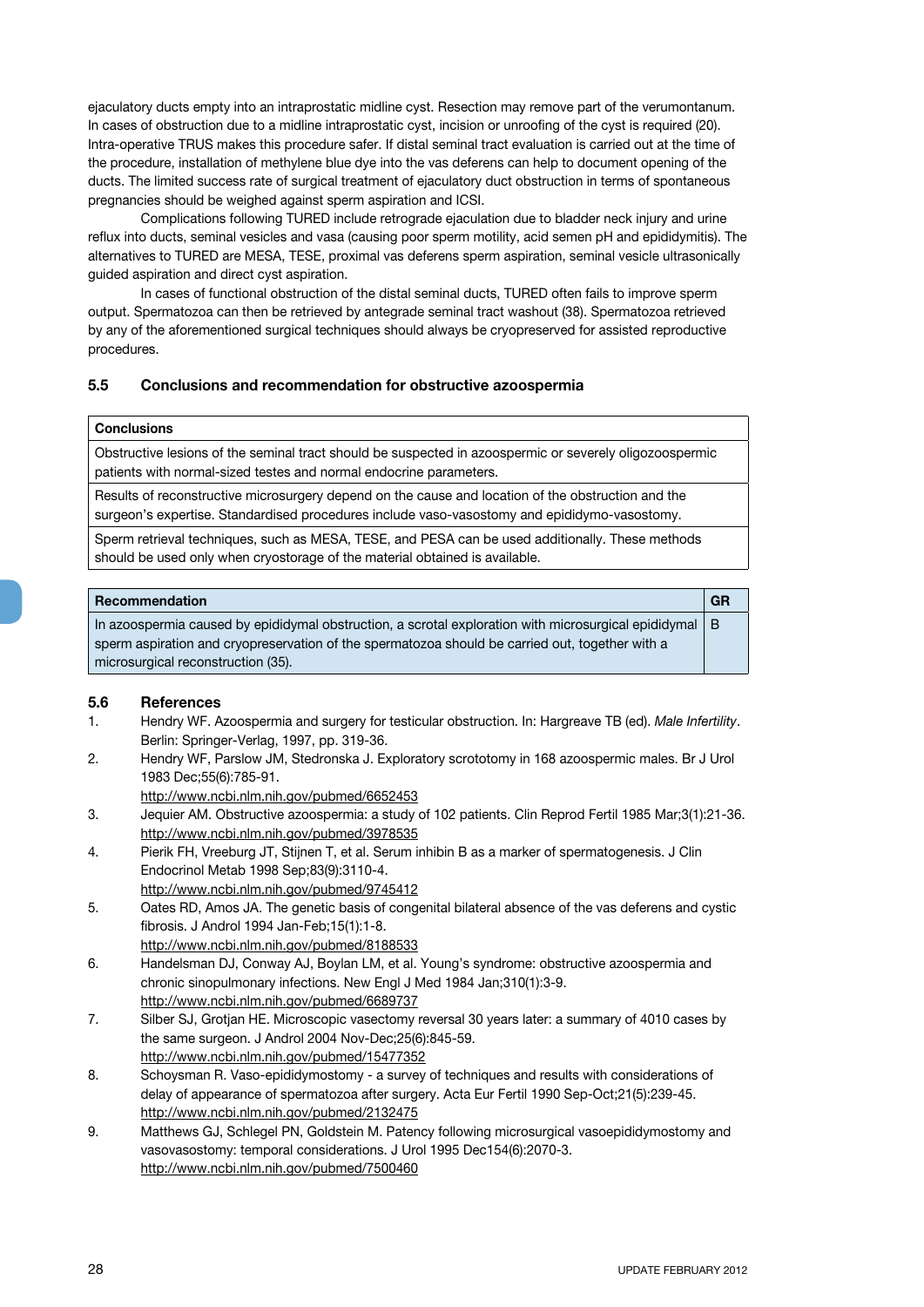ejaculatory ducts empty into an intraprostatic midline cyst. Resection may remove part of the verumontanum. In cases of obstruction due to a midline intraprostatic cyst, incision or unroofing of the cyst is required (20). Intra-operative TRUS makes this procedure safer. If distal seminal tract evaluation is carried out at the time of the procedure, installation of methylene blue dye into the vas deferens can help to document opening of the ducts. The limited success rate of surgical treatment of ejaculatory duct obstruction in terms of spontaneous pregnancies should be weighed against sperm aspiration and ICSI.

Complications following TURED include retrograde ejaculation due to bladder neck injury and urine reflux into ducts, seminal vesicles and vasa (causing poor sperm motility, acid semen pH and epididymitis). The alternatives to TURED are MESA, TESE, proximal vas deferens sperm aspiration, seminal vesicle ultrasonically guided aspiration and direct cyst aspiration.

In cases of functional obstruction of the distal seminal ducts, TURED often fails to improve sperm output. Spermatozoa can then be retrieved by antegrade seminal tract washout (38). Spermatozoa retrieved by any of the aforementioned surgical techniques should always be cryopreserved for assisted reproductive procedures.

### 5.5 Conclusions and recommendation for obstructive azoospermia

| Conclusions |
|---|
| Obstructive lesions of the seminal tract should be suspected in azoospermic or severely oligozoospermic patients with normal-sized testes and normal endocrine parameters. |
| Results of reconstructive microsurgery depend on the cause and location of the obstruction and the surgeon's expertise. Standardised procedures include vaso-vasostomy and epididymo-vasostomy. |
| Sperm retrieval techniques, such as MESA, TESE, and PESA can be used additionally. These methods should be used only when cryostorage of the material obtained is available. |

| Recommendation | GR |
|---|---|
| In azoospermia caused by epididymal obstruction, a scrotal exploration with microsurgical epididymal sperm aspiration and cryopreservation of the spermatozoa should be carried out, together with a microsurgical reconstruction (35). | B |

### 5.6 References

1. Hendry WF. Azoospermia and surgery for testicular obstruction. In: Hargreave TB (ed). *Male Infertility*. Berlin: Springer-Verlag, 1997, pp. 319-36.
2. Hendry WF, Parslow JM, Stedronska J. Exploratory scrototomy in 168 azoospermic males. Br J Urol 1983 Dec;55(6):785-91.
http://www.ncbi.nlm.nih.gov/pubmed/6652453
3. Jequier AM. Obstructive azoospermia: a study of 102 patients. Clin Reprod Fertil 1985 Mar;3(1):21-36.
http://www.ncbi.nlm.nih.gov/pubmed/3978535
4. Pierik FH, Vreeburg JT, Stijnen T, et al. Serum inhibin B as a marker of spermatogenesis. J Clin Endocrinol Metab 1998 Sep;83(9):3110-4.
http://www.ncbi.nlm.nih.gov/pubmed/9745412
5. Oates RD, Amos JA. The genetic basis of congenital bilateral absence of the vas deferens and cystic fibrosis. J Androl 1994 Jan-Feb;15(1):1-8.
http://www.ncbi.nlm.nih.gov/pubmed/8188533
6. Handelsman DJ, Conway AJ, Boylan LM, et al. Young's syndrome: obstructive azoospermia and chronic sinopulmonary infections. New Engl J Med 1984 Jan;310(1):3-9.
http://www.ncbi.nlm.nih.gov/pubmed/6689737
7. Silber SJ, Grotjan HE. Microscopic vasectomy reversal 30 years later: a summary of 4010 cases by the same surgeon. J Androl 2004 Nov-Dec;25(6):845-59.
http://www.ncbi.nlm.nih.gov/pubmed/15477352
8. Schoysman R. Vaso-epididymostomy - a survey of techniques and results with considerations of delay of appearance of spermatozoa after surgery. Acta Eur Fertil 1990 Sep-Oct;21(5):239-45.
http://www.ncbi.nlm.nih.gov/pubmed/2132475
9. Matthews GJ, Schlegel PN, Goldstein M. Patency following microsurgical vasoepididymostomy and vasovasostomy: temporal considerations. J Urol 1995 Dec154(6):2070-3.
http://www.ncbi.nlm.nih.gov/pubmed/7500460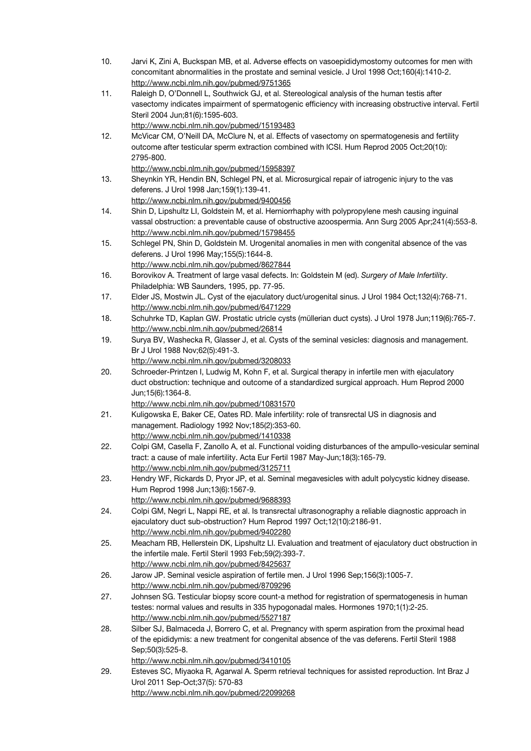10. Jarvi K, Zini A, Buckspan MB, et al. Adverse effects on vasoepididymostomy outcomes for men with concomitant abnormalities in the prostate and seminal vesicle. J Urol 1998 Oct;160(4):1410-2. http://www.ncbi.nlm.nih.gov/pubmed/9751365
11. Raleigh D, O'Donnell L, Southwick GJ, et al. Stereological analysis of the human testis after vasectomy indicates impairment of spermatogenic efficiency with increasing obstructive interval. Fertil Steril 2004 Jun;81(6):1595-603. http://www.ncbi.nlm.nih.gov/pubmed/15193483
12. McVicar CM, O'Neill DA, McClure N, et al. Effects of vasectomy on spermatogenesis and fertility outcome after testicular sperm extraction combined with ICSI. Hum Reprod 2005 Oct;20(10): 2795-800. http://www.ncbi.nlm.nih.gov/pubmed/15958397
13. Sheynkin YR, Hendin BN, Schlegel PN, et al. Microsurgical repair of iatrogenic injury to the vas deferens. J Urol 1998 Jan;159(1):139-41. http://www.ncbi.nlm.nih.gov/pubmed/9400456
14. Shin D, Lipshultz LI, Goldstein M, et al. Herniorrhaphy with polypropylene mesh causing inguinal vassal obstruction: a preventable cause of obstructive azoospermia. Ann Surg 2005 Apr;241(4):553-8. http://www.ncbi.nlm.nih.gov/pubmed/15798455
15. Schlegel PN, Shin D, Goldstein M. Urogenital anomalies in men with congenital absence of the vas deferens. J Urol 1996 May;155(5):1644-8. http://www.ncbi.nlm.nih.gov/pubmed/8627844
16. Borovikov A. Treatment of large vasal defects. In: Goldstein M (ed). *Surgery of Male Infertility*. Philadelphia: WB Saunders, 1995, pp. 77-95.
17. Elder JS, Mostwin JL. Cyst of the ejaculatory duct/urogenital sinus. J Urol 1984 Oct;132(4):768-71. http://www.ncbi.nlm.nih.gov/pubmed/6471229
18. Schuhrke TD, Kaplan GW. Prostatic utricle cysts (müllerian duct cysts). J Urol 1978 Jun;119(6):765-7. http://www.ncbi.nlm.nih.gov/pubmed/26814
19. Surya BV, Washecka R, Glasser J, et al. Cysts of the seminal vesicles: diagnosis and management. Br J Urol 1988 Nov;62(5):491-3. http://www.ncbi.nlm.nih.gov/pubmed/3208033
20. Schroeder-Printzen I, Ludwig M, Kohn F, et al. Surgical therapy in infertile men with ejaculatory duct obstruction: technique and outcome of a standardized surgical approach. Hum Reprod 2000 Jun;15(6):1364-8. http://www.ncbi.nlm.nih.gov/pubmed/10831570
21. Kuligowska E, Baker CE, Oates RD. Male infertility: role of transrectal US in diagnosis and management. Radiology 1992 Nov;185(2):353-60. http://www.ncbi.nlm.nih.gov/pubmed/1410338
22. Colpi GM, Casella F, Zanollo A, et al. Functional voiding disturbances of the ampullo-vesicular seminal tract: a cause of male infertility. Acta Eur Fertil 1987 May-Jun;18(3):165-79. http://www.ncbi.nlm.nih.gov/pubmed/3125711
23. Hendry WF, Rickards D, Pryor JP, et al. Seminal megavesicles with adult polycystic kidney disease. Hum Reprod 1998 Jun;13(6):1567-9. http://www.ncbi.nlm.nih.gov/pubmed/9688393
24. Colpi GM, Negri L, Nappi RE, et al. Is transrectal ultrasonography a reliable diagnostic approach in ejaculatory duct sub-obstruction? Hum Reprod 1997 Oct;12(10):2186-91. http://www.ncbi.nlm.nih.gov/pubmed/9402280
25. Meacham RB, Hellerstein DK, Lipshultz LI. Evaluation and treatment of ejaculatory duct obstruction in the infertile male. Fertil Steril 1993 Feb;59(2):393-7. http://www.ncbi.nlm.nih.gov/pubmed/8425637
26. Jarow JP. Seminal vesicle aspiration of fertile men. J Urol 1996 Sep;156(3):1005-7. http://www.ncbi.nlm.nih.gov/pubmed/8709296
27. Johnsen SG. Testicular biopsy score count-a method for registration of spermatogenesis in human testes: normal values and results in 335 hypogonadal males. Hormones 1970;1(1):2-25. http://www.ncbi.nlm.nih.gov/pubmed/5527187
28. Silber SJ, Balmaceda J, Borrero C, et al. Pregnancy with sperm aspiration from the proximal head of the epididymis: a new treatment for congenital absence of the vas deferens. Fertil Steril 1988 Sep;50(3):525-8. http://www.ncbi.nlm.nih.gov/pubmed/3410105
29. Esteves SC, Miyaoka R, Agarwal A. Sperm retrieval techniques for assisted reproduction. Int Braz J Urol 2011 Sep-Oct;37(5): 570-83 http://www.ncbi.nlm.nih.gov/pubmed/22099268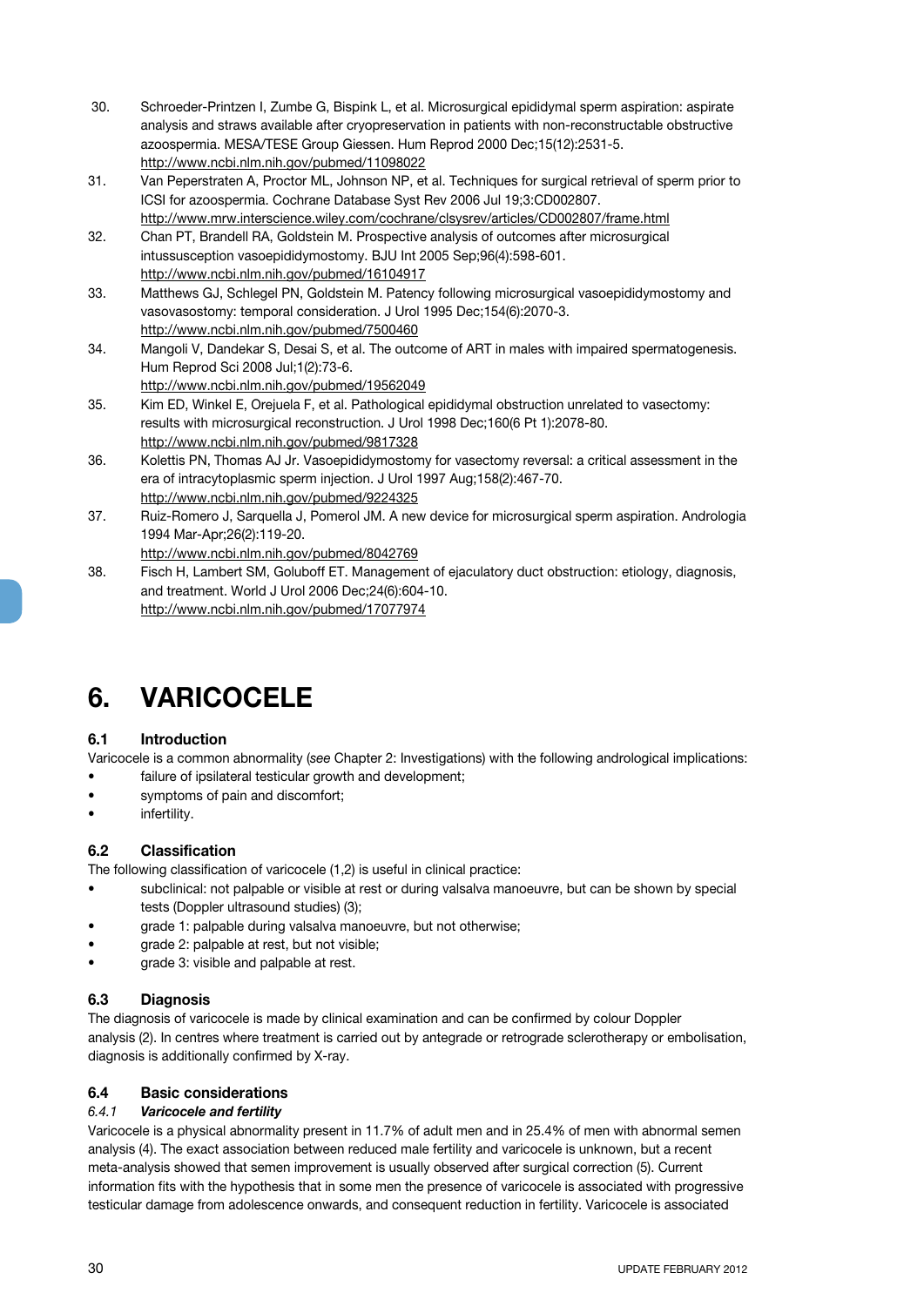30. Schroeder-Printzen I, Zumbe G, Bispink L, et al. Microsurgical epididymal sperm aspiration: aspirate analysis and straws available after cryopreservation in patients with non-reconstructable obstructive azoospermia. MESA/TESE Group Giessen. Hum Reprod 2000 Dec;15(12):2531-5. http://www.ncbi.nlm.nih.gov/pubmed/11098022
31. Van Peperstraten A, Proctor ML, Johnson NP, et al. Techniques for surgical retrieval of sperm prior to ICSI for azoospermia. Cochrane Database Syst Rev 2006 Jul 19;3:CD002807. http://www.mrw.interscience.wiley.com/cochrane/clsysrev/articles/CD002807/frame.html
32. Chan PT, Brandell RA, Goldstein M. Prospective analysis of outcomes after microsurgical intussusception vasoepididymostomy. BJU Int 2005 Sep;96(4):598-601. http://www.ncbi.nlm.nih.gov/pubmed/16104917
33. Matthews GJ, Schlegel PN, Goldstein M. Patency following microsurgical vasoepididymostomy and vasovasostomy: temporal consideration. J Urol 1995 Dec;154(6):2070-3. http://www.ncbi.nlm.nih.gov/pubmed/7500460
34. Mangoli V, Dandekar S, Desai S, et al. The outcome of ART in males with impaired spermatogenesis. Hum Reprod Sci 2008 Jul;1(2):73-6. http://www.ncbi.nlm.nih.gov/pubmed/19562049
35. Kim ED, Winkel E, Orejuela F, et al. Pathological epididymal obstruction unrelated to vasectomy: results with microsurgical reconstruction. J Urol 1998 Dec;160(6 Pt 1):2078-80. http://www.ncbi.nlm.nih.gov/pubmed/9817328
36. Kolettis PN, Thomas AJ Jr. Vasoepididymostomy for vasectomy reversal: a critical assessment in the era of intracytoplasmic sperm injection. J Urol 1997 Aug;158(2):467-70. http://www.ncbi.nlm.nih.gov/pubmed/9224325
37. Ruiz-Romero J, Sarquella J, Pomerol JM. A new device for microsurgical sperm aspiration. Andrologia 1994 Mar-Apr;26(2):119-20. http://www.ncbi.nlm.nih.gov/pubmed/8042769
38. Fisch H, Lambert SM, Goluboff ET. Management of ejaculatory duct obstruction: etiology, diagnosis, and treatment. World J Urol 2006 Dec;24(6):604-10. http://www.ncbi.nlm.nih.gov/pubmed/17077974

# 6. VARICOCELE

## 6.1 Introduction

Varicocele is a common abnormality (*see* Chapter 2: Investigations) with the following andrological implications:

- failure of ipsilateral testicular growth and development;
- symptoms of pain and discomfort;
- infertility.

## 6.2 Classification

The following classification of varicocele (1,2) is useful in clinical practice:

- subclinical: not palpable or visible at rest or during valsalva manoeuvre, but can be shown by special tests (Doppler ultrasound studies) (3);
- grade 1: palpable during valsalva manoeuvre, but not otherwise;
- grade 2: palpable at rest, but not visible;
- grade 3: visible and palpable at rest.

## 6.3 Diagnosis

The diagnosis of varicocele is made by clinical examination and can be confirmed by colour Doppler analysis (2). In centres where treatment is carried out by antegrade or retrograde sclerotherapy or embolisation, diagnosis is additionally confirmed by X-ray.

## 6.4 Basic considerations

### *6.4.1 Varicocele and fertility*

Varicocele is a physical abnormality present in 11.7% of adult men and in 25.4% of men with abnormal semen analysis (4). The exact association between reduced male fertility and varicocele is unknown, but a recent meta-analysis showed that semen improvement is usually observed after surgical correction (5). Current information fits with the hypothesis that in some men the presence of varicocele is associated with progressive testicular damage from adolescence onwards, and consequent reduction in fertility. Varicocele is associated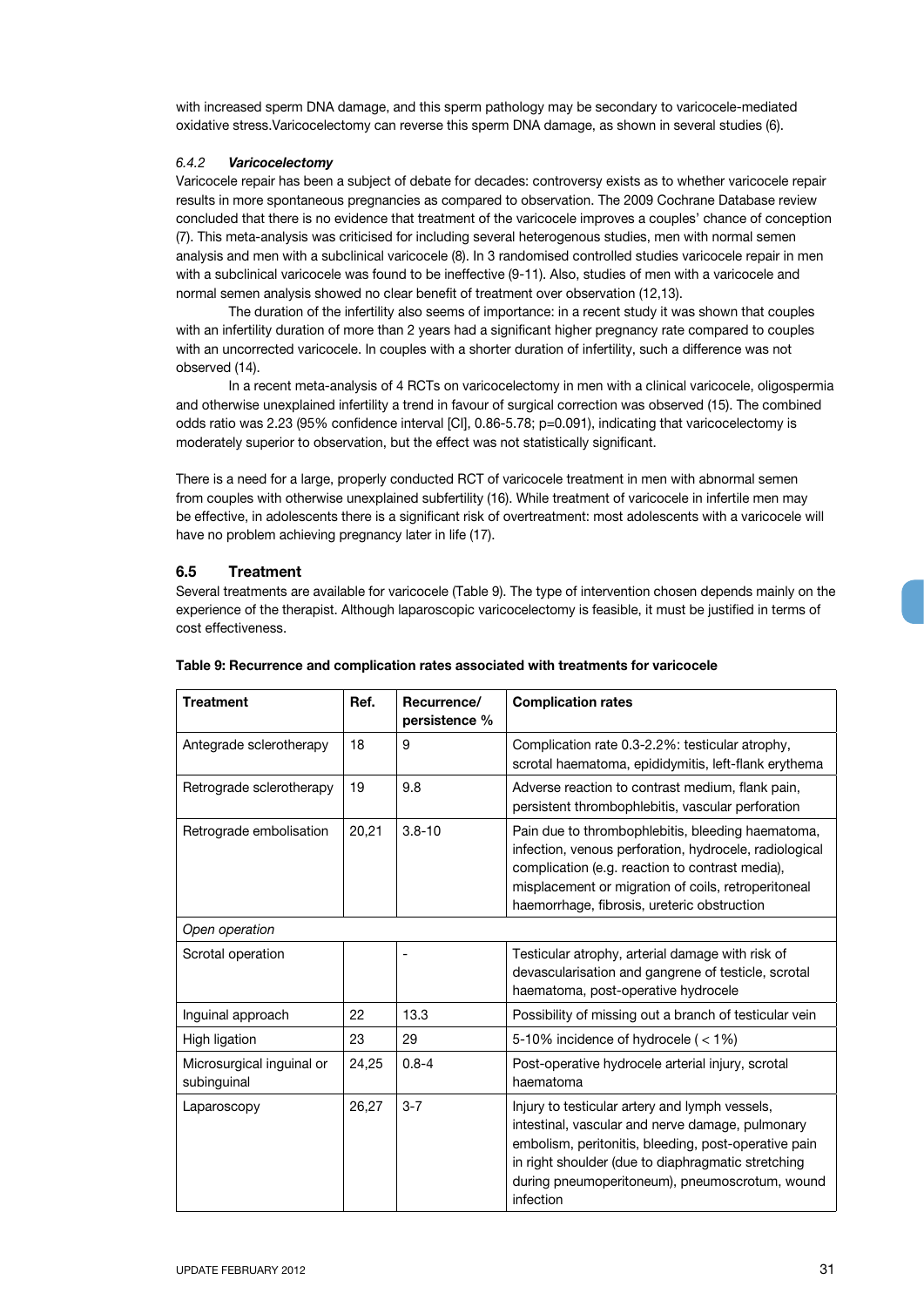with increased sperm DNA damage, and this sperm pathology may be secondary to varicocele-mediated oxidative stress.Varicocelectomy can reverse this sperm DNA damage, as shown in several studies (6).

#### *6.4.2 Varicocelectomy*

Varicocele repair has been a subject of debate for decades: controversy exists as to whether varicocele repair results in more spontaneous pregnancies as compared to observation. The 2009 Cochrane Database review concluded that there is no evidence that treatment of the varicocele improves a couples' chance of conception (7). This meta-analysis was criticised for including several heterogenous studies, men with normal semen analysis and men with a subclinical varicocele (8). In 3 randomised controlled studies varicocele repair in men with a subclinical varicocele was found to be ineffective (9-11). Also, studies of men with a varicocele and normal semen analysis showed no clear benefit of treatment over observation (12,13).

The duration of the infertility also seems of importance: in a recent study it was shown that couples with an infertility duration of more than 2 years had a significant higher pregnancy rate compared to couples with an uncorrected varicocele. In couples with a shorter duration of infertility, such a difference was not observed (14).

In a recent meta-analysis of 4 RCTs on varicocelectomy in men with a clinical varicocele, oligospermia and otherwise unexplained infertility a trend in favour of surgical correction was observed (15). The combined odds ratio was 2.23 (95% confidence interval [CI], 0.86-5.78; p=0.091), indicating that varicocelectomy is moderately superior to observation, but the effect was not statistically significant.

There is a need for a large, properly conducted RCT of varicocele treatment in men with abnormal semen from couples with otherwise unexplained subfertility (16). While treatment of varicocele in infertile men may be effective, in adolescents there is a significant risk of overtreatment: most adolescents with a varicocele will have no problem achieving pregnancy later in life (17).

### 6.5 Treatment

Several treatments are available for varicocele (Table 9). The type of intervention chosen depends mainly on the experience of the therapist. Although laparoscopic varicocelectomy is feasible, it must be justified in terms of cost effectiveness.

**Table 9: Recurrence and complication rates associated with treatments for varicocele**

| Treatment | Ref. | Recurrence/ persistence % | Complication rates |
|---|---|---|---|
| Antegrade sclerotherapy | 18 | 9 | Complication rate 0.3-2.2%: testicular atrophy, scrotal haematoma, epididymitis, left-flank erythema |
| Retrograde sclerotherapy | 19 | 9.8 | Adverse reaction to contrast medium, flank pain, persistent thrombophlebitis, vascular perforation |
| Retrograde embolisation | 20,21 | 3.8-10 | Pain due to thrombophlebitis, bleeding haematoma, infection, venous perforation, hydrocele, radiological complication (e.g. reaction to contrast media), misplacement or migration of coils, retroperitoneal haemorrhage, fibrosis, ureteric obstruction |
| *Open operation* | | | |
| Scrotal operation | | - | Testicular atrophy, arterial damage with risk of devascularisation and gangrene of testicle, scrotal haematoma, post-operative hydrocele |
| Inguinal approach | 22 | 13.3 | Possibility of missing out a branch of testicular vein |
| High ligation | 23 | 29 | 5-10% incidence of hydrocele ( < 1%) |
| Microsurgical inguinal or subinguinal | 24,25 | 0.8-4 | Post-operative hydrocele arterial injury, scrotal haematoma |
| Laparoscopy | 26,27 | 3-7 | Injury to testicular artery and lymph vessels, intestinal, vascular and nerve damage, pulmonary embolism, peritonitis, bleeding, post-operative pain in right shoulder (due to diaphragmatic stretching during pneumoperitoneum), pneumoscrotum, wound infection |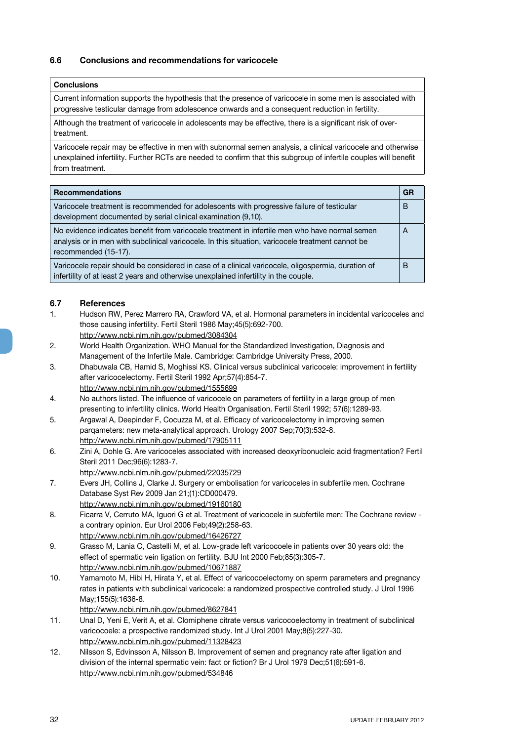### 6.6 Conclusions and recommendations for varicocele

| Conclusions |
|---|
| Current information supports the hypothesis that the presence of varicocele in some men is associated with progressive testicular damage from adolescence onwards and a consequent reduction in fertility. |
| Although the treatment of varicocele in adolescents may be effective, there is a significant risk of over-treatment. |
| Varicocele repair may be effective in men with subnormal semen analysis, a clinical varicocele and otherwise unexplained infertility. Further RCTs are needed to confirm that this subgroup of infertile couples will benefit from treatment. |

| Recommendations | GR |
|---|---|
| Varicocele treatment is recommended for adolescents with progressive failure of testicular development documented by serial clinical examination (9,10). | B |
| No evidence indicates benefit from varicocele treatment in infertile men who have normal semen analysis or in men with subclinical varicocele. In this situation, varicocele treatment cannot be recommended (15-17). | A |
| Varicocele repair should be considered in case of a clinical varicocele, oligospermia, duration of infertility of at least 2 years and otherwise unexplained infertility in the couple. | B |

### 6.7 References

1. Hudson RW, Perez Marrero RA, Crawford VA, et al. Hormonal parameters in incidental varicoceles and those causing infertility. Fertil Steril 1986 May;45(5):692-700.
http://www.ncbi.nlm.nih.gov/pubmed/3084304
2. World Health Organization. WHO Manual for the Standardized Investigation, Diagnosis and Management of the Infertile Male. Cambridge: Cambridge University Press, 2000.
3. Dhabuwala CB, Hamid S, Moghissi KS. Clinical versus subclinical varicocele: improvement in fertility after varicocelectomy. Fertil Steril 1992 Apr;57(4):854-7.
http://www.ncbi.nlm.nih.gov/pubmed/1555699
4. No authors listed. The influence of varicocele on parameters of fertility in a large group of men presenting to infertility clinics. World Health Organisation. Fertil Steril 1992; 57(6):1289-93.
5. Argawal A, Deepinder F, Cocuzza M, et al. Efficacy of varicocelectomy in improving semen parqameters: new meta-analytical approach. Urology 2007 Sep;70(3):532-8.
http://www.ncbi.nlm.nih.gov/pubmed/17905111
6. Zini A, Dohle G. Are varicoceles associated with increased deoxyribonucleic acid fragmentation? Fertil Steril 2011 Dec;96(6):1283-7.
http://www.ncbi.nlm.nih.gov/pubmed/22035729
7. Evers JH, Collins J, Clarke J. Surgery or embolisation for varicoceles in subfertile men. Cochrane Database Syst Rev 2009 Jan 21;(1):CD000479.
http://www.ncbi.nlm.nih.gov/pubmed/19160180
8. Ficarra V, Cerruto MA, Iguori G et al. Treatment of varicocele in subfertile men: The Cochrane review - a contrary opinion. Eur Urol 2006 Feb;49(2):258-63.
http://www.ncbi.nlm.nih.gov/pubmed/16426727
9. Grasso M, Lania C, Castelli M, et al. Low-grade left varicocoele in patients over 30 years old: the effect of spermatic vein ligation on fertility. BJU Int 2000 Feb;85(3):305-7.
http://www.ncbi.nlm.nih.gov/pubmed/10671887
10. Yamamoto M, Hibi H, Hirata Y, et al. Effect of varicocoelectomy on sperm parameters and pregnancy rates in patients with subclinical varicocele: a randomized prospective controlled study. J Urol 1996 May;155(5):1636-8.
http://www.ncbi.nlm.nih.gov/pubmed/8627841
11. Unal D, Yeni E, Verit A, et al. Clomiphene citrate versus varicocoelectomy in treatment of subclinical varicocoele: a prospective randomized study. Int J Urol 2001 May;8(5):227-30.
http://www.ncbi.nlm.nih.gov/pubmed/11328423
12. Nilsson S, Edvinsson A, Nilsson B. Improvement of semen and pregnancy rate after ligation and division of the internal spermatic vein: fact or fiction? Br J Urol 1979 Dec;51(6):591-6.
http://www.ncbi.nlm.nih.gov/pubmed/534846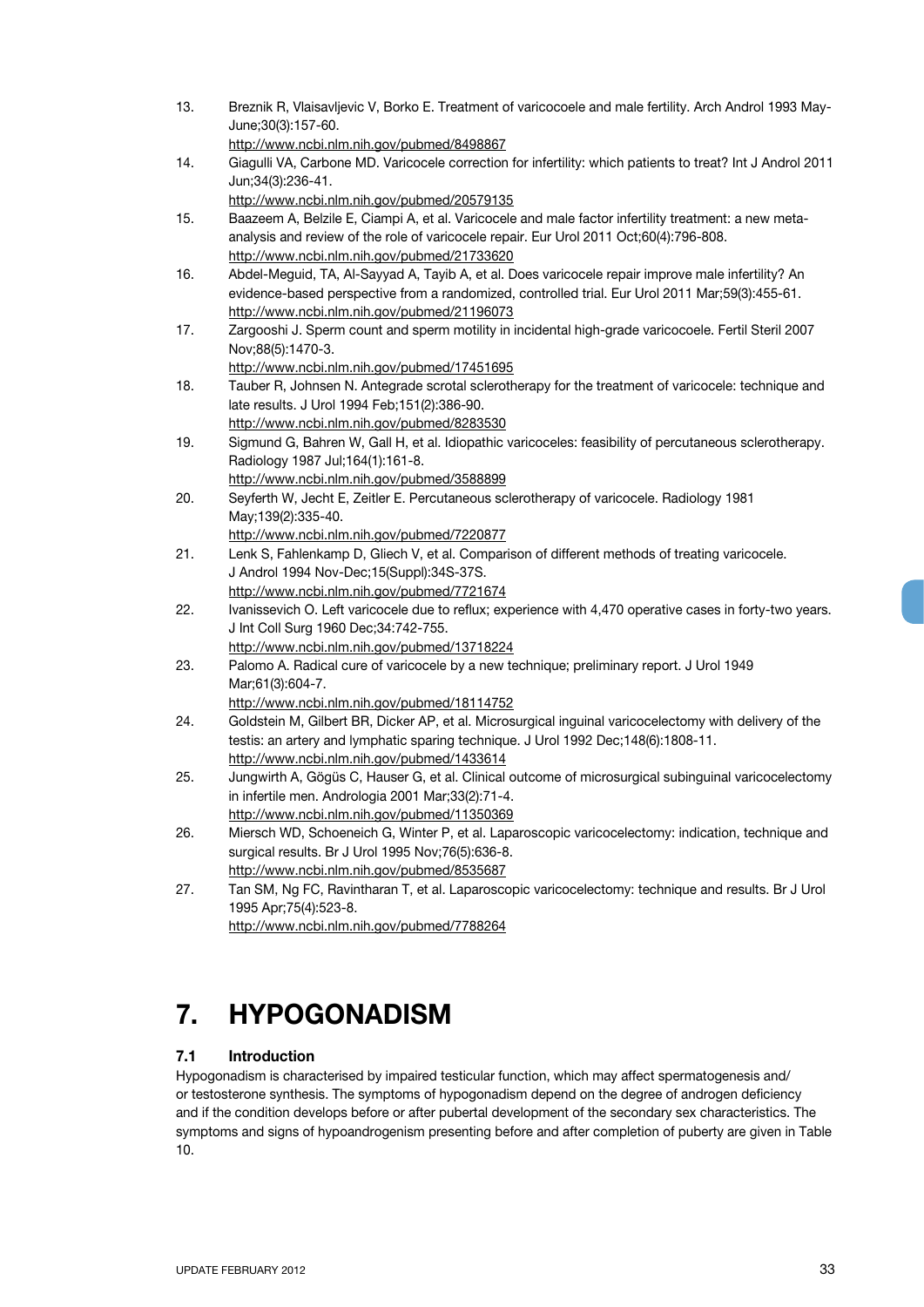13. Breznik R, Vlaisavljevic V, Borko E. Treatment of varicocoele and male fertility. Arch Androl 1993 May-June;30(3):157-60.
http://www.ncbi.nlm.nih.gov/pubmed/8498867
14. Giagulli VA, Carbone MD. Varicocele correction for infertility: which patients to treat? Int J Androl 2011 Jun;34(3):236-41.
http://www.ncbi.nlm.nih.gov/pubmed/20579135
15. Baazeem A, Belzile E, Ciampi A, et al. Varicocele and male factor infertility treatment: a new meta-analysis and review of the role of varicocele repair. Eur Urol 2011 Oct;60(4):796-808.
http://www.ncbi.nlm.nih.gov/pubmed/21733620
16. Abdel-Meguid, TA, Al-Sayyad A, Tayib A, et al. Does varicocele repair improve male infertility? An evidence-based perspective from a randomized, controlled trial. Eur Urol 2011 Mar;59(3):455-61.
http://www.ncbi.nlm.nih.gov/pubmed/21196073
17. Zargooshi J. Sperm count and sperm motility in incidental high-grade varicocoele. Fertil Steril 2007 Nov;88(5):1470-3.
http://www.ncbi.nlm.nih.gov/pubmed/17451695
18. Tauber R, Johnsen N. Antegrade scrotal sclerotherapy for the treatment of varicocele: technique and late results. J Urol 1994 Feb;151(2):386-90.
http://www.ncbi.nlm.nih.gov/pubmed/8283530
19. Sigmund G, Bahren W, Gall H, et al. Idiopathic varicoceles: feasibility of percutaneous sclerotherapy. Radiology 1987 Jul;164(1):161-8.
http://www.ncbi.nlm.nih.gov/pubmed/3588899
20. Seyferth W, Jecht E, Zeitler E. Percutaneous sclerotherapy of varicocele. Radiology 1981 May;139(2):335-40.
http://www.ncbi.nlm.nih.gov/pubmed/7220877
21. Lenk S, Fahlenkamp D, Gliech V, et al. Comparison of different methods of treating varicocele. J Androl 1994 Nov-Dec;15(Suppl):34S-37S.
http://www.ncbi.nlm.nih.gov/pubmed/7721674
22. Ivanissevich O. Left varicocele due to reflux; experience with 4,470 operative cases in forty-two years. J Int Coll Surg 1960 Dec;34:742-755.
http://www.ncbi.nlm.nih.gov/pubmed/13718224
23. Palomo A. Radical cure of varicocele by a new technique; preliminary report. J Urol 1949 Mar;61(3):604-7.
http://www.ncbi.nlm.nih.gov/pubmed/18114752
24. Goldstein M, Gilbert BR, Dicker AP, et al. Microsurgical inguinal varicocelectomy with delivery of the testis: an artery and lymphatic sparing technique. J Urol 1992 Dec;148(6):1808-11.
http://www.ncbi.nlm.nih.gov/pubmed/1433614
25. Jungwirth A, Gögüs C, Hauser G, et al. Clinical outcome of microsurgical subinguinal varicocelectomy in infertile men. Andrologia 2001 Mar;33(2):71-4.
http://www.ncbi.nlm.nih.gov/pubmed/11350369
26. Miersch WD, Schoeneich G, Winter P, et al. Laparoscopic varicocelectomy: indication, technique and surgical results. Br J Urol 1995 Nov;76(5):636-8.
http://www.ncbi.nlm.nih.gov/pubmed/8535687
27. Tan SM, Ng FC, Ravintharan T, et al. Laparoscopic varicocelectomy: technique and results. Br J Urol 1995 Apr;75(4):523-8.
http://www.ncbi.nlm.nih.gov/pubmed/7788264

# 7. HYPOGONADISM

## 7.1 Introduction

Hypogonadism is characterised by impaired testicular function, which may affect spermatogenesis and/or testosterone synthesis. The symptoms of hypogonadism depend on the degree of androgen deficiency and if the condition develops before or after pubertal development of the secondary sex characteristics. The symptoms and signs of hypoandrogenism presenting before and after completion of puberty are given in Table 10.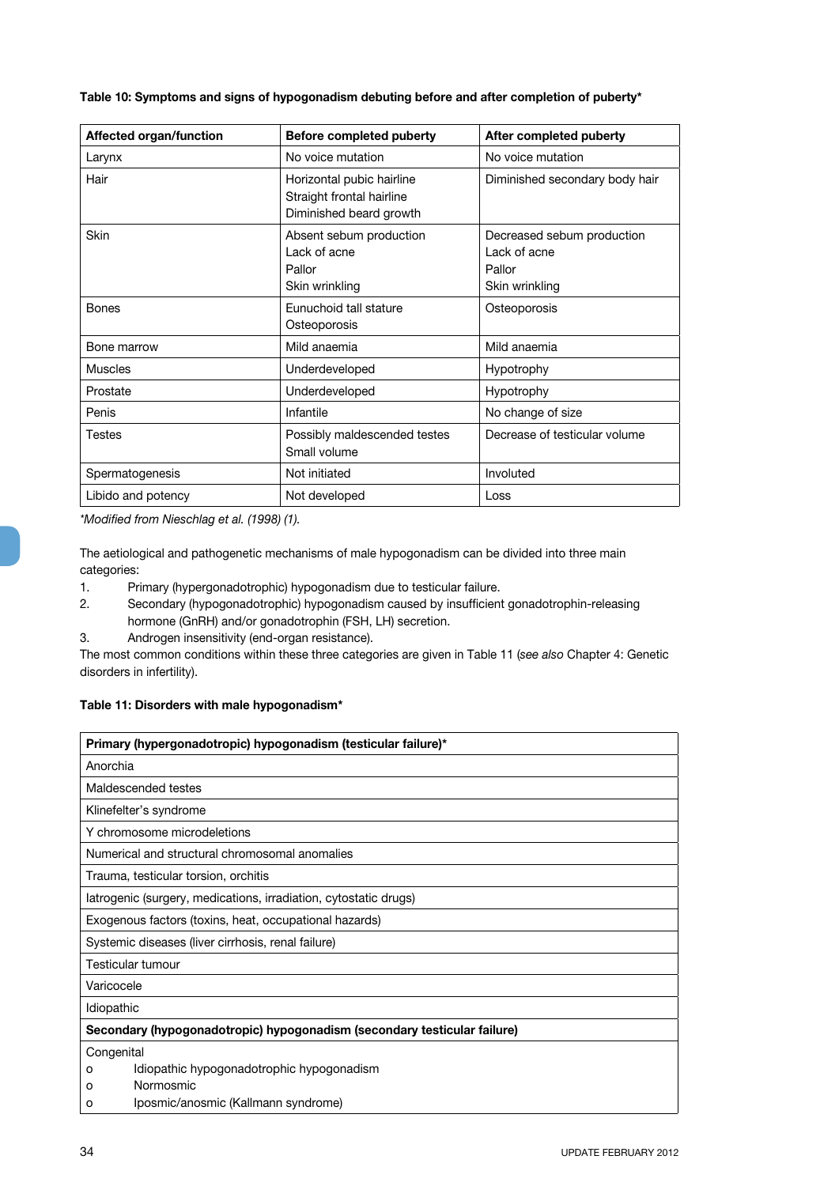**Table 10: Symptoms and signs of hypogonadism debuting before and after completion of puberty***

| Affected organ/function | Before completed puberty | After completed puberty |
|---|---|---|
| Larynx | No voice mutation | No voice mutation |
| Hair | Horizontal pubic hairline<br>Straight frontal hairline<br>Diminished beard growth | Diminished secondary body hair |
| Skin | Absent sebum production<br>Lack of acne<br>Pallor<br>Skin wrinkling | Decreased sebum production<br>Lack of acne<br>Pallor<br>Skin wrinkling |
| Bones | Eunuchoid tall stature<br>Osteoporosis | Osteoporosis |
| Bone marrow | Mild anaemia | Mild anaemia |
| Muscles | Underdeveloped | Hypotrophy |
| Prostate | Underdeveloped | Hypotrophy |
| Penis | Infantile | No change of size |
| Testes | Possibly maldescended testes<br>Small volume | Decrease of testicular volume |
| Spermatogenesis | Not initiated | Involuted |
| Libido and potency | Not developed | Loss |

*\*Modified from Nieschlag et al. (1998) (1).*

The aetiological and pathogenetic mechanisms of male hypogonadism can be divided into three main categories:

1. Primary (hypergonadotrophic) hypogonadism due to testicular failure.
2. Secondary (hypogonadotrophic) hypogonadism caused by insufficient gonadotrophin-releasing hormone (GnRH) and/or gonadotrophin (FSH, LH) secretion.
3. Androgen insensitivity (end-organ resistance).

The most common conditions within these three categories are given in Table 11 (*see also* Chapter 4: Genetic disorders in infertility).

**Table 11: Disorders with male hypogonadism***

| **Primary (hypergonadotropic) hypogonadism (testicular failure)*** |
|---|
| Anorchia |
| Maldescended testes |
| Klinefelter's syndrome |
| Y chromosome microdeletions |
| Numerical and structural chromosomal anomalies |
| Trauma, testicular torsion, orchitis |
| Iatrogenic (surgery, medications, irradiation, cytostatic drugs) |
| Exogenous factors (toxins, heat, occupational hazards) |
| Systemic diseases (liver cirrhosis, renal failure) |
| Testicular tumour |
| Varicocele |
| Idiopathic |
| **Secondary (hypogonadotropic) hypogonadism (secondary testicular failure)** |
| Congenital<br>o Idiopathic hypogonadotrophic hypogonadism<br>o Normosmic<br>o Iposmic/anosmic (Kallmann syndrome) |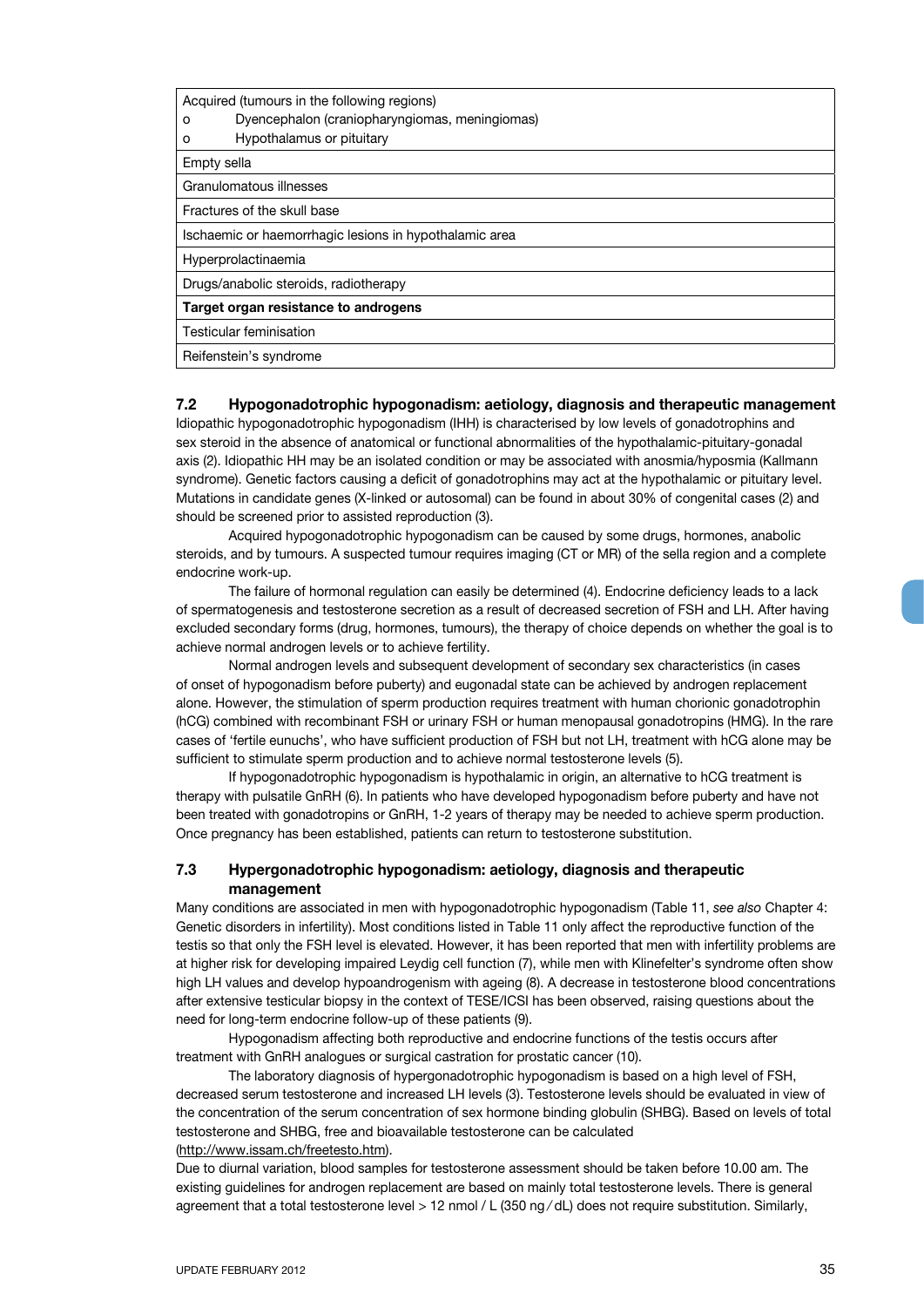| Acquired (tumours in the following regions)<br>o Dyencephalon (craniopharyngiomas, meningiomas)<br>o Hypothalamus or pituitary |
|---|
| Empty sella |
| Granulomatous illnesses |
| Fractures of the skull base |
| Ischaemic or haemorrhagic lesions in hypothalamic area |
| Hyperprolactinaemia |
| Drugs/anabolic steroids, radiotherapy |
| **Target organ resistance to androgens** |
| Testicular feminisation |
| Reifenstein's syndrome |

## 7.2 Hypogonadotrophic hypogonadism: aetiology, diagnosis and therapeutic management

Idiopathic hypogonadotrophic hypogonadism (IHH) is characterised by low levels of gonadotrophins and sex steroid in the absence of anatomical or functional abnormalities of the hypothalamic-pituitary-gonadal axis (2). Idiopathic HH may be an isolated condition or may be associated with anosmia/hyposmia (Kallmann syndrome). Genetic factors causing a deficit of gonadotrophins may act at the hypothalamic or pituitary level. Mutations in candidate genes (X-linked or autosomal) can be found in about 30% of congenital cases (2) and should be screened prior to assisted reproduction (3).

Acquired hypogonadotrophic hypogonadism can be caused by some drugs, hormones, anabolic steroids, and by tumours. A suspected tumour requires imaging (CT or MR) of the sella region and a complete endocrine work-up.

The failure of hormonal regulation can easily be determined (4). Endocrine deficiency leads to a lack of spermatogenesis and testosterone secretion as a result of decreased secretion of FSH and LH. After having excluded secondary forms (drug, hormones, tumours), the therapy of choice depends on whether the goal is to achieve normal androgen levels or to achieve fertility.

Normal androgen levels and subsequent development of secondary sex characteristics (in cases of onset of hypogonadism before puberty) and eugonadal state can be achieved by androgen replacement alone. However, the stimulation of sperm production requires treatment with human chorionic gonadotrophin (hCG) combined with recombinant FSH or urinary FSH or human menopausal gonadotropins (HMG). In the rare cases of 'fertile eunuchs', who have sufficient production of FSH but not LH, treatment with hCG alone may be sufficient to stimulate sperm production and to achieve normal testosterone levels (5).

If hypogonadotrophic hypogonadism is hypothalamic in origin, an alternative to hCG treatment is therapy with pulsatile GnRH (6). In patients who have developed hypogonadism before puberty and have not been treated with gonadotropins or GnRH, 1-2 years of therapy may be needed to achieve sperm production. Once pregnancy has been established, patients can return to testosterone substitution.

## 7.3 Hypergonadotrophic hypogonadism: aetiology, diagnosis and therapeutic management

Many conditions are associated in men with hypogonadotrophic hypogonadism (Table 11, *see also* Chapter 4: Genetic disorders in infertility). Most conditions listed in Table 11 only affect the reproductive function of the testis so that only the FSH level is elevated. However, it has been reported that men with infertility problems are at higher risk for developing impaired Leydig cell function (7), while men with Klinefelter's syndrome often show high LH values and develop hypoandrogenism with ageing (8). A decrease in testosterone blood concentrations after extensive testicular biopsy in the context of TESE/ICSI has been observed, raising questions about the need for long-term endocrine follow-up of these patients (9).

Hypogonadism affecting both reproductive and endocrine functions of the testis occurs after treatment with GnRH analogues or surgical castration for prostatic cancer (10).

The laboratory diagnosis of hypergonadotrophic hypogonadism is based on a high level of FSH, decreased serum testosterone and increased LH levels (3). Testosterone levels should be evaluated in view of the concentration of the serum concentration of sex hormone binding globulin (SHBG). Based on levels of total testosterone and SHBG, free and bioavailable testosterone can be calculated (http://www.issam.ch/freetesto.htm).

Due to diurnal variation, blood samples for testosterone assessment should be taken before 10.00 am. The existing guidelines for androgen replacement are based on mainly total testosterone levels. There is general agreement that a total testosterone level > 12 nmol / L (350 ng / dL) does not require substitution. Similarly,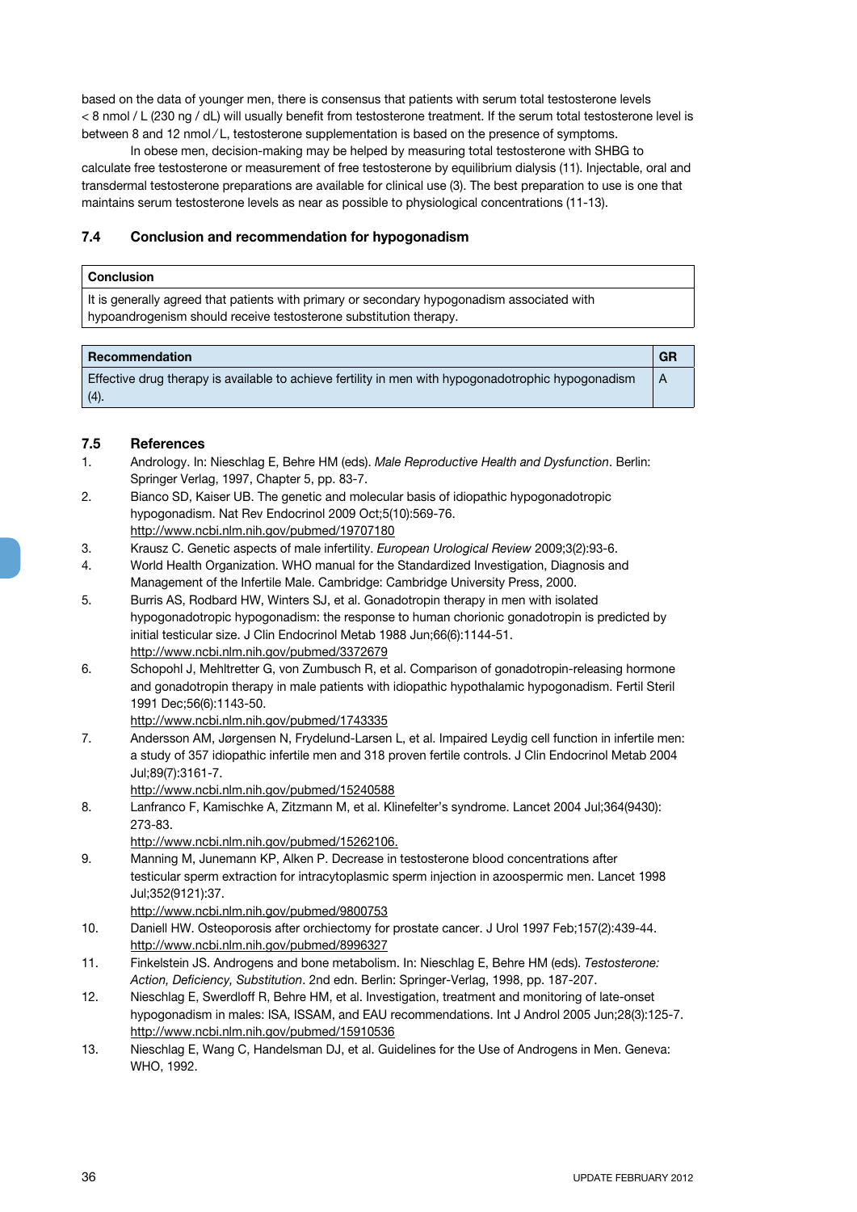based on the data of younger men, there is consensus that patients with serum total testosterone levels < 8 nmol / L (230 ng / dL) will usually benefit from testosterone treatment. If the serum total testosterone level is between 8 and 12 nmol / L, testosterone supplementation is based on the presence of symptoms.

In obese men, decision-making may be helped by measuring total testosterone with SHBG to calculate free testosterone or measurement of free testosterone by equilibrium dialysis (11). Injectable, oral and transdermal testosterone preparations are available for clinical use (3). The best preparation to use is one that maintains serum testosterone levels as near as possible to physiological concentrations (11-13).

### 7.4 Conclusion and recommendation for hypogonadism

| Conclusion |
|---|
| It is generally agreed that patients with primary or secondary hypogonadism associated with hypoandrogenism should receive testosterone substitution therapy. |

| Recommendation | GR |
|---|---|
| Effective drug therapy is available to achieve fertility in men with hypogonadotrophic hypogonadism (4). | A |

### 7.5 References

1. Andrology. In: Nieschlag E, Behre HM (eds). *Male Reproductive Health and Dysfunction*. Berlin: Springer Verlag, 1997, Chapter 5, pp. 83-7.
2. Bianco SD, Kaiser UB. The genetic and molecular basis of idiopathic hypogonadotropic hypogonadism. Nat Rev Endocrinol 2009 Oct;5(10):569-76.
http://www.ncbi.nlm.nih.gov/pubmed/19707180
3. Krausz C. Genetic aspects of male infertility. *European Urological Review* 2009;3(2):93-6.
4. World Health Organization. WHO manual for the Standardized Investigation, Diagnosis and Management of the Infertile Male. Cambridge: Cambridge University Press, 2000.
5. Burris AS, Rodbard HW, Winters SJ, et al. Gonadotropin therapy in men with isolated hypogonadotropic hypogonadism: the response to human chorionic gonadotropin is predicted by initial testicular size. J Clin Endocrinol Metab 1988 Jun;66(6):1144-51.
http://www.ncbi.nlm.nih.gov/pubmed/3372679
6. Schopohl J, Mehltretter G, von Zumbusch R, et al. Comparison of gonadotropin-releasing hormone and gonadotropin therapy in male patients with idiopathic hypothalamic hypogonadism. Fertil Steril 1991 Dec;56(6):1143-50.
http://www.ncbi.nlm.nih.gov/pubmed/1743335
7. Andersson AM, Jørgensen N, Frydelund-Larsen L, et al. Impaired Leydig cell function in infertile men: a study of 357 idiopathic infertile men and 318 proven fertile controls. J Clin Endocrinol Metab 2004 Jul;89(7):3161-7.
http://www.ncbi.nlm.nih.gov/pubmed/15240588
8. Lanfranco F, Kamischke A, Zitzmann M, et al. Klinefelter's syndrome. Lancet 2004 Jul;364(9430): 273-83.
http://www.ncbi.nlm.nih.gov/pubmed/15262106.
9. Manning M, Junemann KP, Alken P. Decrease in testosterone blood concentrations after testicular sperm extraction for intracytoplasmic sperm injection in azoospermic men. Lancet 1998 Jul;352(9121):37.
http://www.ncbi.nlm.nih.gov/pubmed/9800753
10. Daniell HW. Osteoporosis after orchiectomy for prostate cancer. J Urol 1997 Feb;157(2):439-44.
http://www.ncbi.nlm.nih.gov/pubmed/8996327
11. Finkelstein JS. Androgens and bone metabolism. In: Nieschlag E, Behre HM (eds). *Testosterone: Action, Deficiency, Substitution*. 2nd edn. Berlin: Springer-Verlag, 1998, pp. 187-207.
12. Nieschlag E, Swerdloff R, Behre HM, et al. Investigation, treatment and monitoring of late-onset hypogonadism in males: ISA, ISSAM, and EAU recommendations. Int J Androl 2005 Jun;28(3):125-7.
http://www.ncbi.nlm.nih.gov/pubmed/15910536
13. Nieschlag E, Wang C, Handelsman DJ, et al. Guidelines for the Use of Androgens in Men. Geneva: WHO, 1992.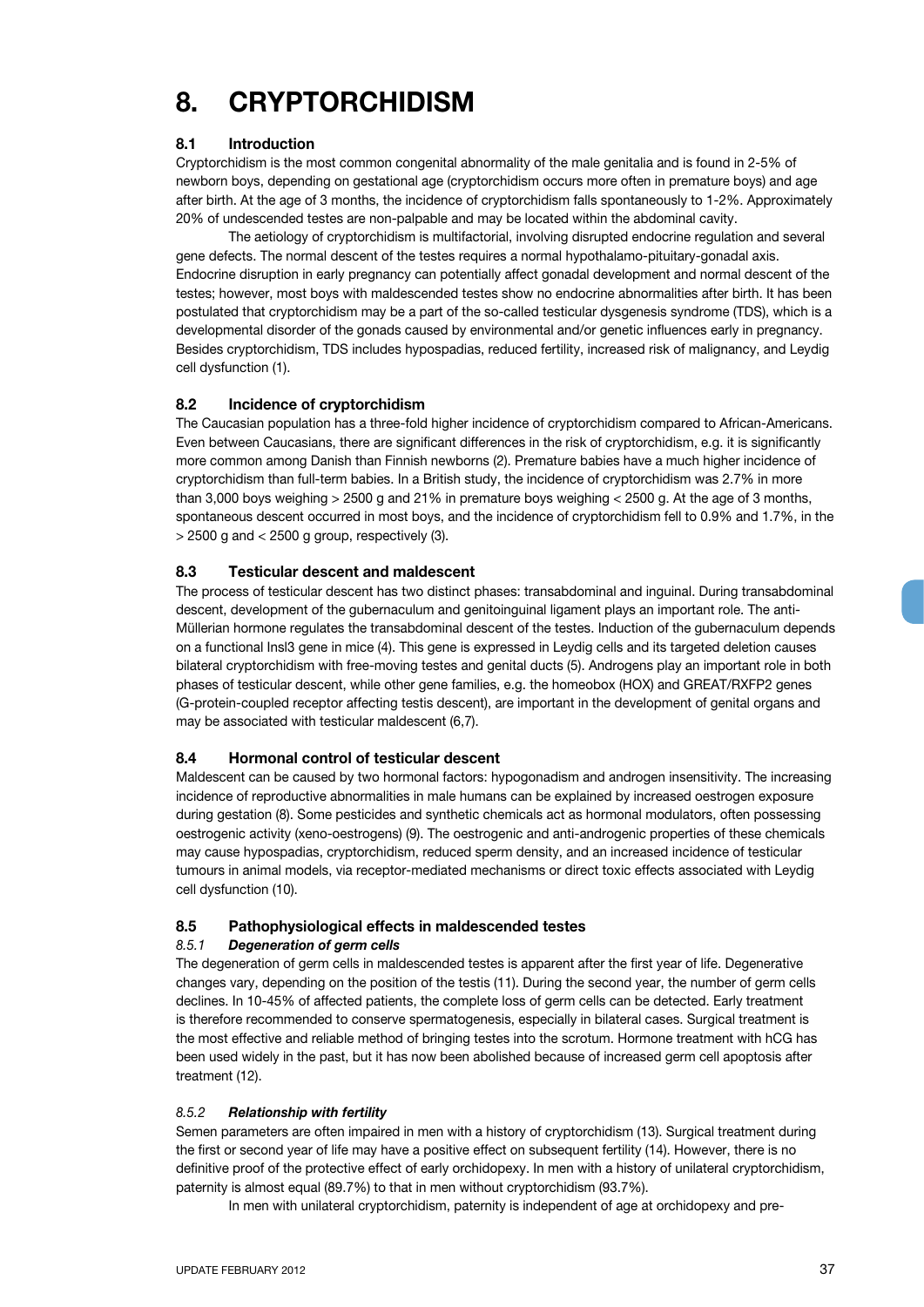# 8. CRYPTORCHIDISM

## 8.1 Introduction

Cryptorchidism is the most common congenital abnormality of the male genitalia and is found in 2-5% of newborn boys, depending on gestational age (cryptorchidism occurs more often in premature boys) and age after birth. At the age of 3 months, the incidence of cryptorchidism falls spontaneously to 1-2%. Approximately 20% of undescended testes are non-palpable and may be located within the abdominal cavity.

The aetiology of cryptorchidism is multifactorial, involving disrupted endocrine regulation and several gene defects. The normal descent of the testes requires a normal hypothalamo-pituitary-gonadal axis. Endocrine disruption in early pregnancy can potentially affect gonadal development and normal descent of the testes; however, most boys with maldescended testes show no endocrine abnormalities after birth. It has been postulated that cryptorchidism may be a part of the so-called testicular dysgenesis syndrome (TDS), which is a developmental disorder of the gonads caused by environmental and/or genetic influences early in pregnancy. Besides cryptorchidism, TDS includes hypospadias, reduced fertility, increased risk of malignancy, and Leydig cell dysfunction (1).

## 8.2 Incidence of cryptorchidism

The Caucasian population has a three-fold higher incidence of cryptorchidism compared to African-Americans. Even between Caucasians, there are significant differences in the risk of cryptorchidism, e.g. it is significantly more common among Danish than Finnish newborns (2). Premature babies have a much higher incidence of cryptorchidism than full-term babies. In a British study, the incidence of cryptorchidism was 2.7% in more than 3,000 boys weighing > 2500 g and 21% in premature boys weighing < 2500 g. At the age of 3 months, spontaneous descent occurred in most boys, and the incidence of cryptorchidism fell to 0.9% and 1.7%, in the > 2500 g and < 2500 g group, respectively (3).

## 8.3 Testicular descent and maldescent

The process of testicular descent has two distinct phases: transabdominal and inguinal. During transabdominal descent, development of the gubernaculum and genitoinguinal ligament plays an important role. The anti-Müllerian hormone regulates the transabdominal descent of the testes. Induction of the gubernaculum depends on a functional Insl3 gene in mice (4). This gene is expressed in Leydig cells and its targeted deletion causes bilateral cryptorchidism with free-moving testes and genital ducts (5). Androgens play an important role in both phases of testicular descent, while other gene families, e.g. the homeobox (HOX) and GREAT/RXFP2 genes (G-protein-coupled receptor affecting testis descent), are important in the development of genital organs and may be associated with testicular maldescent (6,7).

## 8.4 Hormonal control of testicular descent

Maldescent can be caused by two hormonal factors: hypogonadism and androgen insensitivity. The increasing incidence of reproductive abnormalities in male humans can be explained by increased oestrogen exposure during gestation (8). Some pesticides and synthetic chemicals act as hormonal modulators, often possessing oestrogenic activity (xeno-oestrogens) (9). The oestrogenic and anti-androgenic properties of these chemicals may cause hypospadias, cryptorchidism, reduced sperm density, and an increased incidence of testicular tumours in animal models, via receptor-mediated mechanisms or direct toxic effects associated with Leydig cell dysfunction (10).

## 8.5 Pathophysiological effects in maldescended testes

### *8.5.1 Degeneration of germ cells*

The degeneration of germ cells in maldescended testes is apparent after the first year of life. Degenerative changes vary, depending on the position of the testis (11). During the second year, the number of germ cells declines. In 10-45% of affected patients, the complete loss of germ cells can be detected. Early treatment is therefore recommended to conserve spermatogenesis, especially in bilateral cases. Surgical treatment is the most effective and reliable method of bringing testes into the scrotum. Hormone treatment with hCG has been used widely in the past, but it has now been abolished because of increased germ cell apoptosis after treatment (12).

### *8.5.2 Relationship with fertility*

Semen parameters are often impaired in men with a history of cryptorchidism (13). Surgical treatment during the first or second year of life may have a positive effect on subsequent fertility (14). However, there is no definitive proof of the protective effect of early orchidopexy. In men with a history of unilateral cryptorchidism, paternity is almost equal (89.7%) to that in men without cryptorchidism (93.7%).

In men with unilateral cryptorchidism, paternity is independent of age at orchidopexy and pre-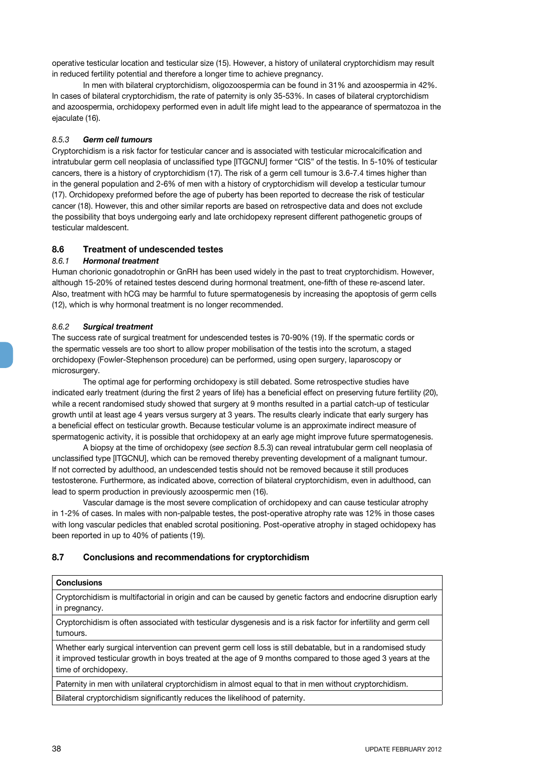operative testicular location and testicular size (15). However, a history of unilateral cryptorchidism may result in reduced fertility potential and therefore a longer time to achieve pregnancy.

In men with bilateral cryptorchidism, oligozoospermia can be found in 31% and azoospermia in 42%. In cases of bilateral cryptorchidism, the rate of paternity is only 35-53%. In cases of bilateral cryptorchidism and azoospermia, orchidopexy performed even in adult life might lead to the appearance of spermatozoa in the ejaculate (16).

#### *8.5.3 Germ cell tumours*

Cryptorchidism is a risk factor for testicular cancer and is associated with testicular microcalcification and intratubular germ cell neoplasia of unclassified type [ITGCNU] former "CIS" of the testis. In 5-10% of testicular cancers, there is a history of cryptorchidism (17). The risk of a germ cell tumour is 3.6-7.4 times higher than in the general population and 2-6% of men with a history of cryptorchidism will develop a testicular tumour (17). Orchidopexy preformed before the age of puberty has been reported to decrease the risk of testicular cancer (18). However, this and other similar reports are based on retrospective data and does not exclude the possibility that boys undergoing early and late orchidopexy represent different pathogenetic groups of testicular maldescent.

## 8.6 Treatment of undescended testes

#### *8.6.1 Hormonal treatment*

Human chorionic gonadotrophin or GnRH has been used widely in the past to treat cryptorchidism. However, although 15-20% of retained testes descend during hormonal treatment, one-fifth of these re-ascend later. Also, treatment with hCG may be harmful to future spermatogenesis by increasing the apoptosis of germ cells (12), which is why hormonal treatment is no longer recommended.

#### *8.6.2 Surgical treatment*

The success rate of surgical treatment for undescended testes is 70-90% (19). If the spermatic cords or the spermatic vessels are too short to allow proper mobilisation of the testis into the scrotum, a staged orchidopexy (Fowler-Stephenson procedure) can be performed, using open surgery, laparoscopy or microsurgery.

The optimal age for performing orchidopexy is still debated. Some retrospective studies have indicated early treatment (during the first 2 years of life) has a beneficial effect on preserving future fertility (20), while a recent randomised study showed that surgery at 9 months resulted in a partial catch-up of testicular growth until at least age 4 years versus surgery at 3 years. The results clearly indicate that early surgery has a beneficial effect on testicular growth. Because testicular volume is an approximate indirect measure of spermatogenic activity, it is possible that orchidopexy at an early age might improve future spermatogenesis.

A biopsy at the time of orchidopexy (*see section* 8.5.3) can reveal intratubular germ cell neoplasia of unclassified type [ITGCNU], which can be removed thereby preventing development of a malignant tumour. If not corrected by adulthood, an undescended testis should not be removed because it still produces testosterone. Furthermore, as indicated above, correction of bilateral cryptorchidism, even in adulthood, can lead to sperm production in previously azoospermic men (16).

Vascular damage is the most severe complication of orchidopexy and can cause testicular atrophy in 1-2% of cases. In males with non-palpable testes, the post-operative atrophy rate was 12% in those cases with long vascular pedicles that enabled scrotal positioning. Post-operative atrophy in staged ochidopexy has been reported in up to 40% of patients (19).

## 8.7 Conclusions and recommendations for cryptorchidism

| Conclusions |
|---|
| Cryptorchidism is multifactorial in origin and can be caused by genetic factors and endocrine disruption early in pregnancy. |
| Cryptorchidism is often associated with testicular dysgenesis and is a risk factor for infertility and germ cell tumours. |
| Whether early surgical intervention can prevent germ cell loss is still debatable, but in a randomised study it improved testicular growth in boys treated at the age of 9 months compared to those aged 3 years at the time of orchidopexy. |
| Paternity in men with unilateral cryptorchidism in almost equal to that in men without cryptorchidism. |
| Bilateral cryptorchidism significantly reduces the likelihood of paternity. |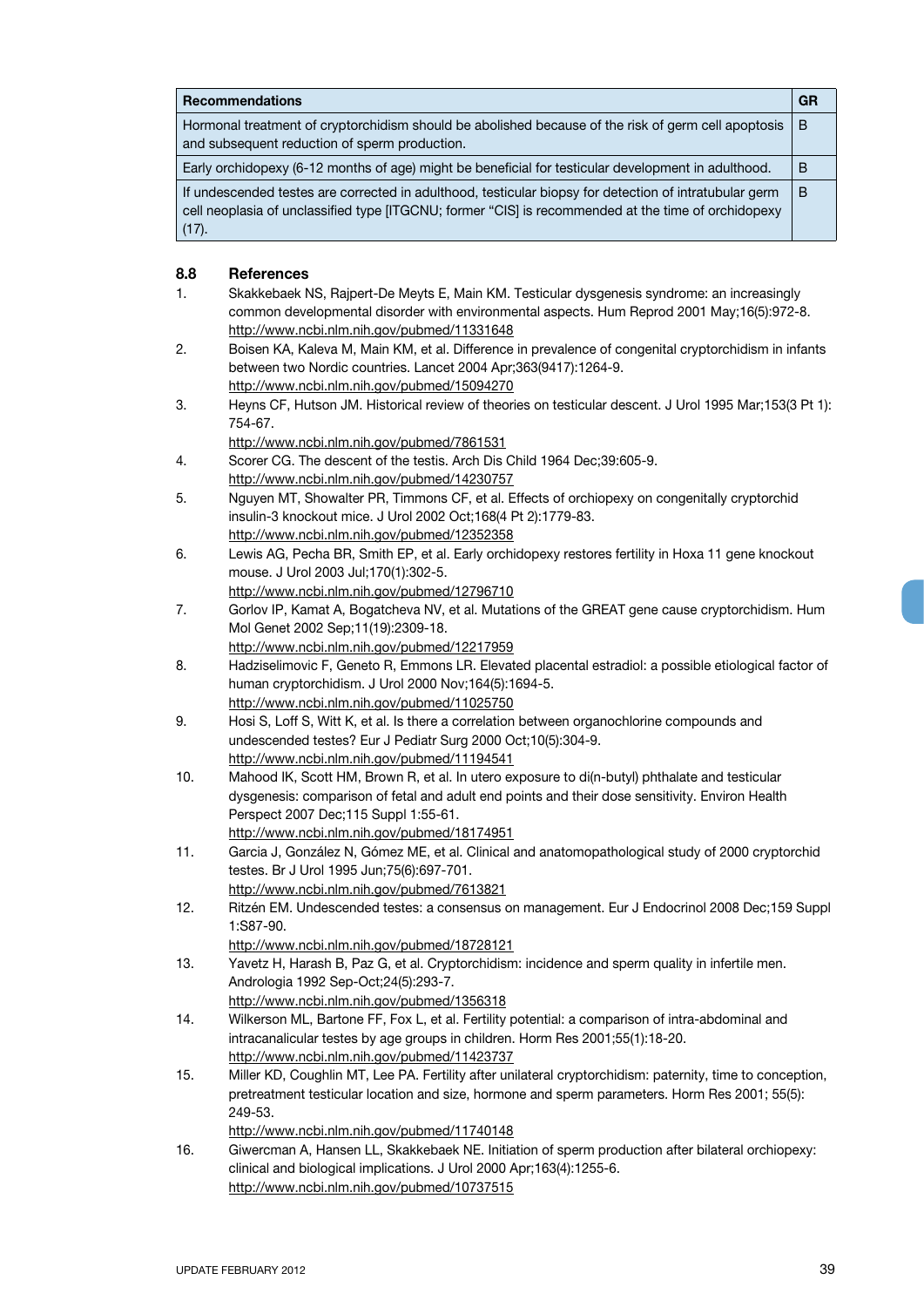| Recommendations | GR |
|---|---|
| Hormonal treatment of cryptorchidism should be abolished because of the risk of germ cell apoptosis and subsequent reduction of sperm production. | B |
| Early orchidopexy (6-12 months of age) might be beneficial for testicular development in adulthood. | B |
| If undescended testes are corrected in adulthood, testicular biopsy for detection of intratubular germ cell neoplasia of unclassified type [ITGCNU; former "CIS] is recommended at the time of orchidopexy (17). | B |

## 8.8 References

1. Skakkebaek NS, Rajpert-De Meyts E, Main KM. Testicular dysgenesis syndrome: an increasingly common developmental disorder with environmental aspects. Hum Reprod 2001 May;16(5):972-8. http://www.ncbi.nlm.nih.gov/pubmed/11331648
2. Boisen KA, Kaleva M, Main KM, et al. Difference in prevalence of congenital cryptorchidism in infants between two Nordic countries. Lancet 2004 Apr;363(9417):1264-9. http://www.ncbi.nlm.nih.gov/pubmed/15094270
3. Heyns CF, Hutson JM. Historical review of theories on testicular descent. J Urol 1995 Mar;153(3 Pt 1): 754-67. http://www.ncbi.nlm.nih.gov/pubmed/7861531
4. Scorer CG. The descent of the testis. Arch Dis Child 1964 Dec;39:605-9. http://www.ncbi.nlm.nih.gov/pubmed/14230757
5. Nguyen MT, Showalter PR, Timmons CF, et al. Effects of orchiopexy on congenitally cryptorchid insulin-3 knockout mice. J Urol 2002 Oct;168(4 Pt 2):1779-83. http://www.ncbi.nlm.nih.gov/pubmed/12352358
6. Lewis AG, Pecha BR, Smith EP, et al. Early orchidopexy restores fertility in Hoxa 11 gene knockout mouse. J Urol 2003 Jul;170(1):302-5. http://www.ncbi.nlm.nih.gov/pubmed/12796710
7. Gorlov IP, Kamat A, Bogatcheva NV, et al. Mutations of the GREAT gene cause cryptorchidism. Hum Mol Genet 2002 Sep;11(19):2309-18. http://www.ncbi.nlm.nih.gov/pubmed/12217959
8. Hadziselimovic F, Geneto R, Emmons LR. Elevated placental estradiol: a possible etiological factor of human cryptorchidism. J Urol 2000 Nov;164(5):1694-5. http://www.ncbi.nlm.nih.gov/pubmed/11025750
9. Hosi S, Loff S, Witt K, et al. Is there a correlation between organochlorine compounds and undescended testes? Eur J Pediatr Surg 2000 Oct;10(5):304-9. http://www.ncbi.nlm.nih.gov/pubmed/11194541
10. Mahood IK, Scott HM, Brown R, et al. In utero exposure to di(n-butyl) phthalate and testicular dysgenesis: comparison of fetal and adult end points and their dose sensitivity. Environ Health Perspect 2007 Dec;115 Suppl 1:55-61. http://www.ncbi.nlm.nih.gov/pubmed/18174951
11. Garcia J, González N, Gómez ME, et al. Clinical and anatomopathological study of 2000 cryptorchid testes. Br J Urol 1995 Jun;75(6):697-701. http://www.ncbi.nlm.nih.gov/pubmed/7613821
12. Ritzén EM. Undescended testes: a consensus on management. Eur J Endocrinol 2008 Dec;159 Suppl 1:S87-90. http://www.ncbi.nlm.nih.gov/pubmed/18728121
13. Yavetz H, Harash B, Paz G, et al. Cryptorchidism: incidence and sperm quality in infertile men. Andrologia 1992 Sep-Oct;24(5):293-7. http://www.ncbi.nlm.nih.gov/pubmed/1356318
14. Wilkerson ML, Bartone FF, Fox L, et al. Fertility potential: a comparison of intra-abdominal and intracanalicular testes by age groups in children. Horm Res 2001;55(1):18-20. http://www.ncbi.nlm.nih.gov/pubmed/11423737
15. Miller KD, Coughlin MT, Lee PA. Fertility after unilateral cryptorchidism: paternity, time to conception, pretreatment testicular location and size, hormone and sperm parameters. Horm Res 2001; 55(5): 249-53. http://www.ncbi.nlm.nih.gov/pubmed/11740148
16. Giwercman A, Hansen LL, Skakkebaek NE. Initiation of sperm production after bilateral orchiopexy: clinical and biological implications. J Urol 2000 Apr;163(4):1255-6. http://www.ncbi.nlm.nih.gov/pubmed/10737515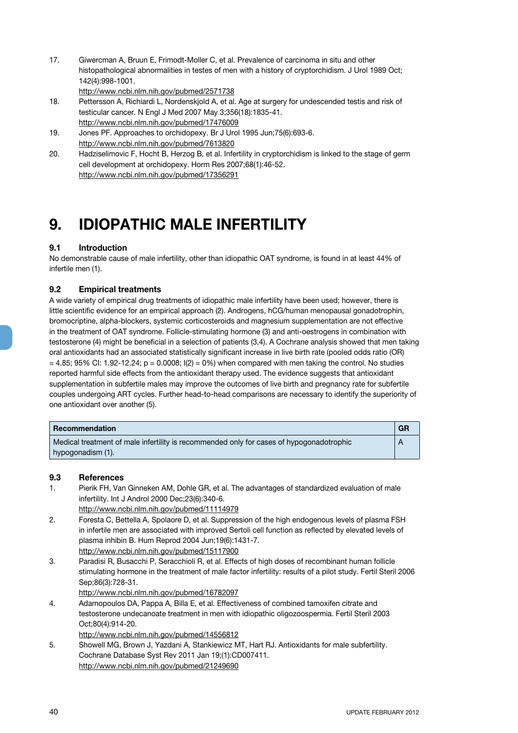17. Giwercman A, Bruun E, Frimodt-Moller C, et al. Prevalence of carcinoma in situ and other histopathological abnormalities in testes of men with a history of cryptorchidism. J Urol 1989 Oct; 142(4):998-1001.
http://www.ncbi.nlm.nih.gov/pubmed/2571738
18. Pettersson A, Richiardi L, Nordenskjold A, et al. Age at surgery for undescended testis and risk of testicular cancer. N Engl J Med 2007 May 3;356(18):1835-41.
http://www.ncbi.nlm.nih.gov/pubmed/17476009
19. Jones PF. Approaches to orchidopexy. Br J Urol 1995 Jun;75(6):693-6.
http://www.ncbi.nlm.nih.gov/pubmed/7613820
20. Hadziselimovic F, Hocht B, Herzog B, et al. Infertility in cryptorchidism is linked to the stage of germ cell development at orchidopexy. Horm Res 2007;68(1):46-52.
http://www.ncbi.nlm.nih.gov/pubmed/17356291

# 9. IDIOPATHIC MALE INFERTILITY

## 9.1 Introduction

No demonstrable cause of male infertility, other than idiopathic OAT syndrome, is found in at least 44% of infertile men (1).

## 9.2 Empirical treatments

A wide variety of empirical drug treatments of idiopathic male infertility have been used; however, there is little scientific evidence for an empirical approach (2). Androgens, hCG/human menopausal gonadotrophin, bromocriptine, alpha-blockers, systemic corticosteroids and magnesium supplementation are not effective in the treatment of OAT syndrome. Follicle-stimulating hormone (3) and anti-oestrogens in combination with testosterone (4) might be beneficial in a selection of patients (3,4). A Cochrane analysis showed that men taking oral antioxidants had an associated statistically significant increase in live birth rate (pooled odds ratio (OR) = 4.85; 95% CI: 1.92-12.24; p = 0.0008; I(2) = 0%) when compared with men taking the control. No studies reported harmful side effects from the antioxidant therapy used. The evidence suggests that antioxidant supplementation in subfertile males may improve the outcomes of live birth and pregnancy rate for subfertile couples undergoing ART cycles. Further head-to-head comparisons are necessary to identify the superiority of one antioxidant over another (5).

| Recommendation | GR |
|---|---|
| Medical treatment of male infertility is recommended only for cases of hypogonadotrophic hypogonadism (1). | A |

## 9.3 References

1. Pierik FH, Van Ginneken AM, Dohle GR, et al. The advantages of standardized evaluation of male infertility. Int J Androl 2000 Dec;23(6):340-6.
http://www.ncbi.nlm.nih.gov/pubmed/11114979
2. Foresta C, Bettella A, Spolaore D, et al. Suppression of the high endogenous levels of plasma FSH in infertile men are associated with improved Sertoli cell function as reflected by elevated levels of plasma inhibin B. Hum Reprod 2004 Jun;19(6):1431-7.
http://www.ncbi.nlm.nih.gov/pubmed/15117900
3. Paradisi R, Busacchi P, Seracchioli R, et al. Effects of high doses of recombinant human follicle stimulating hormone in the treatment of male factor infertility: results of a pilot study. Fertil Steril 2006 Sep;86(3):728-31.
http://www.ncbi.nlm.nih.gov/pubmed/16782097
4. Adamopoulos DA, Pappa A, Billa E, et al. Effectiveness of combined tamoxifen citrate and testosterone undecanoate treatment in men with idiopathic oligozoospermia. Fertil Steril 2003 Oct;80(4):914-20.
http://www.ncbi.nlm.nih.gov/pubmed/14556812
5. Showell MG, Brown J, Yazdani A, Stankiewicz MT, Hart RJ. Antioxidants for male subfertility. Cochrane Database Syst Rev 2011 Jan 19;(1):CD007411.
http://www.ncbi.nlm.nih.gov/pubmed/21249690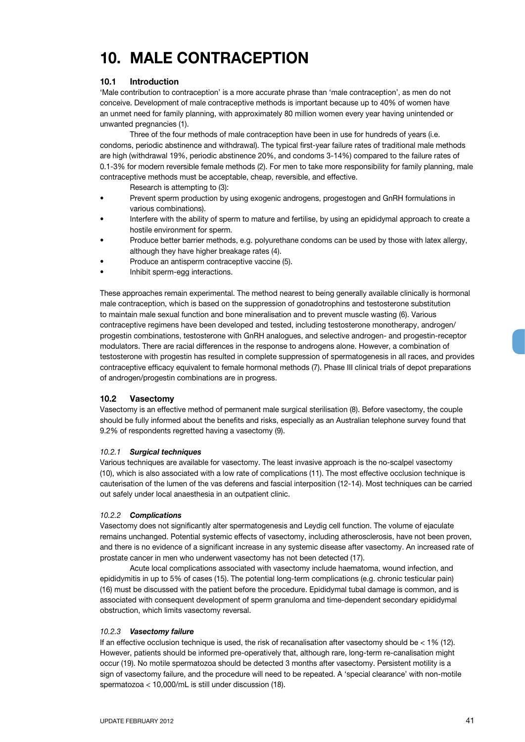# 10. MALE CONTRACEPTION

## 10.1 Introduction

'Male contribution to contraception' is a more accurate phrase than 'male contraception', as men do not conceive. Development of male contraceptive methods is important because up to 40% of women have an unmet need for family planning, with approximately 80 million women every year having unintended or unwanted pregnancies (1).

Three of the four methods of male contraception have been in use for hundreds of years (i.e. condoms, periodic abstinence and withdrawal). The typical first-year failure rates of traditional male methods are high (withdrawal 19%, periodic abstinence 20%, and condoms 3-14%) compared to the failure rates of 0.1-3% for modern reversible female methods (2). For men to take more responsibility for family planning, male contraceptive methods must be acceptable, cheap, reversible, and effective.

Research is attempting to (3):

- Prevent sperm production by using exogenic androgens, progestogen and GnRH formulations in various combinations).
- Interfere with the ability of sperm to mature and fertilise, by using an epididymal approach to create a hostile environment for sperm.
- Produce better barrier methods, e.g. polyurethane condoms can be used by those with latex allergy, although they have higher breakage rates (4).
- Produce an antisperm contraceptive vaccine (5).
- Inhibit sperm-egg interactions.

These approaches remain experimental. The method nearest to being generally available clinically is hormonal male contraception, which is based on the suppression of gonadotrophins and testosterone substitution to maintain male sexual function and bone mineralisation and to prevent muscle wasting (6). Various contraceptive regimens have been developed and tested, including testosterone monotherapy, androgen/progestin combinations, testosterone with GnRH analogues, and selective androgen- and progestin-receptor modulators. There are racial differences in the response to androgens alone. However, a combination of testosterone with progestin has resulted in complete suppression of spermatogenesis in all races, and provides contraceptive efficacy equivalent to female hormonal methods (7). Phase III clinical trials of depot preparations of androgen/progestin combinations are in progress.

## 10.2 Vasectomy

Vasectomy is an effective method of permanent male surgical sterilisation (8). Before vasectomy, the couple should be fully informed about the benefits and risks, especially as an Australian telephone survey found that 9.2% of respondents regretted having a vasectomy (9).

### *10.2.1 Surgical techniques*

Various techniques are available for vasectomy. The least invasive approach is the no-scalpel vasectomy (10), which is also associated with a low rate of complications (11). The most effective occlusion technique is cauterisation of the lumen of the vas deferens and fascial interposition (12-14). Most techniques can be carried out safely under local anaesthesia in an outpatient clinic.

### *10.2.2 Complications*

Vasectomy does not significantly alter spermatogenesis and Leydig cell function. The volume of ejaculate remains unchanged. Potential systemic effects of vasectomy, including atherosclerosis, have not been proven, and there is no evidence of a significant increase in any systemic disease after vasectomy. An increased rate of prostate cancer in men who underwent vasectomy has not been detected (17).

Acute local complications associated with vasectomy include haematoma, wound infection, and epididymitis in up to 5% of cases (15). The potential long-term complications (e.g. chronic testicular pain) (16) must be discussed with the patient before the procedure. Epididymal tubal damage is common, and is associated with consequent development of sperm granuloma and time-dependent secondary epididymal obstruction, which limits vasectomy reversal.

### *10.2.3 Vasectomy failure*

If an effective occlusion technique is used, the risk of recanalisation after vasectomy should be < 1% (12). However, patients should be informed pre-operatively that, although rare, long-term re-canalisation might occur (19). No motile spermatozoa should be detected 3 months after vasectomy. Persistent motility is a sign of vasectomy failure, and the procedure will need to be repeated. A 'special clearance' with non-motile spermatozoa < 10,000/mL is still under discussion (18).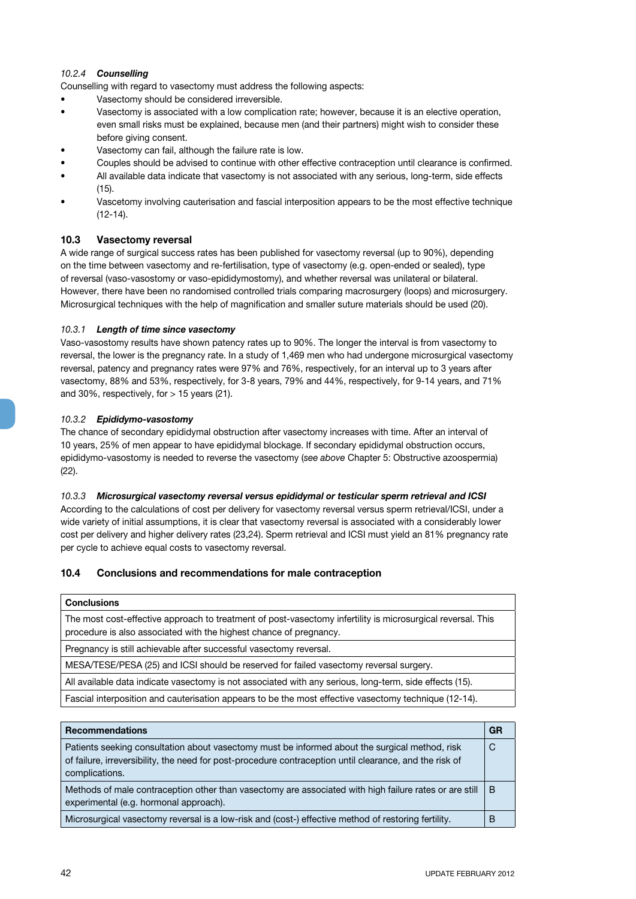#### 10.2.4 *Counselling*

Counselling with regard to vasectomy must address the following aspects:

- Vasectomy should be considered irreversible.
- Vasectomy is associated with a low complication rate; however, because it is an elective operation, even small risks must be explained, because men (and their partners) might wish to consider these before giving consent.
- Vasectomy can fail, although the failure rate is low.
- Couples should be advised to continue with other effective contraception until clearance is confirmed.
- All available data indicate that vasectomy is not associated with any serious, long-term, side effects (15).
- Vascetomy involving cauterisation and fascial interposition appears to be the most effective technique (12-14).

### 10.3 Vasectomy reversal

A wide range of surgical success rates has been published for vasectomy reversal (up to 90%), depending on the time between vasectomy and re-fertilisation, type of vasectomy (e.g. open-ended or sealed), type of reversal (vaso-vasostomy or vaso-epididymostomy), and whether reversal was unilateral or bilateral. However, there have been no randomised controlled trials comparing macrosurgery (loops) and microsurgery. Microsurgical techniques with the help of magnification and smaller suture materials should be used (20).

#### 10.3.1 *Length of time since vasectomy*

Vaso-vasostomy results have shown patency rates up to 90%. The longer the interval is from vasectomy to reversal, the lower is the pregnancy rate. In a study of 1,469 men who had undergone microsurgical vasectomy reversal, patency and pregnancy rates were 97% and 76%, respectively, for an interval up to 3 years after vasectomy, 88% and 53%, respectively, for 3-8 years, 79% and 44%, respectively, for 9-14 years, and 71% and 30%, respectively, for > 15 years (21).

#### 10.3.2 *Epididymo-vasostomy*

The chance of secondary epididymal obstruction after vasectomy increases with time. After an interval of 10 years, 25% of men appear to have epididymal blockage. If secondary epididymal obstruction occurs, epididymo-vasostomy is needed to reverse the vasectomy (*see above* Chapter 5: Obstructive azoospermia) (22).

#### 10.3.3 *Microsurgical vasectomy reversal versus epididymal or testicular sperm retrieval and ICSI*

According to the calculations of cost per delivery for vasectomy reversal versus sperm retrieval/ICSI, under a wide variety of initial assumptions, it is clear that vasectomy reversal is associated with a considerably lower cost per delivery and higher delivery rates (23,24). Sperm retrieval and ICSI must yield an 81% pregnancy rate per cycle to achieve equal costs to vasectomy reversal.

### 10.4 Conclusions and recommendations for male contraception

| Conclusions |
|---|
| The most cost-effective approach to treatment of post-vasectomy infertility is microsurgical reversal. This procedure is also associated with the highest chance of pregnancy. |
| Pregnancy is still achievable after successful vasectomy reversal. |
| MESA/TESE/PESA (25) and ICSI should be reserved for failed vasectomy reversal surgery. |
| All available data indicate vasectomy is not associated with any serious, long-term, side effects (15). |
| Fascial interposition and cauterisation appears to be the most effective vasectomy technique (12-14). |

| Recommendations | GR |
|---|---|
| Patients seeking consultation about vasectomy must be informed about the surgical method, risk of failure, irreversibility, the need for post-procedure contraception until clearance, and the risk of complications. | C |
| Methods of male contraception other than vasectomy are associated with high failure rates or are still experimental (e.g. hormonal approach). | B |
| Microsurgical vasectomy reversal is a low-risk and (cost-) effective method of restoring fertility. | B |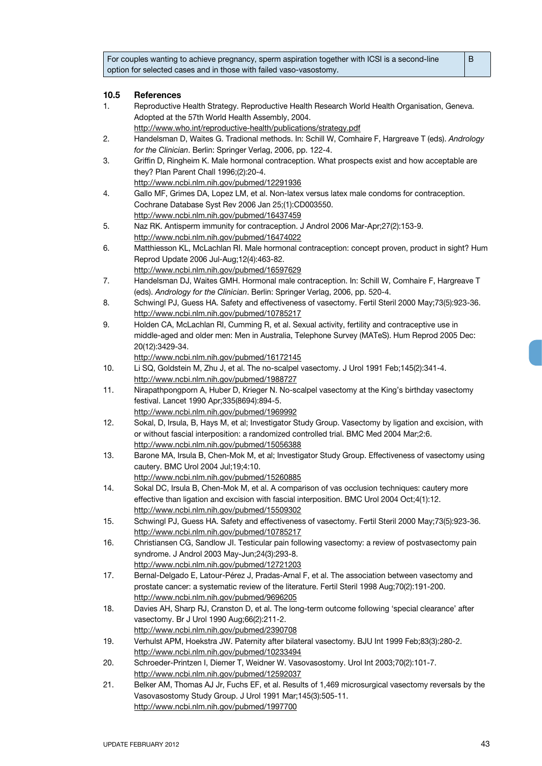| For couples wanting to achieve pregnancy, sperm aspiration together with ICSI is a second-line option for selected cases and in those with failed vaso-vasostomy. | B |
|---|---|

## 10.5 References

1. Reproductive Health Strategy. Reproductive Health Research World Health Organisation, Geneva. Adopted at the 57th World Health Assembly, 2004.
   http://www.who.int/reproductive-health/publications/strategy.pdf
2. Handelsman D, Waites G. Tradional methods. In: Schill W, Comhaire F, Hargreave T (eds). *Andrology for the Clinician*. Berlin: Springer Verlag, 2006, pp. 122-4.
3. Griffin D, Ringheim K. Male hormonal contraception. What prospects exist and how acceptable are they? Plan Parent Chall 1996;(2):20-4.
   http://www.ncbi.nlm.nih.gov/pubmed/12291936
4. Gallo MF, Grimes DA, Lopez LM, et al. Non-latex versus latex male condoms for contraception. Cochrane Database Syst Rev 2006 Jan 25;(1):CD003550.
   http://www.ncbi.nlm.nih.gov/pubmed/16437459
5. Naz RK. Antisperm immunity for contraception. J Androl 2006 Mar-Apr;27(2):153-9.
   http://www.ncbi.nlm.nih.gov/pubmed/16474022
6. Matthiesson KL, McLachlan RI. Male hormonal contraception: concept proven, product in sight? Hum Reprod Update 2006 Jul-Aug;12(4):463-82.
   http://www.ncbi.nlm.nih.gov/pubmed/16597629
7. Handelsman DJ, Waites GMH. Hormonal male contraception. In: Schill W, Comhaire F, Hargreave T (eds). *Andrology for the Clinician*. Berlin: Springer Verlag, 2006, pp. 520-4.
8. Schwingl PJ, Guess HA. Safety and effectiveness of vasectomy. Fertil Steril 2000 May;73(5):923-36.
   http://www.ncbi.nlm.nih.gov/pubmed/10785217
9. Holden CA, McLachlan RI, Cumming R, et al. Sexual activity, fertility and contraceptive use in middle-aged and older men: Men in Australia, Telephone Survey (MATeS). Hum Reprod 2005 Dec: 20(12):3429-34.
   http://www.ncbi.nlm.nih.gov/pubmed/16172145
10. Li SQ, Goldstein M, Zhu J, et al. The no-scalpel vasectomy. J Urol 1991 Feb;145(2):341-4.
    http://www.ncbi.nlm.nih.gov/pubmed/1988727
11. Nirapathpongporn A, Huber D, Krieger N. No-scalpel vasectomy at the King's birthday vasectomy festival. Lancet 1990 Apr;335(8694):894-5.
    http://www.ncbi.nlm.nih.gov/pubmed/1969992
12. Sokal, D, Irsula, B, Hays M, et al; Investigator Study Group. Vasectomy by ligation and excision, with or without fascial interposition: a randomized controlled trial. BMC Med 2004 Mar;2:6.
    http://www.ncbi.nlm.nih.gov/pubmed/15056388
13. Barone MA, Irsula B, Chen-Mok M, et al; Investigator Study Group. Effectiveness of vasectomy using cautery. BMC Urol 2004 Jul;19;4:10.
    http://www.ncbi.nlm.nih.gov/pubmed/15260885
14. Sokal DC, Irsula B, Chen-Mok M, et al. A comparison of vas occlusion techniques: cautery more effective than ligation and excision with fascial interposition. BMC Urol 2004 Oct;4(1):12.
    http://www.ncbi.nlm.nih.gov/pubmed/15509302
15. Schwingl PJ, Guess HA. Safety and effectiveness of vasectomy. Fertil Steril 2000 May;73(5):923-36.
    http://www.ncbi.nlm.nih.gov/pubmed/10785217
16. Christiansen CG, Sandlow JI. Testicular pain following vasectomy: a review of postvasectomy pain syndrome. J Androl 2003 May-Jun;24(3):293-8.
    http://www.ncbi.nlm.nih.gov/pubmed/12721203
17. Bernal-Delgado E, Latour-Pérez J, Pradas-Arnal F, et al. The association between vasectomy and prostate cancer: a systematic review of the literature. Fertil Steril 1998 Aug;70(2):191-200.
    http://www.ncbi.nlm.nih.gov/pubmed/9696205
18. Davies AH, Sharp RJ, Cranston D, et al. The long-term outcome following 'special clearance' after vasectomy. Br J Urol 1990 Aug;66(2):211-2.
    http://www.ncbi.nlm.nih.gov/pubmed/2390708
19. Verhulst APM, Hoekstra JW. Paternity after bilateral vasectomy. BJU Int 1999 Feb;83(3):280-2.
    http://www.ncbi.nlm.nih.gov/pubmed/10233494
20. Schroeder-Printzen I, Diemer T, Weidner W. Vasovasostomy. Urol Int 2003;70(2):101-7.
    http://www.ncbi.nlm.nih.gov/pubmed/12592037
21. Belker AM, Thomas AJ Jr, Fuchs EF, et al. Results of 1,469 microsurgical vasectomy reversals by the Vasovasostomy Study Group. J Urol 1991 Mar;145(3):505-11.
    http://www.ncbi.nlm.nih.gov/pubmed/1997700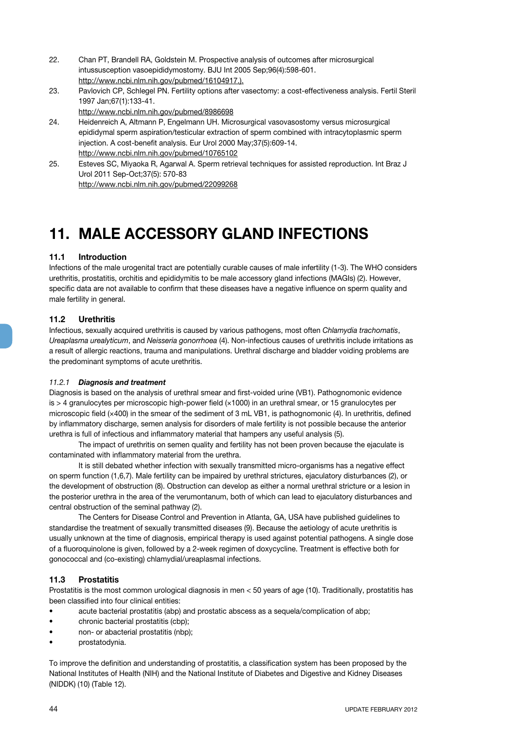22. Chan PT, Brandell RA, Goldstein M. Prospective analysis of outcomes after microsurgical intussusception vasoepididymostomy. BJU Int 2005 Sep;96(4):598-601. http://www.ncbi.nlm.nih.gov/pubmed/16104917.).
23. Pavlovich CP, Schlegel PN. Fertility options after vasectomy: a cost-effectiveness analysis. Fertil Steril 1997 Jan;67(1):133-41. http://www.ncbi.nlm.nih.gov/pubmed/8986698
24. Heidenreich A, Altmann P, Engelmann UH. Microsurgical vasovasostomy versus microsurgical epididymal sperm aspiration/testicular extraction of sperm combined with intracytoplasmic sperm injection. A cost-benefit analysis. Eur Urol 2000 May;37(5):609-14. http://www.ncbi.nlm.nih.gov/pubmed/10765102
25. Esteves SC, Miyaoka R, Agarwal A. Sperm retrieval techniques for assisted reproduction. Int Braz J Urol 2011 Sep-Oct;37(5): 570-83 http://www.ncbi.nlm.nih.gov/pubmed/22099268

# 11. MALE ACCESSORY GLAND INFECTIONS

## 11.1 Introduction

Infections of the male urogenital tract are potentially curable causes of male infertility (1-3). The WHO considers urethritis, prostatitis, orchitis and epididymitis to be male accessory gland infections (MAGIs) (2). However, specific data are not available to confirm that these diseases have a negative influence on sperm quality and male fertility in general.

## 11.2 Urethritis

Infectious, sexually acquired urethritis is caused by various pathogens, most often *Chlamydia trachomatis*, *Ureaplasma urealyticum*, and *Neisseria gonorrhoea* (4). Non-infectious causes of urethritis include irritations as a result of allergic reactions, trauma and manipulations. Urethral discharge and bladder voiding problems are the predominant symptoms of acute urethritis.

### *11.2.1 Diagnosis and treatment*

Diagnosis is based on the analysis of urethral smear and first-voided urine (VB1). Pathognomonic evidence is > 4 granulocytes per microscopic high-power field (×1000) in an urethral smear, or 15 granulocytes per microscopic field (×400) in the smear of the sediment of 3 mL VB1, is pathognomonic (4). In urethritis, defined by inflammatory discharge, semen analysis for disorders of male fertility is not possible because the anterior urethra is full of infectious and inflammatory material that hampers any useful analysis (5).

The impact of urethritis on semen quality and fertility has not been proven because the ejaculate is contaminated with inflammatory material from the urethra.

It is still debated whether infection with sexually transmitted micro-organisms has a negative effect on sperm function (1,6,7). Male fertility can be impaired by urethral strictures, ejaculatory disturbances (2), or the development of obstruction (8). Obstruction can develop as either a normal urethral stricture or a lesion in the posterior urethra in the area of the verumontanum, both of which can lead to ejaculatory disturbances and central obstruction of the seminal pathway (2).

The Centers for Disease Control and Prevention in Atlanta, GA, USA have published guidelines to standardise the treatment of sexually transmitted diseases (9). Because the aetiology of acute urethritis is usually unknown at the time of diagnosis, empirical therapy is used against potential pathogens. A single dose of a fluoroquinolone is given, followed by a 2-week regimen of doxycycline. Treatment is effective both for gonococcal and (co-existing) chlamydial/ureaplasmal infections.

## 11.3 Prostatitis

Prostatitis is the most common urological diagnosis in men < 50 years of age (10). Traditionally, prostatitis has been classified into four clinical entities:

- acute bacterial prostatitis (abp) and prostatic abscess as a sequela/complication of abp;
- chronic bacterial prostatitis (cbp);
- non- or abacterial prostatitis (nbp);
- prostatodynia.

To improve the definition and understanding of prostatitis, a classification system has been proposed by the National Institutes of Health (NIH) and the National Institute of Diabetes and Digestive and Kidney Diseases (NIDDK) (10) (Table 12).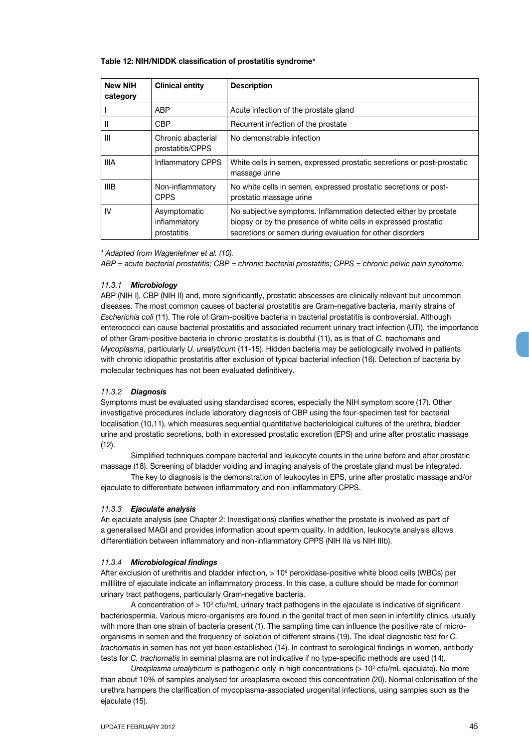**Table 12: NIH/NIDDK classification of prostatitis syndrome***

| New NIH category | Clinical entity | Description |
|---|---|---|
| I | ABP | Acute infection of the prostate gland |
| II | CBP | Recurrent infection of the prostate |
| III | Chronic abacterial prostatitis/CPPS | No demonstrable infection |
| IIIA | Inflammatory CPPS | White cells in semen, expressed prostatic secretions or post-prostatic massage urine |
| IIIB | Non-inflammatory CPPS | No white cells in semen, expressed prostatic secretions or post-prostatic massage urine |
| IV | Asymptomatic inflammatory prostatitis | No subjective symptoms. Inflammation detected either by prostate biopsy or by the presence of white cells in expressed prostatic secretions or semen during evaluation for other disorders |

*\* Adapted from Wagenlehner et al. (10).*

*ABP = acute bacterial prostatitis; CBP = chronic bacterial prostatitis; CPPS = chronic pelvic pain syndrome.*

### *11.3.1 Microbiology*

ABP (NIH I), CBP (NIH II) and, more significantly, prostatic abscesses are clinically relevant but uncommon diseases. The most common causes of bacterial prostatitis are Gram-negative bacteria, mainly strains of *Escherichia coli* (11). The role of Gram-positive bacteria in bacterial prostatitis is controversial. Although enterococci can cause bacterial prostatitis and associated recurrent urinary tract infection (UTI), the importance of other Gram-positive bacteria in chronic prostatitis is doubtful (11), as is that of *C. trachomatis* and *Mycoplasma*, particularly *U. urealyticum* (11-15). Hidden bacteria may be aetiologically involved in patients with chronic idiopathic prostatitis after exclusion of typical bacterial infection (16). Detection of bacteria by molecular techniques has not been evaluated definitively.

### *11.3.2 Diagnosis*

Symptoms must be evaluated using standardised scores, especially the NIH symptom score (17). Other investigative procedures include laboratory diagnosis of CBP using the four-specimen test for bacterial localisation (10,11), which measures sequential quantitative bacteriological cultures of the urethra, bladder urine and prostatic secretions, both in expressed prostatic excretion (EPS) and urine after prostatic massage (12).

Simplified techniques compare bacterial and leukocyte counts in the urine before and after prostatic massage (18). Screening of bladder voiding and imaging analysis of the prostate gland must be integrated.

The key to diagnosis is the demonstration of leukocytes in EPS, urine after prostatic massage and/or ejaculate to differentiate between inflammatory and non-inflammatory CPPS.

### *11.3.3 Ejaculate analysis*

An ejaculate analysis (*see* Chapter 2: Investigations) clarifies whether the prostate is involved as part of a generalised MAGI and provides information about sperm quality. In addition, leukocyte analysis allows differentiation between inflammatory and non-inflammatory CPPS (NIH IIa vs NIH IIIb).

### *11.3.4 Microbiological findings*

After exclusion of urethritis and bladder infection, $> 10^6$ peroxidase-positive white blood cells (WBCs) per millilitre of ejaculate indicate an inflammatory process. In this case, a culture should be made for common urinary tract pathogens, particularly Gram-negative bacteria.

A concentration of $> 10^3$ cfu/mL urinary tract pathogens in the ejaculate is indicative of significant bacteriospermia. Various micro-organisms are found in the genital tract of men seen in infertility clinics, usually with more than one strain of bacteria present (1). The sampling time can influence the positive rate of micro-organisms in semen and the frequency of isolation of different strains (19). The ideal diagnostic test for *C. trachomatis* in semen has not yet been established (14). In contrast to serological findings in women, antibody tests for *C. trachomatis* in seminal plasma are not indicative if no type-specific methods are used (14).

*Ureaplasma urealyticum* is pathogenic only in high concentrations ($> 10^3$ cfu/mL ejaculate). No more than about 10% of samples analysed for ureaplasma exceed this concentration (20). Normal colonisation of the urethra hampers the clarification of mycoplasma-associated urogenital infections, using samples such as the ejaculate (15).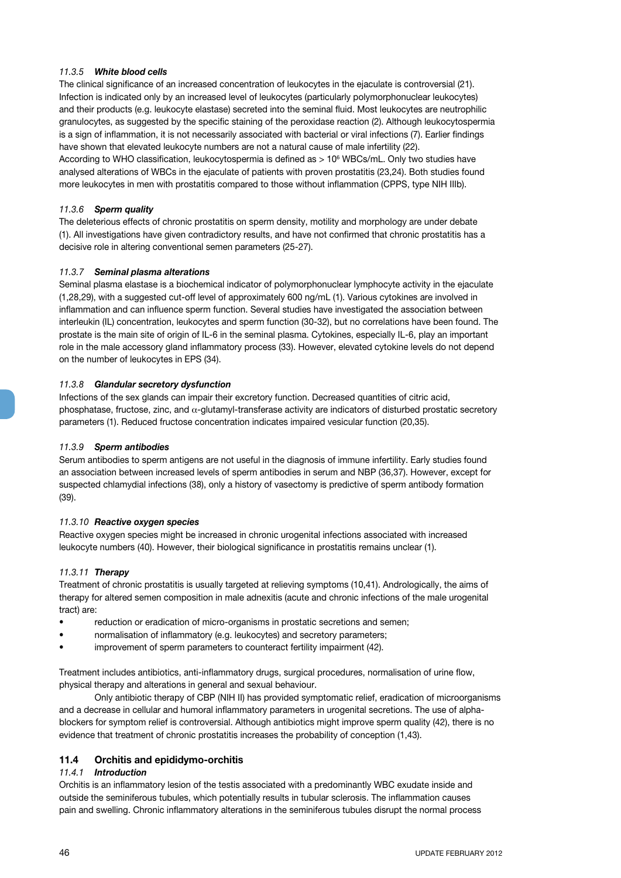#### *11.3.5 White blood cells*

The clinical significance of an increased concentration of leukocytes in the ejaculate is controversial (21). Infection is indicated only by an increased level of leukocytes (particularly polymorphonuclear leukocytes) and their products (e.g. leukocyte elastase) secreted into the seminal fluid. Most leukocytes are neutrophilic granulocytes, as suggested by the specific staining of the peroxidase reaction (2). Although leukocytospermia is a sign of inflammation, it is not necessarily associated with bacterial or viral infections (7). Earlier findings have shown that elevated leukocyte numbers are not a natural cause of male infertility (22).

According to WHO classification, leukocytospermia is defined as > $10^6$ WBCs/mL. Only two studies have analysed alterations of WBCs in the ejaculate of patients with proven prostatitis (23,24). Both studies found more leukocytes in men with prostatitis compared to those without inflammation (CPPS, type NIH IIIb).

#### *11.3.6 Sperm quality*

The deleterious effects of chronic prostatitis on sperm density, motility and morphology are under debate (1). All investigations have given contradictory results, and have not confirmed that chronic prostatitis has a decisive role in altering conventional semen parameters (25-27).

#### *11.3.7 Seminal plasma alterations*

Seminal plasma elastase is a biochemical indicator of polymorphonuclear lymphocyte activity in the ejaculate (1,28,29), with a suggested cut-off level of approximately 600 ng/mL (1). Various cytokines are involved in inflammation and can influence sperm function. Several studies have investigated the association between interleukin (IL) concentration, leukocytes and sperm function (30-32), but no correlations have been found. The prostate is the main site of origin of IL-6 in the seminal plasma. Cytokines, especially IL-6, play an important role in the male accessory gland inflammatory process (33). However, elevated cytokine levels do not depend on the number of leukocytes in EPS (34).

#### *11.3.8 Glandular secretory dysfunction*

Infections of the sex glands can impair their excretory function. Decreased quantities of citric acid, phosphatase, fructose, zinc, and $\alpha$-glutamyl-transferase activity are indicators of disturbed prostatic secretory parameters (1). Reduced fructose concentration indicates impaired vesicular function (20,35).

#### *11.3.9 Sperm antibodies*

Serum antibodies to sperm antigens are not useful in the diagnosis of immune infertility. Early studies found an association between increased levels of sperm antibodies in serum and NBP (36,37). However, except for suspected chlamydial infections (38), only a history of vasectomy is predictive of sperm antibody formation (39).

#### *11.3.10 Reactive oxygen species*

Reactive oxygen species might be increased in chronic urogenital infections associated with increased leukocyte numbers (40). However, their biological significance in prostatitis remains unclear (1).

#### *11.3.11 Therapy*

Treatment of chronic prostatitis is usually targeted at relieving symptoms (10,41). Andrologically, the aims of therapy for altered semen composition in male adnexitis (acute and chronic infections of the male urogenital tract) are:

- reduction or eradication of micro-organisms in prostatic secretions and semen;
- normalisation of inflammatory (e.g. leukocytes) and secretory parameters;
- improvement of sperm parameters to counteract fertility impairment (42).

Treatment includes antibiotics, anti-inflammatory drugs, surgical procedures, normalisation of urine flow, physical therapy and alterations in general and sexual behaviour.

Only antibiotic therapy of CBP (NIH II) has provided symptomatic relief, eradication of microorganisms and a decrease in cellular and humoral inflammatory parameters in urogenital secretions. The use of alpha-blockers for symptom relief is controversial. Although antibiotics might improve sperm quality (42), there is no evidence that treatment of chronic prostatitis increases the probability of conception (1,43).

### 11.4 Orchitis and epididymo-orchitis

#### *11.4.1 Introduction*

Orchitis is an inflammatory lesion of the testis associated with a predominantly WBC exudate inside and outside the seminiferous tubules, which potentially results in tubular sclerosis. The inflammation causes pain and swelling. Chronic inflammatory alterations in the seminiferous tubules disrupt the normal process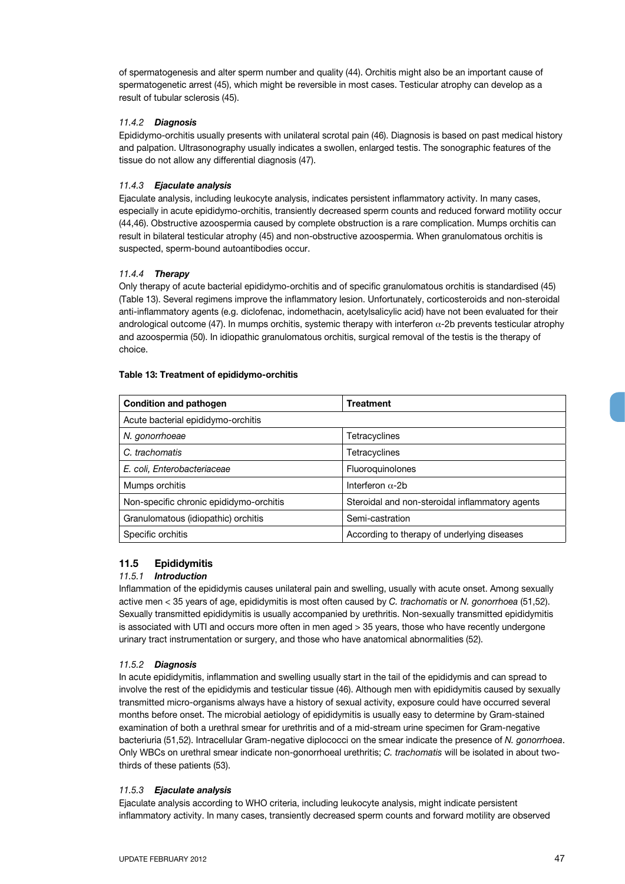of spermatogenesis and alter sperm number and quality (44). Orchitis might also be an important cause of spermatogenetic arrest (45), which might be reversible in most cases. Testicular atrophy can develop as a result of tubular sclerosis (45).

#### 11.4.2 *Diagnosis*

Epididymo-orchitis usually presents with unilateral scrotal pain (46). Diagnosis is based on past medical history and palpation. Ultrasonography usually indicates a swollen, enlarged testis. The sonographic features of the tissue do not allow any differential diagnosis (47).

#### 11.4.3 *Ejaculate analysis*

Ejaculate analysis, including leukocyte analysis, indicates persistent inflammatory activity. In many cases, especially in acute epididymo-orchitis, transiently decreased sperm counts and reduced forward motility occur (44,46). Obstructive azoospermia caused by complete obstruction is a rare complication. Mumps orchitis can result in bilateral testicular atrophy (45) and non-obstructive azoospermia. When granulomatous orchitis is suspected, sperm-bound autoantibodies occur.

#### 11.4.4 *Therapy*

Only therapy of acute bacterial epididymo-orchitis and of specific granulomatous orchitis is standardised (45) (Table 13). Several regimens improve the inflammatory lesion. Unfortunately, corticosteroids and non-steroidal anti-inflammatory agents (e.g. diclofenac, indomethacin, acetylsalicylic acid) have not been evaluated for their andrological outcome (47). In mumps orchitis, systemic therapy with interferon $\alpha$-2b prevents testicular atrophy and azoospermia (50). In idiopathic granulomatous orchitis, surgical removal of the testis is the therapy of choice.

**Table 13: Treatment of epididymo-orchitis**

| Condition and pathogen | Treatment |
|---|---|
| Acute bacterial epididymo-orchitis | |
| *N. gonorrhoeae* | Tetracyclines |
| *C. trachomatis* | Tetracyclines |
| *E. coli, Enterobacteriaceae* | Fluoroquinolones |
| Mumps orchitis | Interferon $\alpha$-2b |
| Non-specific chronic epididymo-orchitis | Steroidal and non-steroidal inflammatory agents |
| Granulomatous (idiopathic) orchitis | Semi-castration |
| Specific orchitis | According to therapy of underlying diseases |

## 11.5 Epididymitis

#### 11.5.1 *Introduction*

Inflammation of the epididymis causes unilateral pain and swelling, usually with acute onset. Among sexually active men < 35 years of age, epididymitis is most often caused by *C. trachomatis* or *N. gonorrhoea* (51,52). Sexually transmitted epididymitis is usually accompanied by urethritis. Non-sexually transmitted epididymitis is associated with UTI and occurs more often in men aged > 35 years, those who have recently undergone urinary tract instrumentation or surgery, and those who have anatomical abnormalities (52).

#### 11.5.2 *Diagnosis*

In acute epididymitis, inflammation and swelling usually start in the tail of the epididymis and can spread to involve the rest of the epididymis and testicular tissue (46). Although men with epididymitis caused by sexually transmitted micro-organisms always have a history of sexual activity, exposure could have occurred several months before onset. The microbial aetiology of epididymitis is usually easy to determine by Gram-stained examination of both a urethral smear for urethritis and of a mid-stream urine specimen for Gram-negative bacteriuria (51,52). Intracellular Gram-negative diplococci on the smear indicate the presence of *N. gonorrhoea*. Only WBCs on urethral smear indicate non-gonorrhoeal urethritis; *C. trachomatis* will be isolated in about two-thirds of these patients (53).

#### 11.5.3 *Ejaculate analysis*

Ejaculate analysis according to WHO criteria, including leukocyte analysis, might indicate persistent inflammatory activity. In many cases, transiently decreased sperm counts and forward motility are observed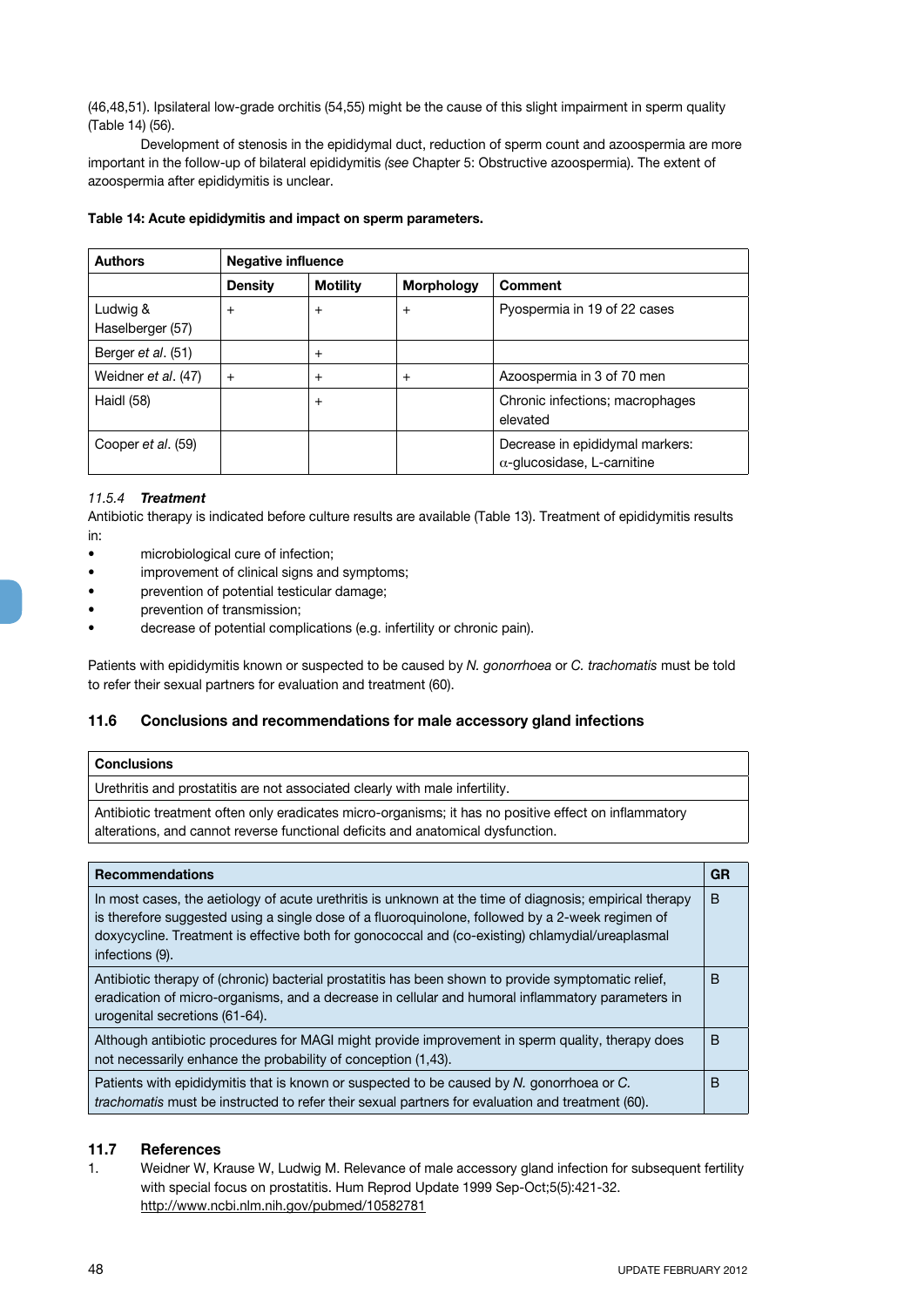(46,48,51). Ipsilateral low-grade orchitis (54,55) might be the cause of this slight impairment in sperm quality (Table 14) (56).

Development of stenosis in the epididymal duct, reduction of sperm count and azoospermia are more important in the follow-up of bilateral epididymitis *(see* Chapter 5: Obstructive azoospermia). The extent of azoospermia after epididymitis is unclear.

**Table 14: Acute epididymitis and impact on sperm parameters.**

| Authors | Negative influence | | | |
|---|---|---|---|---|
| | **Density** | **Motility** | **Morphology** | **Comment** |
| Ludwig & Haselberger (57) | + | + | + | Pyospermia in 19 of 22 cases |
| Berger *et al*. (51) | | + | | |
| Weidner *et al*. (47) | + | + | + | Azoospermia in 3 of 70 men |
| Haidl (58) | | + | | Chronic infections; macrophages elevated |
| Cooper *et al*. (59) | | | | Decrease in epididymal markers: $\alpha$-glucosidase, L-carnitine |

#### 11.5.4 *Treatment*

Antibiotic therapy is indicated before culture results are available (Table 13). Treatment of epididymitis results in:

- microbiological cure of infection;
- improvement of clinical signs and symptoms;
- prevention of potential testicular damage;
- prevention of transmission;
- decrease of potential complications (e.g. infertility or chronic pain).

Patients with epididymitis known or suspected to be caused by *N. gonorrhoea* or *C. trachomatis* must be told to refer their sexual partners for evaluation and treatment (60).

### 11.6 Conclusions and recommendations for male accessory gland infections

| Conclusions |
|---|
| Urethritis and prostatitis are not associated clearly with male infertility. |
| Antibiotic treatment often only eradicates micro-organisms; it has no positive effect on inflammatory alterations, and cannot reverse functional deficits and anatomical dysfunction. |

| Recommendations | GR |
|---|---|
| In most cases, the aetiology of acute urethritis is unknown at the time of diagnosis; empirical therapy is therefore suggested using a single dose of a fluoroquinolone, followed by a 2-week regimen of doxycycline. Treatment is effective both for gonococcal and (co-existing) chlamydial/ureaplasmal infections (9). | B |
| Antibiotic therapy of (chronic) bacterial prostatitis has been shown to provide symptomatic relief, eradication of micro-organisms, and a decrease in cellular and humoral inflammatory parameters in urogenital secretions (61-64). | B |
| Although antibiotic procedures for MAGI might provide improvement in sperm quality, therapy does not necessarily enhance the probability of conception (1,43). | B |
| Patients with epididymitis that is known or suspected to be caused by *N.* gonorrhoea or *C. trachomatis* must be instructed to refer their sexual partners for evaluation and treatment (60). | B |

### 11.7 References

1. Weidner W, Krause W, Ludwig M. Relevance of male accessory gland infection for subsequent fertility with special focus on prostatitis. Hum Reprod Update 1999 Sep-Oct;5(5):421-32. http://www.ncbi.nlm.nih.gov/pubmed/10582781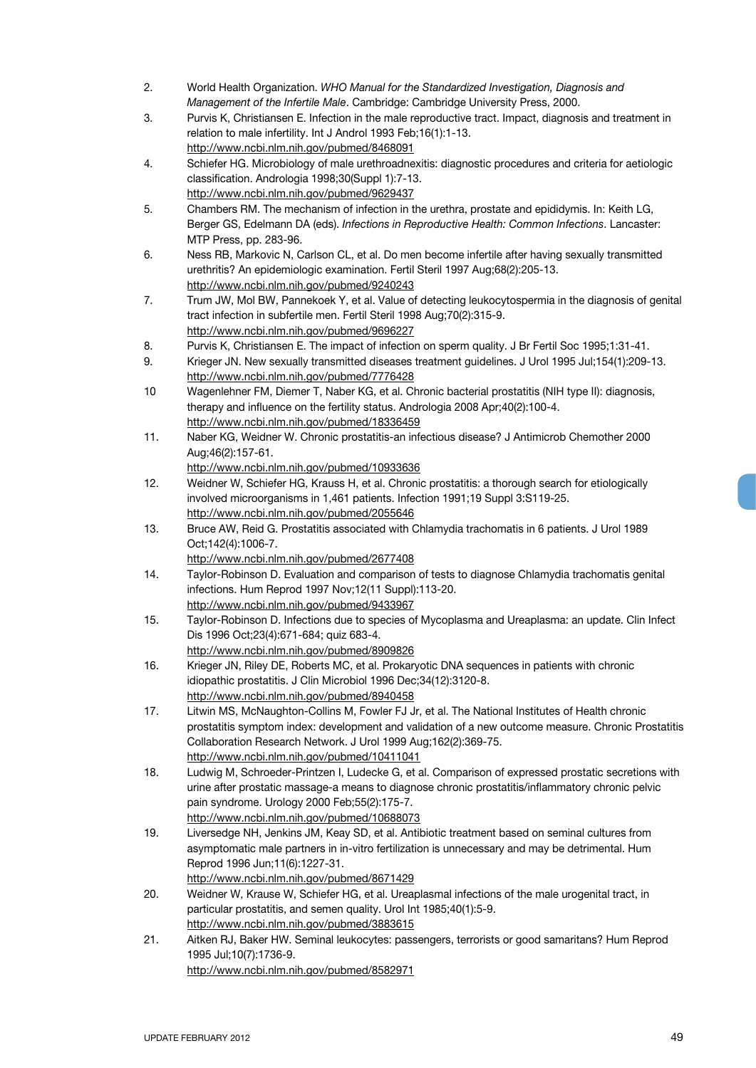2. World Health Organization. *WHO Manual for the Standardized Investigation, Diagnosis and Management of the Infertile Male*. Cambridge: Cambridge University Press, 2000.
3. Purvis K, Christiansen E. Infection in the male reproductive tract. Impact, diagnosis and treatment in relation to male infertility. Int J Androl 1993 Feb;16(1):1-13. http://www.ncbi.nlm.nih.gov/pubmed/8468091
4. Schiefer HG. Microbiology of male urethroadnexitis: diagnostic procedures and criteria for aetiologic classification. Andrologia 1998;30(Suppl 1):7-13. http://www.ncbi.nlm.nih.gov/pubmed/9629437
5. Chambers RM. The mechanism of infection in the urethra, prostate and epididymis. In: Keith LG, Berger GS, Edelmann DA (eds). *Infections in Reproductive Health: Common Infections*. Lancaster: MTP Press, pp. 283-96.
6. Ness RB, Markovic N, Carlson CL, et al. Do men become infertile after having sexually transmitted urethritis? An epidemiologic examination. Fertil Steril 1997 Aug;68(2):205-13. http://www.ncbi.nlm.nih.gov/pubmed/9240243
7. Trum JW, Mol BW, Pannekoek Y, et al. Value of detecting leukocytospermia in the diagnosis of genital tract infection in subfertile men. Fertil Steril 1998 Aug;70(2):315-9. http://www.ncbi.nlm.nih.gov/pubmed/9696227
8. Purvis K, Christiansen E. The impact of infection on sperm quality. J Br Fertil Soc 1995;1:31-41.
9. Krieger JN. New sexually transmitted diseases treatment guidelines. J Urol 1995 Jul;154(1):209-13. http://www.ncbi.nlm.nih.gov/pubmed/7776428
10. Wagenlehner FM, Diemer T, Naber KG, et al. Chronic bacterial prostatitis (NIH type II): diagnosis, therapy and influence on the fertility status. Andrologia 2008 Apr;40(2):100-4. http://www.ncbi.nlm.nih.gov/pubmed/18336459
11. Naber KG, Weidner W. Chronic prostatitis-an infectious disease? J Antimicrob Chemother 2000 Aug;46(2):157-61. http://www.ncbi.nlm.nih.gov/pubmed/10933636
12. Weidner W, Schiefer HG, Krauss H, et al. Chronic prostatitis: a thorough search for etiologically involved microorganisms in 1,461 patients. Infection 1991;19 Suppl 3:S119-25. http://www.ncbi.nlm.nih.gov/pubmed/2055646
13. Bruce AW, Reid G. Prostatitis associated with Chlamydia trachomatis in 6 patients. J Urol 1989 Oct;142(4):1006-7. http://www.ncbi.nlm.nih.gov/pubmed/2677408
14. Taylor-Robinson D. Evaluation and comparison of tests to diagnose Chlamydia trachomatis genital infections. Hum Reprod 1997 Nov;12(11 Suppl):113-20. http://www.ncbi.nlm.nih.gov/pubmed/9433967
15. Taylor-Robinson D. Infections due to species of Mycoplasma and Ureaplasma: an update. Clin Infect Dis 1996 Oct;23(4):671-684; quiz 683-4. http://www.ncbi.nlm.nih.gov/pubmed/8909826
16. Krieger JN, Riley DE, Roberts MC, et al. Prokaryotic DNA sequences in patients with chronic idiopathic prostatitis. J Clin Microbiol 1996 Dec;34(12):3120-8. http://www.ncbi.nlm.nih.gov/pubmed/8940458
17. Litwin MS, McNaughton-Collins M, Fowler FJ Jr, et al. The National Institutes of Health chronic prostatitis symptom index: development and validation of a new outcome measure. Chronic Prostatitis Collaboration Research Network. J Urol 1999 Aug;162(2):369-75. http://www.ncbi.nlm.nih.gov/pubmed/10411041
18. Ludwig M, Schroeder-Printzen I, Ludecke G, et al. Comparison of expressed prostatic secretions with urine after prostatic massage-a means to diagnose chronic prostatitis/inflammatory chronic pelvic pain syndrome. Urology 2000 Feb;55(2):175-7. http://www.ncbi.nlm.nih.gov/pubmed/10688073
19. Liversedge NH, Jenkins JM, Keay SD, et al. Antibiotic treatment based on seminal cultures from asymptomatic male partners in in-vitro fertilization is unnecessary and may be detrimental. Hum Reprod 1996 Jun;11(6):1227-31. http://www.ncbi.nlm.nih.gov/pubmed/8671429
20. Weidner W, Krause W, Schiefer HG, et al. Ureaplasmal infections of the male urogenital tract, in particular prostatitis, and semen quality. Urol Int 1985;40(1):5-9. http://www.ncbi.nlm.nih.gov/pubmed/3883615
21. Aitken RJ, Baker HW. Seminal leukocytes: passengers, terrorists or good samaritans? Hum Reprod 1995 Jul;10(7):1736-9. http://www.ncbi.nlm.nih.gov/pubmed/8582971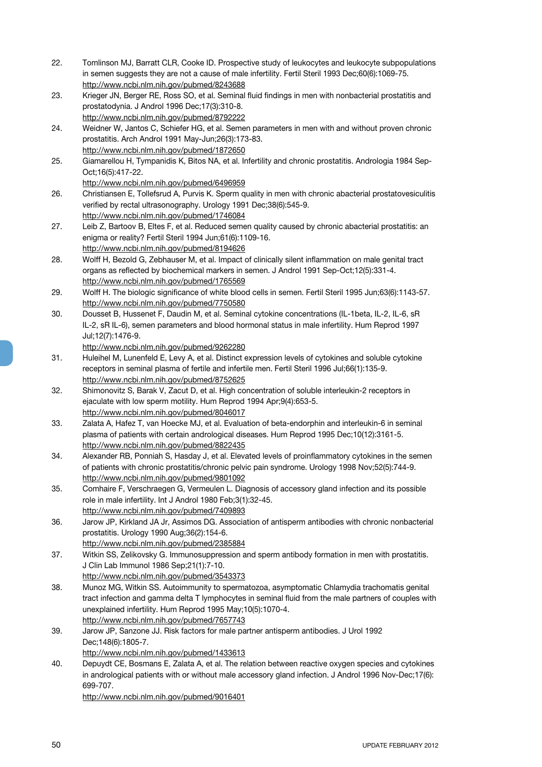22. Tomlinson MJ, Barratt CLR, Cooke ID. Prospective study of leukocytes and leukocyte subpopulations in semen suggests they are not a cause of male infertility. Fertil Steril 1993 Dec;60(6):1069-75.
http://www.ncbi.nlm.nih.gov/pubmed/8243688
23. Krieger JN, Berger RE, Ross SO, et al. Seminal fluid findings in men with nonbacterial prostatitis and prostatodynia. J Androl 1996 Dec;17(3):310-8.
http://www.ncbi.nlm.nih.gov/pubmed/8792222
24. Weidner W, Jantos C, Schiefer HG, et al. Semen parameters in men with and without proven chronic prostatitis. Arch Androl 1991 May-Jun;26(3):173-83.
http://www.ncbi.nlm.nih.gov/pubmed/1872650
25. Giamarellou H, Tympanidis K, Bitos NA, et al. Infertility and chronic prostatitis. Andrologia 1984 Sep-Oct;16(5):417-22.
http://www.ncbi.nlm.nih.gov/pubmed/6496959
26. Christiansen E, Tollefsrud A, Purvis K. Sperm quality in men with chronic abacterial prostatovesiculitis verified by rectal ultrasonography. Urology 1991 Dec;38(6):545-9.
http://www.ncbi.nlm.nih.gov/pubmed/1746084
27. Leib Z, Bartoov B, Eltes F, et al. Reduced semen quality caused by chronic abacterial prostatitis: an enigma or reality? Fertil Steril 1994 Jun;61(6):1109-16.
http://www.ncbi.nlm.nih.gov/pubmed/8194626
28. Wolff H, Bezold G, Zebhauser M, et al. Impact of clinically silent inflammation on male genital tract organs as reflected by biochemical markers in semen. J Androl 1991 Sep-Oct;12(5):331-4.
http://www.ncbi.nlm.nih.gov/pubmed/1765569
29. Wolff H. The biologic significance of white blood cells in semen. Fertil Steril 1995 Jun;63(6):1143-57.
http://www.ncbi.nlm.nih.gov/pubmed/7750580
30. Dousset B, Hussenet F, Daudin M, et al. Seminal cytokine concentrations (IL-1beta, IL-2, IL-6, sR IL-2, sR IL-6), semen parameters and blood hormonal status in male infertility. Hum Reprod 1997 Jul;12(7):1476-9.
http://www.ncbi.nlm.nih.gov/pubmed/9262280
31. Huleihel M, Lunenfeld E, Levy A, et al. Distinct expression levels of cytokines and soluble cytokine receptors in seminal plasma of fertile and infertile men. Fertil Steril 1996 Jul;66(1):135-9.
http://www.ncbi.nlm.nih.gov/pubmed/8752625
32. Shimonovitz S, Barak V, Zacut D, et al. High concentration of soluble interleukin-2 receptors in ejaculate with low sperm motility. Hum Reprod 1994 Apr;9(4):653-5.
http://www.ncbi.nlm.nih.gov/pubmed/8046017
33. Zalata A, Hafez T, van Hoecke MJ, et al. Evaluation of beta-endorphin and interleukin-6 in seminal plasma of patients with certain andrological diseases. Hum Reprod 1995 Dec;10(12):3161-5.
http://www.ncbi.nlm.nih.gov/pubmed/8822435
34. Alexander RB, Ponniah S, Hasday J, et al. Elevated levels of proinflammatory cytokines in the semen of patients with chronic prostatitis/chronic pelvic pain syndrome. Urology 1998 Nov;52(5):744-9.
http://www.ncbi.nlm.nih.gov/pubmed/9801092
35. Comhaire F, Verschraegen G, Vermeulen L. Diagnosis of accessory gland infection and its possible role in male infertility. Int J Androl 1980 Feb;3(1):32-45.
http://www.ncbi.nlm.nih.gov/pubmed/7409893
36. Jarow JP, Kirkland JA Jr, Assimos DG. Association of antisperm antibodies with chronic nonbacterial prostatitis. Urology 1990 Aug;36(2):154-6.
http://www.ncbi.nlm.nih.gov/pubmed/2385884
37. Witkin SS, Zelikovsky G. Immunosuppression and sperm antibody formation in men with prostatitis. J Clin Lab Immunol 1986 Sep;21(1):7-10.
http://www.ncbi.nlm.nih.gov/pubmed/3543373
38. Munoz MG, Witkin SS. Autoimmunity to spermatozoa, asymptomatic Chlamydia trachomatis genital tract infection and gamma delta T lymphocytes in seminal fluid from the male partners of couples with unexplained infertility. Hum Reprod 1995 May;10(5):1070-4.
http://www.ncbi.nlm.nih.gov/pubmed/7657743
39. Jarow JP, Sanzone JJ. Risk factors for male partner antisperm antibodies. J Urol 1992 Dec;148(6):1805-7.
http://www.ncbi.nlm.nih.gov/pubmed/1433613
40. Depuydt CE, Bosmans E, Zalata A, et al. The relation between reactive oxygen species and cytokines in andrological patients with or without male accessory gland infection. J Androl 1996 Nov-Dec;17(6): 699-707.
http://www.ncbi.nlm.nih.gov/pubmed/9016401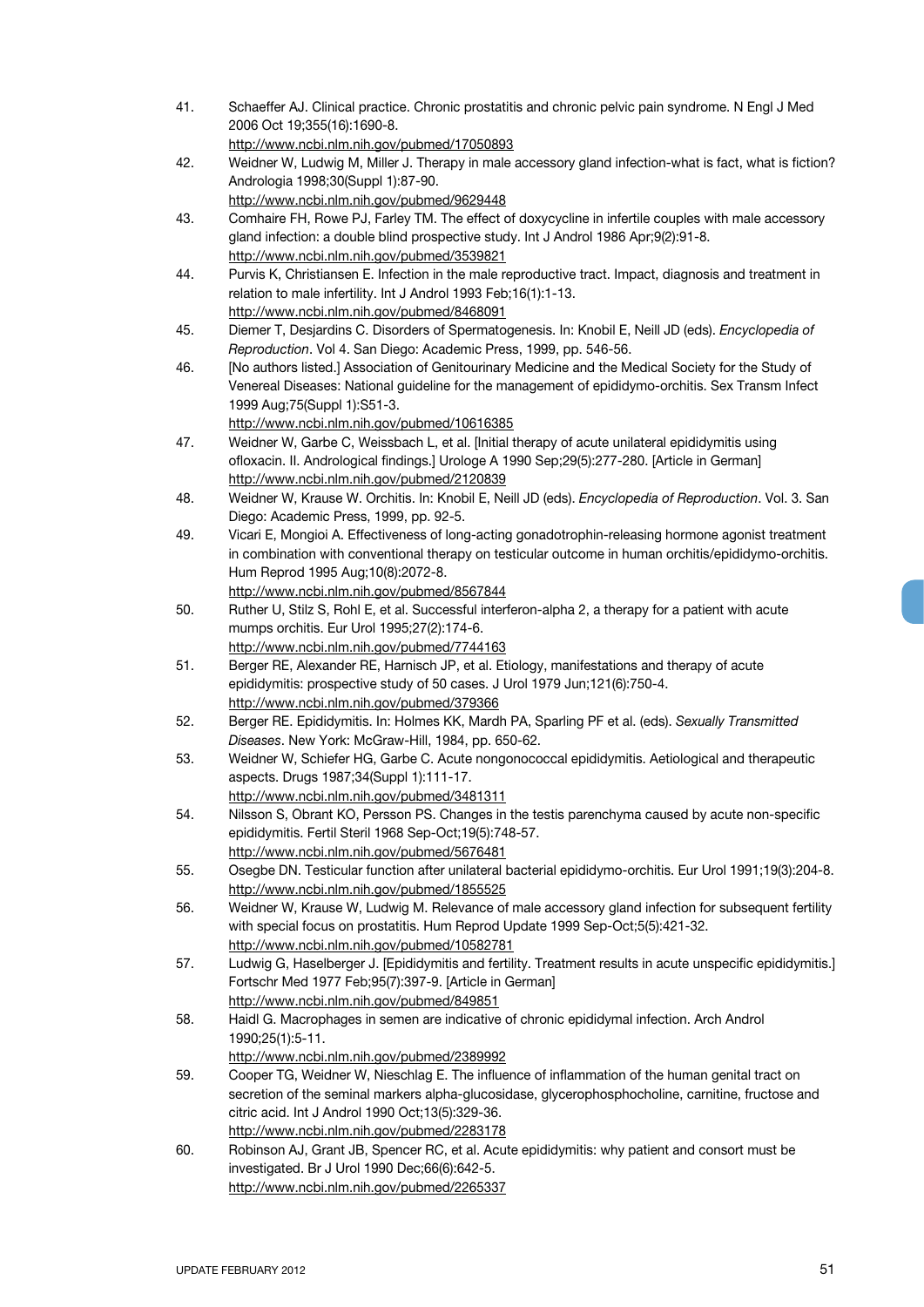41. Schaeffer AJ. Clinical practice. Chronic prostatitis and chronic pelvic pain syndrome. N Engl J Med 2006 Oct 19;355(16):1690-8.
    http://www.ncbi.nlm.nih.gov/pubmed/17050893
42. Weidner W, Ludwig M, Miller J. Therapy in male accessory gland infection-what is fact, what is fiction? Andrologia 1998;30(Suppl 1):87-90.
    http://www.ncbi.nlm.nih.gov/pubmed/9629448
43. Comhaire FH, Rowe PJ, Farley TM. The effect of doxycycline in infertile couples with male accessory gland infection: a double blind prospective study. Int J Androl 1986 Apr;9(2):91-8.
    http://www.ncbi.nlm.nih.gov/pubmed/3539821
44. Purvis K, Christiansen E. Infection in the male reproductive tract. Impact, diagnosis and treatment in relation to male infertility. Int J Androl 1993 Feb;16(1):1-13.
    http://www.ncbi.nlm.nih.gov/pubmed/8468091
45. Diemer T, Desjardins C. Disorders of Spermatogenesis. In: Knobil E, Neill JD (eds). *Encyclopedia of Reproduction*. Vol 4. San Diego: Academic Press, 1999, pp. 546-56.
46. [No authors listed.] Association of Genitourinary Medicine and the Medical Society for the Study of Venereal Diseases: National guideline for the management of epididymo-orchitis. Sex Transm Infect 1999 Aug;75(Suppl 1):S51-3.
    http://www.ncbi.nlm.nih.gov/pubmed/10616385
47. Weidner W, Garbe C, Weissbach L, et al. [Initial therapy of acute unilateral epididymitis using ofloxacin. II. Andrological findings.] Urologe A 1990 Sep;29(5):277-280. [Article in German]
    http://www.ncbi.nlm.nih.gov/pubmed/2120839
48. Weidner W, Krause W. Orchitis. In: Knobil E, Neill JD (eds). *Encyclopedia of Reproduction*. Vol. 3. San Diego: Academic Press, 1999, pp. 92-5.
49. Vicari E, Mongioi A. Effectiveness of long-acting gonadotrophin-releasing hormone agonist treatment in combination with conventional therapy on testicular outcome in human orchitis/epididymo-orchitis. Hum Reprod 1995 Aug;10(8):2072-8.
    http://www.ncbi.nlm.nih.gov/pubmed/8567844
50. Ruther U, Stilz S, Rohl E, et al. Successful interferon-alpha 2, a therapy for a patient with acute mumps orchitis. Eur Urol 1995;27(2):174-6.
    http://www.ncbi.nlm.nih.gov/pubmed/7744163
51. Berger RE, Alexander RE, Harnisch JP, et al. Etiology, manifestations and therapy of acute epididymitis: prospective study of 50 cases. J Urol 1979 Jun;121(6):750-4.
    http://www.ncbi.nlm.nih.gov/pubmed/379366
52. Berger RE. Epididymitis. In: Holmes KK, Mardh PA, Sparling PF et al. (eds). *Sexually Transmitted Diseases*. New York: McGraw-Hill, 1984, pp. 650-62.
53. Weidner W, Schiefer HG, Garbe C. Acute nongonococcal epididymitis. Aetiological and therapeutic aspects. Drugs 1987;34(Suppl 1):111-17.
    http://www.ncbi.nlm.nih.gov/pubmed/3481311
54. Nilsson S, Obrant KO, Persson PS. Changes in the testis parenchyma caused by acute non-specific epididymitis. Fertil Steril 1968 Sep-Oct;19(5):748-57.
    http://www.ncbi.nlm.nih.gov/pubmed/5676481
55. Osegbe DN. Testicular function after unilateral bacterial epididymo-orchitis. Eur Urol 1991;19(3):204-8.
    http://www.ncbi.nlm.nih.gov/pubmed/1855525
56. Weidner W, Krause W, Ludwig M. Relevance of male accessory gland infection for subsequent fertility with special focus on prostatitis. Hum Reprod Update 1999 Sep-Oct;5(5):421-32.
    http://www.ncbi.nlm.nih.gov/pubmed/10582781
57. Ludwig G, Haselberger J. [Epididymitis and fertility. Treatment results in acute unspecific epididymitis.] Fortschr Med 1977 Feb;95(7):397-9. [Article in German]
    http://www.ncbi.nlm.nih.gov/pubmed/849851
58. Haidl G. Macrophages in semen are indicative of chronic epididymal infection. Arch Androl 1990;25(1):5-11.
    http://www.ncbi.nlm.nih.gov/pubmed/2389992
59. Cooper TG, Weidner W, Nieschlag E. The influence of inflammation of the human genital tract on secretion of the seminal markers alpha-glucosidase, glycerophosphocholine, carnitine, fructose and citric acid. Int J Androl 1990 Oct;13(5):329-36.
    http://www.ncbi.nlm.nih.gov/pubmed/2283178
60. Robinson AJ, Grant JB, Spencer RC, et al. Acute epididymitis: why patient and consort must be investigated. Br J Urol 1990 Dec;66(6):642-5.
    http://www.ncbi.nlm.nih.gov/pubmed/2265337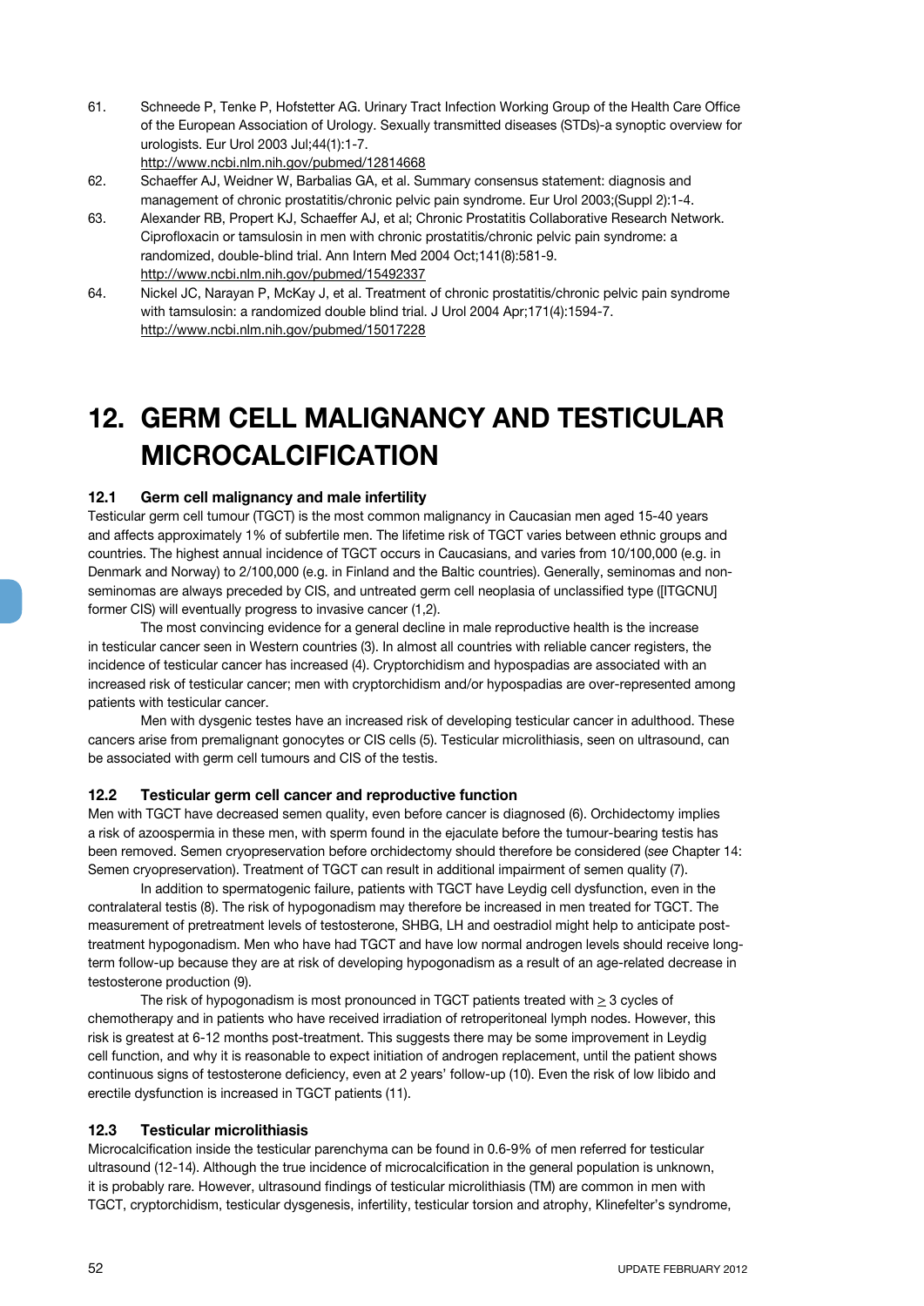61. Schneede P, Tenke P, Hofstetter AG. Urinary Tract Infection Working Group of the Health Care Office of the European Association of Urology. Sexually transmitted diseases (STDs)-a synoptic overview for urologists. Eur Urol 2003 Jul;44(1):1-7.
http://www.ncbi.nlm.nih.gov/pubmed/12814668
62. Schaeffer AJ, Weidner W, Barbalias GA, et al. Summary consensus statement: diagnosis and management of chronic prostatitis/chronic pelvic pain syndrome. Eur Urol 2003;(Suppl 2):1-4.
63. Alexander RB, Propert KJ, Schaeffer AJ, et al; Chronic Prostatitis Collaborative Research Network. Ciprofloxacin or tamsulosin in men with chronic prostatitis/chronic pelvic pain syndrome: a randomized, double-blind trial. Ann Intern Med 2004 Oct;141(8):581-9.
http://www.ncbi.nlm.nih.gov/pubmed/15492337
64. Nickel JC, Narayan P, McKay J, et al. Treatment of chronic prostatitis/chronic pelvic pain syndrome with tamsulosin: a randomized double blind trial. J Urol 2004 Apr;171(4):1594-7.
http://www.ncbi.nlm.nih.gov/pubmed/15017228

# 12. GERM CELL MALIGNANCY AND TESTICULAR MICROCALCIFICATION

## 12.1 Germ cell malignancy and male infertility

Testicular germ cell tumour (TGCT) is the most common malignancy in Caucasian men aged 15-40 years and affects approximately 1% of subfertile men. The lifetime risk of TGCT varies between ethnic groups and countries. The highest annual incidence of TGCT occurs in Caucasians, and varies from 10/100,000 (e.g. in Denmark and Norway) to 2/100,000 (e.g. in Finland and the Baltic countries). Generally, seminomas and non-seminomas are always preceded by CIS, and untreated germ cell neoplasia of unclassified type ([ITGCNU] former CIS) will eventually progress to invasive cancer (1,2).

The most convincing evidence for a general decline in male reproductive health is the increase in testicular cancer seen in Western countries (3). In almost all countries with reliable cancer registers, the incidence of testicular cancer has increased (4). Cryptorchidism and hypospadias are associated with an increased risk of testicular cancer; men with cryptorchidism and/or hypospadias are over-represented among patients with testicular cancer.

Men with dysgenic testes have an increased risk of developing testicular cancer in adulthood. These cancers arise from premalignant gonocytes or CIS cells (5). Testicular microlithiasis, seen on ultrasound, can be associated with germ cell tumours and CIS of the testis.

## 12.2 Testicular germ cell cancer and reproductive function

Men with TGCT have decreased semen quality, even before cancer is diagnosed (6). Orchidectomy implies a risk of azoospermia in these men, with sperm found in the ejaculate before the tumour-bearing testis has been removed. Semen cryopreservation before orchidectomy should therefore be considered (*see* Chapter 14: Semen cryopreservation). Treatment of TGCT can result in additional impairment of semen quality (7).

In addition to spermatogenic failure, patients with TGCT have Leydig cell dysfunction, even in the contralateral testis (8). The risk of hypogonadism may therefore be increased in men treated for TGCT. The measurement of pretreatment levels of testosterone, SHBG, LH and oestradiol might help to anticipate post-treatment hypogonadism. Men who have had TGCT and have low normal androgen levels should receive long-term follow-up because they are at risk of developing hypogonadism as a result of an age-related decrease in testosterone production (9).

The risk of hypogonadism is most pronounced in TGCT patients treated with $\geq$ 3 cycles of chemotherapy and in patients who have received irradiation of retroperitoneal lymph nodes. However, this risk is greatest at 6-12 months post-treatment. This suggests there may be some improvement in Leydig cell function, and why it is reasonable to expect initiation of androgen replacement, until the patient shows continuous signs of testosterone deficiency, even at 2 years' follow-up (10). Even the risk of low libido and erectile dysfunction is increased in TGCT patients (11).

## 12.3 Testicular microlithiasis

Microcalcification inside the testicular parenchyma can be found in 0.6-9% of men referred for testicular ultrasound (12-14). Although the true incidence of microcalcification in the general population is unknown, it is probably rare. However, ultrasound findings of testicular microlithiasis (TM) are common in men with TGCT, cryptorchidism, testicular dysgenesis, infertility, testicular torsion and atrophy, Klinefelter's syndrome,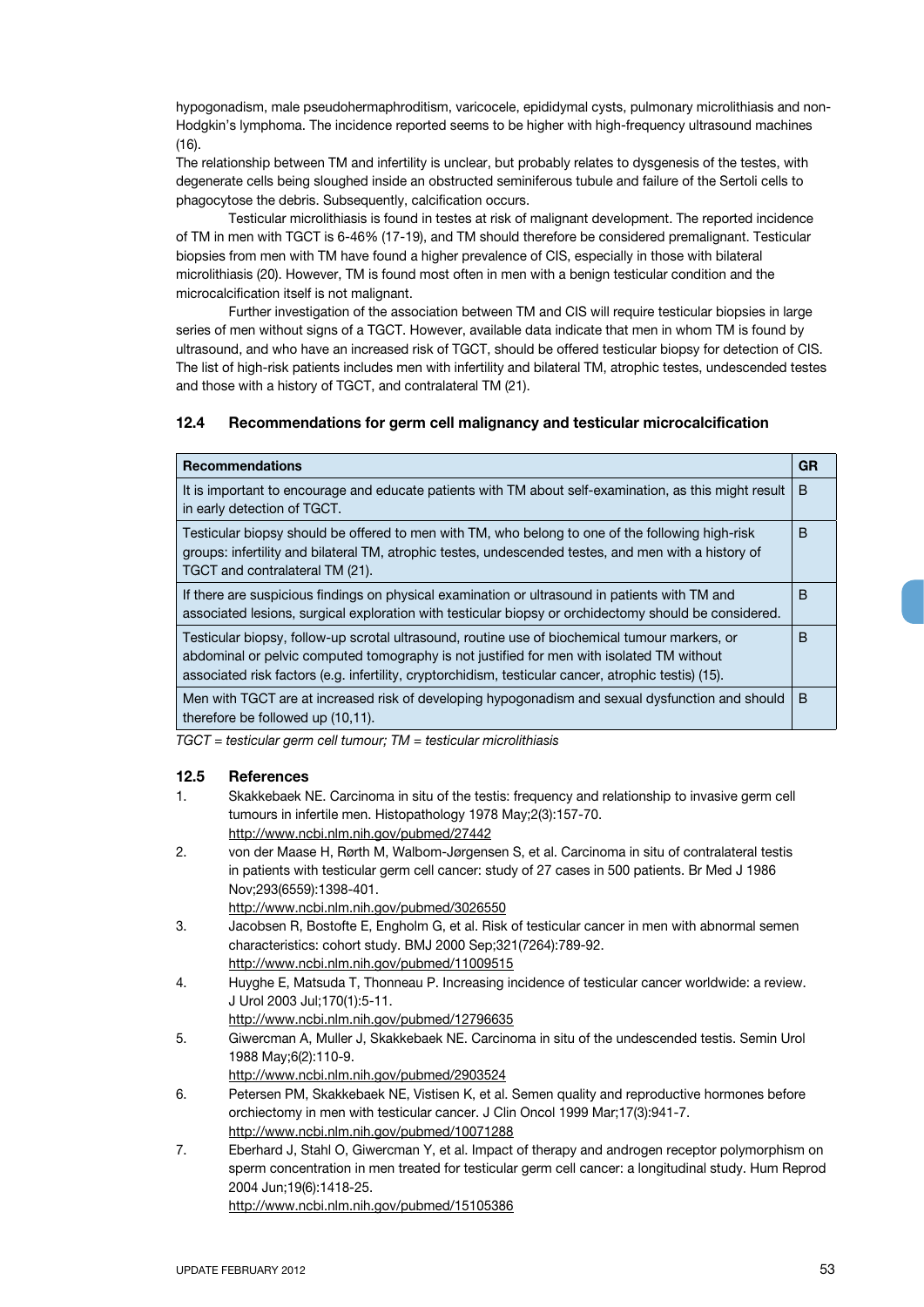hypogonadism, male pseudohermaphroditism, varicocele, epididymal cysts, pulmonary microlithiasis and non-Hodgkin's lymphoma. The incidence reported seems to be higher with high-frequency ultrasound machines (16).

The relationship between TM and infertility is unclear, but probably relates to dysgenesis of the testes, with degenerate cells being sloughed inside an obstructed seminiferous tubule and failure of the Sertoli cells to phagocytose the debris. Subsequently, calcification occurs.

Testicular microlithiasis is found in testes at risk of malignant development. The reported incidence of TM in men with TGCT is 6-46% (17-19), and TM should therefore be considered premalignant. Testicular biopsies from men with TM have found a higher prevalence of CIS, especially in those with bilateral microlithiasis (20). However, TM is found most often in men with a benign testicular condition and the microcalcification itself is not malignant.

Further investigation of the association between TM and CIS will require testicular biopsies in large series of men without signs of a TGCT. However, available data indicate that men in whom TM is found by ultrasound, and who have an increased risk of TGCT, should be offered testicular biopsy for detection of CIS. The list of high-risk patients includes men with infertility and bilateral TM, atrophic testes, undescended testes and those with a history of TGCT, and contralateral TM (21).

### 12.4 Recommendations for germ cell malignancy and testicular microcalcification

| Recommendations | GR |
|---|---|
| It is important to encourage and educate patients with TM about self-examination, as this might result in early detection of TGCT. | B |
| Testicular biopsy should be offered to men with TM, who belong to one of the following high-risk groups: infertility and bilateral TM, atrophic testes, undescended testes, and men with a history of TGCT and contralateral TM (21). | B |
| If there are suspicious findings on physical examination or ultrasound in patients with TM and associated lesions, surgical exploration with testicular biopsy or orchidectomy should be considered. | B |
| Testicular biopsy, follow-up scrotal ultrasound, routine use of biochemical tumour markers, or abdominal or pelvic computed tomography is not justified for men with isolated TM without associated risk factors (e.g. infertility, cryptorchidism, testicular cancer, atrophic testis) (15). | B |
| Men with TGCT are at increased risk of developing hypogonadism and sexual dysfunction and should therefore be followed up (10,11). | B |

*TGCT = testicular germ cell tumour; TM = testicular microlithiasis*

### 12.5 References

1. Skakkebaek NE. Carcinoma in situ of the testis: frequency and relationship to invasive germ cell tumours in infertile men. Histopathology 1978 May;2(3):157-70.
   http://www.ncbi.nlm.nih.gov/pubmed/27442
2. von der Maase H, Rørth M, Walbom-Jørgensen S, et al. Carcinoma in situ of contralateral testis in patients with testicular germ cell cancer: study of 27 cases in 500 patients. Br Med J 1986 Nov;293(6559):1398-401.
   http://www.ncbi.nlm.nih.gov/pubmed/3026550
3. Jacobsen R, Bostofte E, Engholm G, et al. Risk of testicular cancer in men with abnormal semen characteristics: cohort study. BMJ 2000 Sep;321(7264):789-92.
   http://www.ncbi.nlm.nih.gov/pubmed/11009515
4. Huyghe E, Matsuda T, Thonneau P. Increasing incidence of testicular cancer worldwide: a review. J Urol 2003 Jul;170(1):5-11.
   http://www.ncbi.nlm.nih.gov/pubmed/12796635
5. Giwercman A, Muller J, Skakkebaek NE. Carcinoma in situ of the undescended testis. Semin Urol 1988 May;6(2):110-9.
   http://www.ncbi.nlm.nih.gov/pubmed/2903524
6. Petersen PM, Skakkebaek NE, Vistisen K, et al. Semen quality and reproductive hormones before orchiectomy in men with testicular cancer. J Clin Oncol 1999 Mar;17(3):941-7.
   http://www.ncbi.nlm.nih.gov/pubmed/10071288
7. Eberhard J, Stahl O, Giwercman Y, et al. Impact of therapy and androgen receptor polymorphism on sperm concentration in men treated for testicular germ cell cancer: a longitudinal study. Hum Reprod 2004 Jun;19(6):1418-25.
   http://www.ncbi.nlm.nih.gov/pubmed/15105386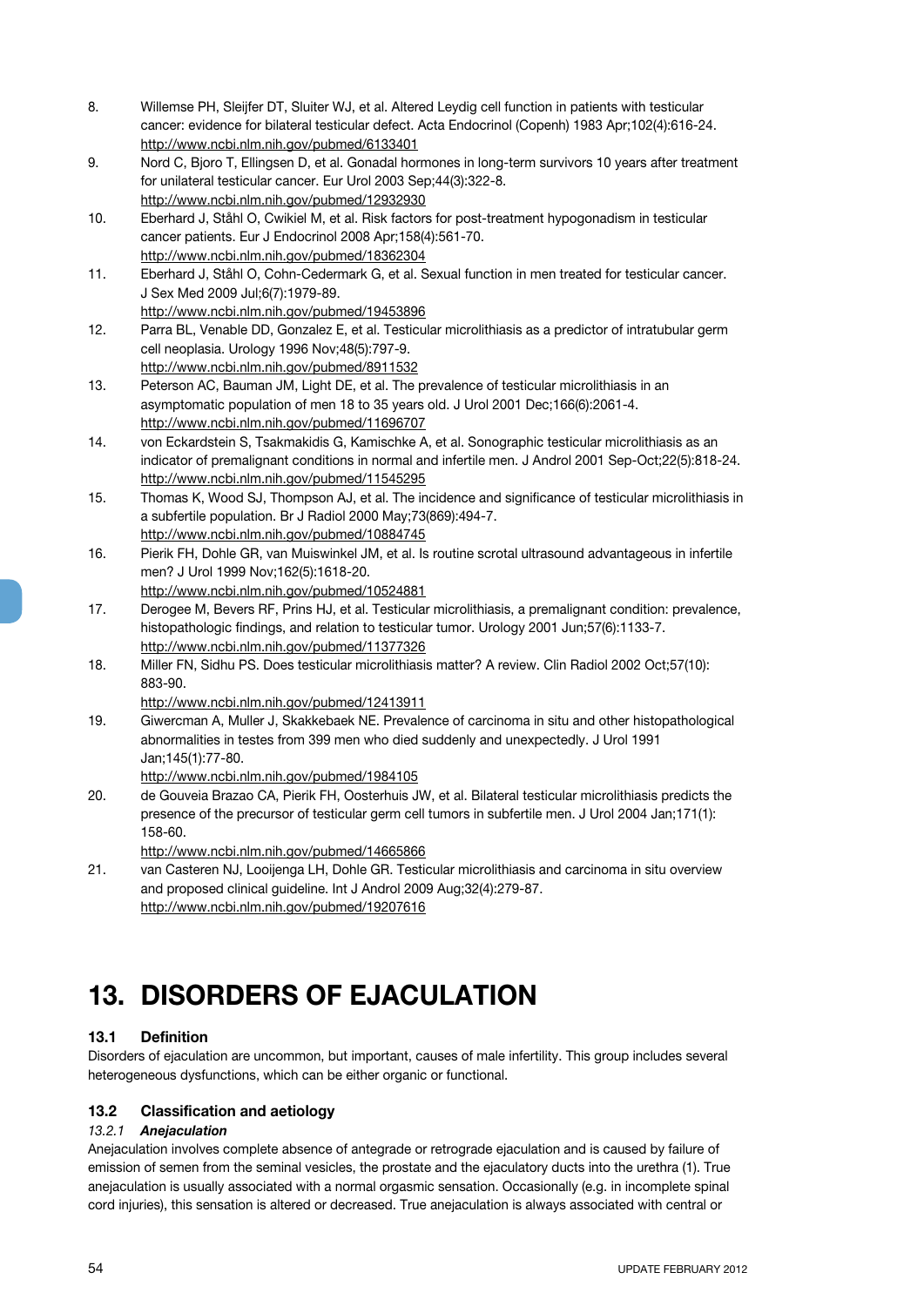8. Willemse PH, Sleijfer DT, Sluiter WJ, et al. Altered Leydig cell function in patients with testicular cancer: evidence for bilateral testicular defect. Acta Endocrinol (Copenh) 1983 Apr;102(4):616-24. http://www.ncbi.nlm.nih.gov/pubmed/6133401
9. Nord C, Bjoro T, Ellingsen D, et al. Gonadal hormones in long-term survivors 10 years after treatment for unilateral testicular cancer. Eur Urol 2003 Sep;44(3):322-8. http://www.ncbi.nlm.nih.gov/pubmed/12932930
10. Eberhard J, Ståhl O, Cwikiel M, et al. Risk factors for post-treatment hypogonadism in testicular cancer patients. Eur J Endocrinol 2008 Apr;158(4):561-70. http://www.ncbi.nlm.nih.gov/pubmed/18362304
11. Eberhard J, Ståhl O, Cohn-Cedermark G, et al. Sexual function in men treated for testicular cancer. J Sex Med 2009 Jul;6(7):1979-89. http://www.ncbi.nlm.nih.gov/pubmed/19453896
12. Parra BL, Venable DD, Gonzalez E, et al. Testicular microlithiasis as a predictor of intratubular germ cell neoplasia. Urology 1996 Nov;48(5):797-9. http://www.ncbi.nlm.nih.gov/pubmed/8911532
13. Peterson AC, Bauman JM, Light DE, et al. The prevalence of testicular microlithiasis in an asymptomatic population of men 18 to 35 years old. J Urol 2001 Dec;166(6):2061-4. http://www.ncbi.nlm.nih.gov/pubmed/11696707
14. von Eckardstein S, Tsakmakidis G, Kamischke A, et al. Sonographic testicular microlithiasis as an indicator of premalignant conditions in normal and infertile men. J Androl 2001 Sep-Oct;22(5):818-24. http://www.ncbi.nlm.nih.gov/pubmed/11545295
15. Thomas K, Wood SJ, Thompson AJ, et al. The incidence and significance of testicular microlithiasis in a subfertile population. Br J Radiol 2000 May;73(869):494-7. http://www.ncbi.nlm.nih.gov/pubmed/10884745
16. Pierik FH, Dohle GR, van Muiswinkel JM, et al. Is routine scrotal ultrasound advantageous in infertile men? J Urol 1999 Nov;162(5):1618-20. http://www.ncbi.nlm.nih.gov/pubmed/10524881
17. Derogee M, Bevers RF, Prins HJ, et al. Testicular microlithiasis, a premalignant condition: prevalence, histopathologic findings, and relation to testicular tumor. Urology 2001 Jun;57(6):1133-7. http://www.ncbi.nlm.nih.gov/pubmed/11377326
18. Miller FN, Sidhu PS. Does testicular microlithiasis matter? A review. Clin Radiol 2002 Oct;57(10): 883-90. http://www.ncbi.nlm.nih.gov/pubmed/12413911
19. Giwercman A, Muller J, Skakkebaek NE. Prevalence of carcinoma in situ and other histopathological abnormalities in testes from 399 men who died suddenly and unexpectedly. J Urol 1991 Jan;145(1):77-80. http://www.ncbi.nlm.nih.gov/pubmed/1984105
20. de Gouveia Brazao CA, Pierik FH, Oosterhuis JW, et al. Bilateral testicular microlithiasis predicts the presence of the precursor of testicular germ cell tumors in subfertile men. J Urol 2004 Jan;171(1): 158-60. http://www.ncbi.nlm.nih.gov/pubmed/14665866
21. van Casteren NJ, Looijenga LH, Dohle GR. Testicular microlithiasis and carcinoma in situ overview and proposed clinical guideline. Int J Androl 2009 Aug;32(4):279-87. http://www.ncbi.nlm.nih.gov/pubmed/19207616

# 13. DISORDERS OF EJACULATION

## 13.1 Definition

Disorders of ejaculation are uncommon, but important, causes of male infertility. This group includes several heterogeneous dysfunctions, which can be either organic or functional.

## 13.2 Classification and aetiology

### *13.2.1 Anejaculation*

Anejaculation involves complete absence of antegrade or retrograde ejaculation and is caused by failure of emission of semen from the seminal vesicles, the prostate and the ejaculatory ducts into the urethra (1). True anejaculation is usually associated with a normal orgasmic sensation. Occasionally (e.g. in incomplete spinal cord injuries), this sensation is altered or decreased. True anejaculation is always associated with central or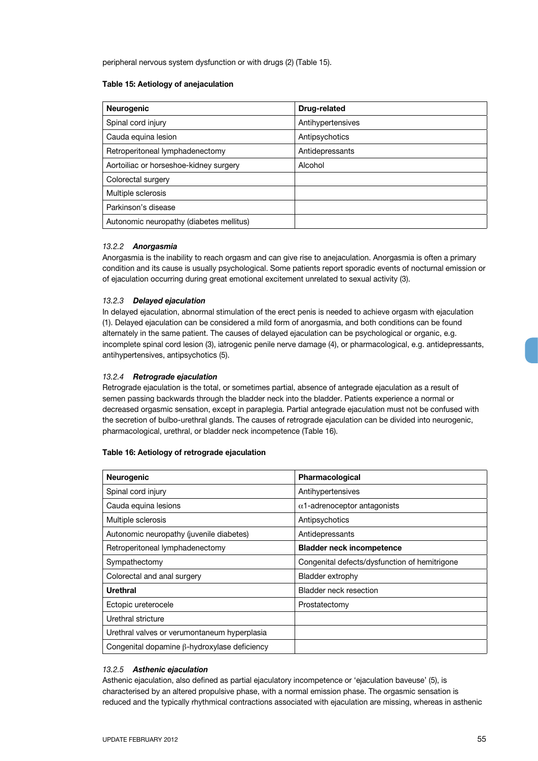peripheral nervous system dysfunction or with drugs (2) (Table 15).

**Table 15: Aetiology of anejaculation**

| Neurogenic | Drug-related |
|---|---|
| Spinal cord injury | Antihypertensives |
| Cauda equina lesion | Antipsychotics |
| Retroperitoneal lymphadenectomy | Antidepressants |
| Aortoiliac or horseshoe-kidney surgery | Alcohol |
| Colorectal surgery | |
| Multiple sclerosis | |
| Parkinson's disease | |
| Autonomic neuropathy (diabetes mellitus) | |

### 13.2.2 *Anorgasmia*

Anorgasmia is the inability to reach orgasm and can give rise to anejaculation. Anorgasmia is often a primary condition and its cause is usually psychological. Some patients report sporadic events of nocturnal emission or of ejaculation occurring during great emotional excitement unrelated to sexual activity (3).

### 13.2.3 *Delayed ejaculation*

In delayed ejaculation, abnormal stimulation of the erect penis is needed to achieve orgasm with ejaculation (1). Delayed ejaculation can be considered a mild form of anorgasmia, and both conditions can be found alternately in the same patient. The causes of delayed ejaculation can be psychological or organic, e.g. incomplete spinal cord lesion (3), iatrogenic penile nerve damage (4), or pharmacological, e.g. antidepressants, antihypertensives, antipsychotics (5).

### 13.2.4 *Retrograde ejaculation*

Retrograde ejaculation is the total, or sometimes partial, absence of antegrade ejaculation as a result of semen passing backwards through the bladder neck into the bladder. Patients experience a normal or decreased orgasmic sensation, except in paraplegia. Partial antegrade ejaculation must not be confused with the secretion of bulbo-urethral glands. The causes of retrograde ejaculation can be divided into neurogenic, pharmacological, urethral, or bladder neck incompetence (Table 16).

**Table 16: Aetiology of retrograde ejaculation**

| Neurogenic | Pharmacological |
|---|---|
| Spinal cord injury | Antihypertensives |
| Cauda equina lesions | $\alpha$1-adrenoceptor antagonists |
| Multiple sclerosis | Antipsychotics |
| Autonomic neuropathy (juvenile diabetes) | Antidepressants |
| Retroperitoneal lymphadenectomy | **Bladder neck incompetence** |
| Sympathectomy | Congenital defects/dysfunction of hemitrigone |
| Colorectal and anal surgery | Bladder extrophy |
| **Urethral** | Bladder neck resection |
| Ectopic ureterocele | Prostatectomy |
| Urethral stricture | |
| Urethral valves or verumontaneum hyperplasia | |
| Congenital dopamine $\beta$-hydroxylase deficiency | |

### 13.2.5 *Asthenic ejaculation*

Asthenic ejaculation, also defined as partial ejaculatory incompetence or 'ejaculation baveuse' (5), is characterised by an altered propulsive phase, with a normal emission phase. The orgasmic sensation is reduced and the typically rhythmical contractions associated with ejaculation are missing, whereas in asthenic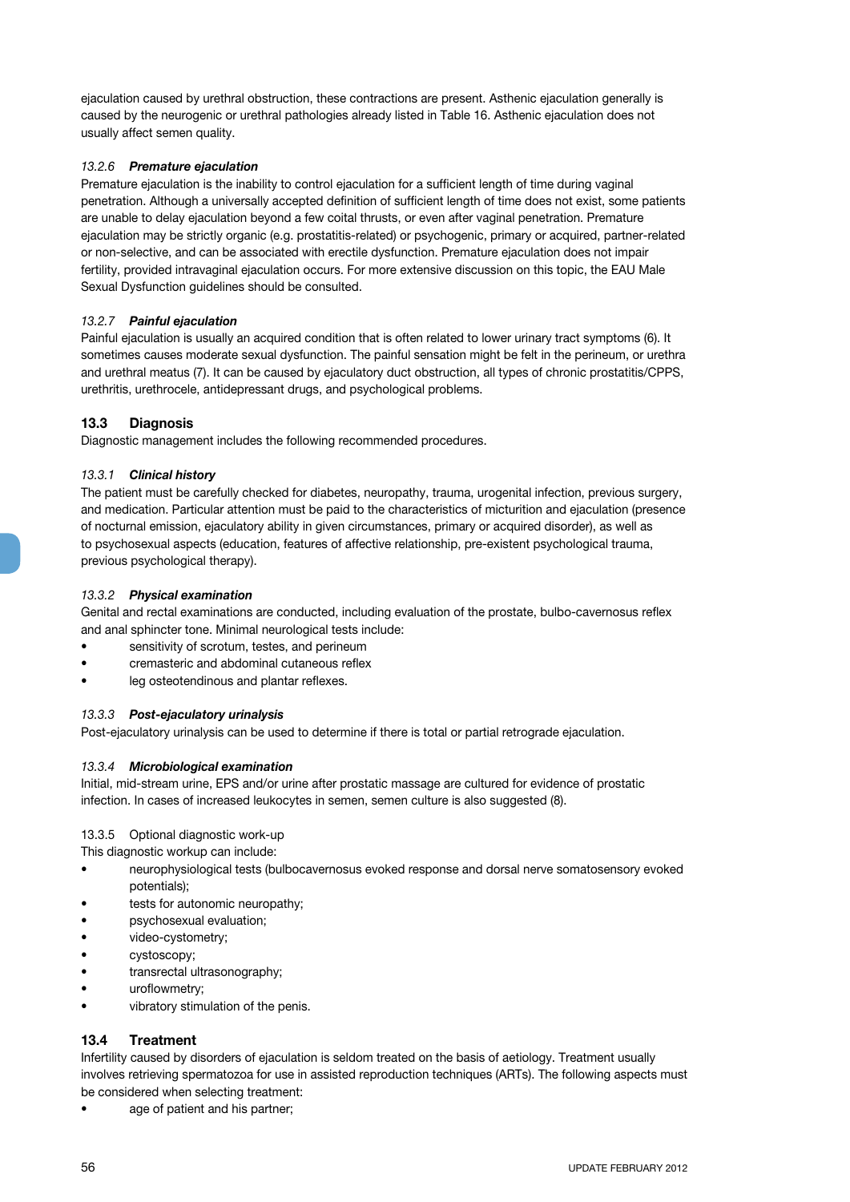ejaculation caused by urethral obstruction, these contractions are present. Asthenic ejaculation generally is caused by the neurogenic or urethral pathologies already listed in Table 16. Asthenic ejaculation does not usually affect semen quality.

#### *13.2.6 Premature ejaculation*

Premature ejaculation is the inability to control ejaculation for a sufficient length of time during vaginal penetration. Although a universally accepted definition of sufficient length of time does not exist, some patients are unable to delay ejaculation beyond a few coital thrusts, or even after vaginal penetration. Premature ejaculation may be strictly organic (e.g. prostatitis-related) or psychogenic, primary or acquired, partner-related or non-selective, and can be associated with erectile dysfunction. Premature ejaculation does not impair fertility, provided intravaginal ejaculation occurs. For more extensive discussion on this topic, the EAU Male Sexual Dysfunction guidelines should be consulted.

#### *13.2.7 Painful ejaculation*

Painful ejaculation is usually an acquired condition that is often related to lower urinary tract symptoms (6). It sometimes causes moderate sexual dysfunction. The painful sensation might be felt in the perineum, or urethra and urethral meatus (7). It can be caused by ejaculatory duct obstruction, all types of chronic prostatitis/CPPS, urethritis, urethrocele, antidepressant drugs, and psychological problems.

## 13.3 Diagnosis

Diagnostic management includes the following recommended procedures.

#### *13.3.1 Clinical history*

The patient must be carefully checked for diabetes, neuropathy, trauma, urogenital infection, previous surgery, and medication. Particular attention must be paid to the characteristics of micturition and ejaculation (presence of nocturnal emission, ejaculatory ability in given circumstances, primary or acquired disorder), as well as to psychosexual aspects (education, features of affective relationship, pre-existent psychological trauma, previous psychological therapy).

#### *13.3.2 Physical examination*

Genital and rectal examinations are conducted, including evaluation of the prostate, bulbo-cavernosus reflex and anal sphincter tone. Minimal neurological tests include:

- sensitivity of scrotum, testes, and perineum
- cremasteric and abdominal cutaneous reflex
- leg osteotendinous and plantar reflexes.

#### *13.3.3 Post-ejaculatory urinalysis*

Post-ejaculatory urinalysis can be used to determine if there is total or partial retrograde ejaculation.

#### *13.3.4 Microbiological examination*

Initial, mid-stream urine, EPS and/or urine after prostatic massage are cultured for evidence of prostatic infection. In cases of increased leukocytes in semen, semen culture is also suggested (8).

#### 13.3.5 Optional diagnostic work-up

This diagnostic workup can include:

- neurophysiological tests (bulbocavernosus evoked response and dorsal nerve somatosensory evoked potentials);
- tests for autonomic neuropathy;
- psychosexual evaluation;
- video-cystometry;
- cystoscopy;
- transrectal ultrasonography;
- uroflowmetry;
- vibratory stimulation of the penis.

## 13.4 Treatment

Infertility caused by disorders of ejaculation is seldom treated on the basis of aetiology. Treatment usually involves retrieving spermatozoa for use in assisted reproduction techniques (ARTs). The following aspects must be considered when selecting treatment:

- age of patient and his partner;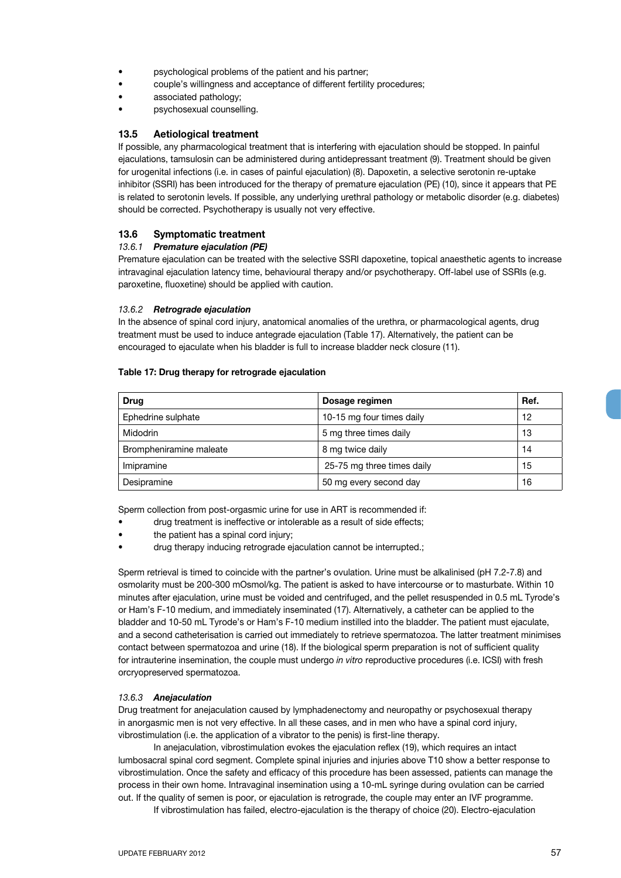- psychological problems of the patient and his partner;
- couple's willingness and acceptance of different fertility procedures;
- associated pathology;
- psychosexual counselling.

### 13.5 Aetiological treatment

If possible, any pharmacological treatment that is interfering with ejaculation should be stopped. In painful ejaculations, tamsulosin can be administered during antidepressant treatment (9). Treatment should be given for urogenital infections (i.e. in cases of painful ejaculation) (8). Dapoxetin, a selective serotonin re-uptake inhibitor (SSRI) has been introduced for the therapy of premature ejaculation (PE) (10), since it appears that PE is related to serotonin levels. If possible, any underlying urethral pathology or metabolic disorder (e.g. diabetes) should be corrected. Psychotherapy is usually not very effective.

### 13.6 Symptomatic treatment

#### *13.6.1 Premature ejaculation (PE)*

Premature ejaculation can be treated with the selective SSRI dapoxetine, topical anaesthetic agents to increase intravaginal ejaculation latency time, behavioural therapy and/or psychotherapy. Off-label use of SSRIs (e.g. paroxetine, fluoxetine) should be applied with caution.

#### *13.6.2 Retrograde ejaculation*

In the absence of spinal cord injury, anatomical anomalies of the urethra, or pharmacological agents, drug treatment must be used to induce antegrade ejaculation (Table 17). Alternatively, the patient can be encouraged to ejaculate when his bladder is full to increase bladder neck closure (11).

**Table 17: Drug therapy for retrograde ejaculation**

| Drug | Dosage regimen | Ref. |
|---|---|---|
| Ephedrine sulphate | 10-15 mg four times daily | 12 |
| Midodrin | 5 mg three times daily | 13 |
| Brompheniramine maleate | 8 mg twice daily | 14 |
| Imipramine | 25-75 mg three times daily | 15 |
| Desipramine | 50 mg every second day | 16 |

Sperm collection from post-orgasmic urine for use in ART is recommended if:

- drug treatment is ineffective or intolerable as a result of side effects;
- the patient has a spinal cord injury;
- drug therapy inducing retrograde ejaculation cannot be interrupted.;

Sperm retrieval is timed to coincide with the partner's ovulation. Urine must be alkalinised (pH 7.2-7.8) and osmolarity must be 200-300 mOsmol/kg. The patient is asked to have intercourse or to masturbate. Within 10 minutes after ejaculation, urine must be voided and centrifuged, and the pellet resuspended in 0.5 mL Tyrode's or Ham's F-10 medium, and immediately inseminated (17). Alternatively, a catheter can be applied to the bladder and 10-50 mL Tyrode's or Ham's F-10 medium instilled into the bladder. The patient must ejaculate, and a second catheterisation is carried out immediately to retrieve spermatozoa. The latter treatment minimises contact between spermatozoa and urine (18). If the biological sperm preparation is not of sufficient quality for intrauterine insemination, the couple must undergo *in vitro* reproductive procedures (i.e. ICSI) with fresh orcryopreserved spermatozoa.

#### *13.6.3 Anejaculation*

Drug treatment for anejaculation caused by lymphadenectomy and neuropathy or psychosexual therapy in anorgasmic men is not very effective. In all these cases, and in men who have a spinal cord injury, vibrostimulation (i.e. the application of a vibrator to the penis) is first-line therapy.

In anejaculation, vibrostimulation evokes the ejaculation reflex (19), which requires an intact lumbosacral spinal cord segment. Complete spinal injuries and injuries above T10 show a better response to vibrostimulation. Once the safety and efficacy of this procedure has been assessed, patients can manage the process in their own home. Intravaginal insemination using a 10-mL syringe during ovulation can be carried out. If the quality of semen is poor, or ejaculation is retrograde, the couple may enter an IVF programme.

If vibrostimulation has failed, electro-ejaculation is the therapy of choice (20). Electro-ejaculation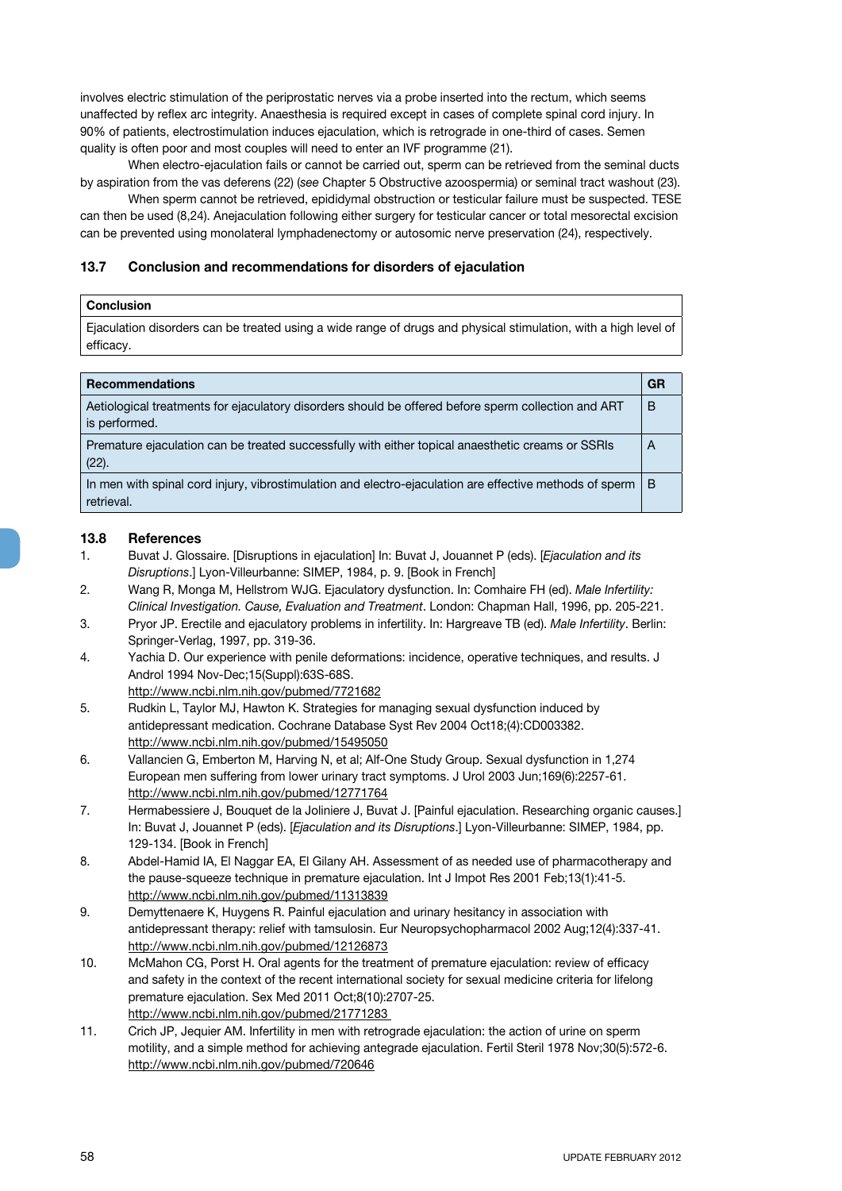involves electric stimulation of the periprostatic nerves via a probe inserted into the rectum, which seems unaffected by reflex arc integrity. Anaesthesia is required except in cases of complete spinal cord injury. In 90% of patients, electrostimulation induces ejaculation, which is retrograde in one-third of cases. Semen quality is often poor and most couples will need to enter an IVF programme (21).

When electro-ejaculation fails or cannot be carried out, sperm can be retrieved from the seminal ducts by aspiration from the vas deferens (22) (*see* Chapter 5 Obstructive azoospermia) or seminal tract washout (23).

When sperm cannot be retrieved, epididymal obstruction or testicular failure must be suspected. TESE can then be used (8,24). Anejaculation following either surgery for testicular cancer or total mesorectal excision can be prevented using monolateral lymphadenectomy or autosomic nerve preservation (24), respectively.

### 13.7 Conclusion and recommendations for disorders of ejaculation

| Conclusion |
|---|
| Ejaculation disorders can be treated using a wide range of drugs and physical stimulation, with a high level of efficacy. |

| Recommendations | GR |
|---|---|
| Aetiological treatments for ejaculatory disorders should be offered before sperm collection and ART is performed. | B |
| Premature ejaculation can be treated successfully with either topical anaesthetic creams or SSRIs (22). | A |
| In men with spinal cord injury, vibrostimulation and electro-ejaculation are effective methods of sperm retrieval. | B |

### 13.8 References

1. Buvat J. Glossaire. [Disruptions in ejaculation] In: Buvat J, Jouannet P (eds). [*Ejaculation and its Disruptions*.] Lyon-Villeurbanne: SIMEP, 1984, p. 9. [Book in French]
2. Wang R, Monga M, Hellstrom WJG. Ejaculatory dysfunction. In: Comhaire FH (ed). *Male Infertility: Clinical Investigation. Cause, Evaluation and Treatment*. London: Chapman Hall, 1996, pp. 205-221.
3. Pryor JP. Erectile and ejaculatory problems in infertility. In: Hargreave TB (ed). *Male Infertility*. Berlin: Springer-Verlag, 1997, pp. 319-36.
4. Yachia D. Our experience with penile deformations: incidence, operative techniques, and results. J Androl 1994 Nov-Dec;15(Suppl):63S-68S.
   http://www.ncbi.nlm.nih.gov/pubmed/7721682
5. Rudkin L, Taylor MJ, Hawton K. Strategies for managing sexual dysfunction induced by antidepressant medication. Cochrane Database Syst Rev 2004 Oct18;(4):CD003382.
   http://www.ncbi.nlm.nih.gov/pubmed/15495050
6. Vallancien G, Emberton M, Harving N, et al; Alf-One Study Group. Sexual dysfunction in 1,274 European men suffering from lower urinary tract symptoms. J Urol 2003 Jun;169(6):2257-61.
   http://www.ncbi.nlm.nih.gov/pubmed/12771764
7. Hermabessiere J, Bouquet de la Joliniere J, Buvat J. [Painful ejaculation. Researching organic causes.] In: Buvat J, Jouannet P (eds). [*Ejaculation and its Disruptions*.] Lyon-Villeurbanne: SIMEP, 1984, pp. 129-134. [Book in French]
8. Abdel-Hamid IA, El Naggar EA, El Gilany AH. Assessment of as needed use of pharmacotherapy and the pause-squeeze technique in premature ejaculation. Int J Impot Res 2001 Feb;13(1):41-5.
   http://www.ncbi.nlm.nih.gov/pubmed/11313839
9. Demyttenaere K, Huygens R. Painful ejaculation and urinary hesitancy in association with antidepressant therapy: relief with tamsulosin. Eur Neuropsychopharmacol 2002 Aug;12(4):337-41.
   http://www.ncbi.nlm.nih.gov/pubmed/12126873
10. McMahon CG, Porst H. Oral agents for the treatment of premature ejaculation: review of efficacy and safety in the context of the recent international society for sexual medicine criteria for lifelong premature ejaculation. Sex Med 2011 Oct;8(10):2707-25.
    http://www.ncbi.nlm.nih.gov/pubmed/21771283
11. Crich JP, Jequier AM. Infertility in men with retrograde ejaculation: the action of urine on sperm motility, and a simple method for achieving antegrade ejaculation. Fertil Steril 1978 Nov;30(5):572-6.
    http://www.ncbi.nlm.nih.gov/pubmed/720646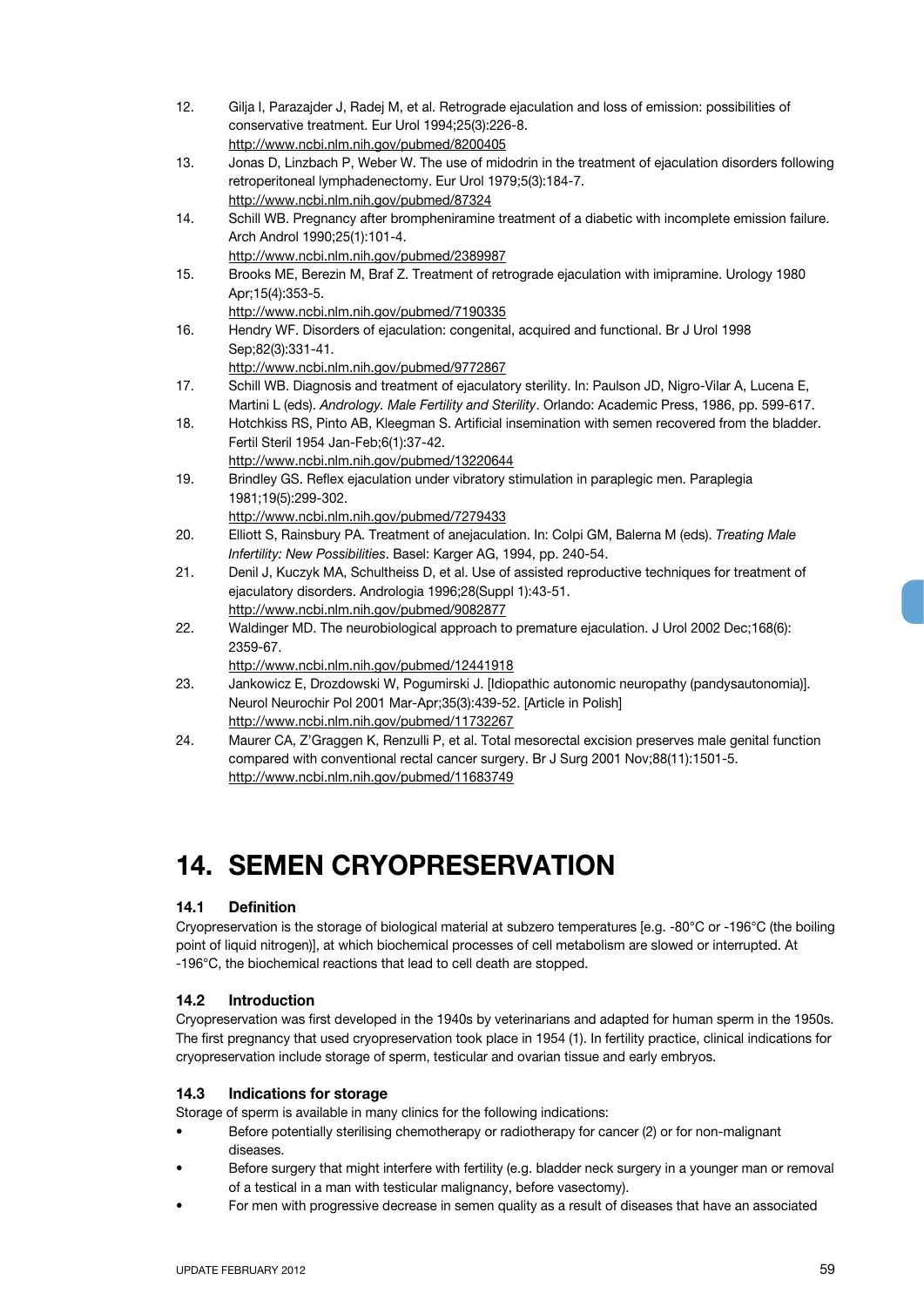12. Gilja I, Parazajder J, Radej M, et al. Retrograde ejaculation and loss of emission: possibilities of conservative treatment. Eur Urol 1994;25(3):226-8.
    http://www.ncbi.nlm.nih.gov/pubmed/8200405
13. Jonas D, Linzbach P, Weber W. The use of midodrin in the treatment of ejaculation disorders following retroperitoneal lymphadenectomy. Eur Urol 1979;5(3):184-7.
    http://www.ncbi.nlm.nih.gov/pubmed/87324
14. Schill WB. Pregnancy after brompheniramine treatment of a diabetic with incomplete emission failure. Arch Androl 1990;25(1):101-4.
    http://www.ncbi.nlm.nih.gov/pubmed/2389987
15. Brooks ME, Berezin M, Braf Z. Treatment of retrograde ejaculation with imipramine. Urology 1980 Apr;15(4):353-5.
    http://www.ncbi.nlm.nih.gov/pubmed/7190335
16. Hendry WF. Disorders of ejaculation: congenital, acquired and functional. Br J Urol 1998 Sep;82(3):331-41.
    http://www.ncbi.nlm.nih.gov/pubmed/9772867
17. Schill WB. Diagnosis and treatment of ejaculatory sterility. In: Paulson JD, Nigro-Vilar A, Lucena E, Martini L (eds). *Andrology. Male Fertility and Sterility*. Orlando: Academic Press, 1986, pp. 599-617.
18. Hotchkiss RS, Pinto AB, Kleegman S. Artificial insemination with semen recovered from the bladder. Fertil Steril 1954 Jan-Feb;6(1):37-42.
    http://www.ncbi.nlm.nih.gov/pubmed/13220644
19. Brindley GS. Reflex ejaculation under vibratory stimulation in paraplegic men. Paraplegia 1981;19(5):299-302.
    http://www.ncbi.nlm.nih.gov/pubmed/7279433
20. Elliott S, Rainsbury PA. Treatment of anejaculation. In: Colpi GM, Balerna M (eds). *Treating Male Infertility: New Possibilities*. Basel: Karger AG, 1994, pp. 240-54.
21. Denil J, Kuczyk MA, Schultheiss D, et al. Use of assisted reproductive techniques for treatment of ejaculatory disorders. Andrologia 1996;28(Suppl 1):43-51.
    http://www.ncbi.nlm.nih.gov/pubmed/9082877
22. Waldinger MD. The neurobiological approach to premature ejaculation. J Urol 2002 Dec;168(6): 2359-67.
    http://www.ncbi.nlm.nih.gov/pubmed/12441918
23. Jankowicz E, Drozdowski W, Pogumirski J. [Idiopathic autonomic neuropathy (pandysautonomia)]. Neurol Neurochir Pol 2001 Mar-Apr;35(3):439-52. [Article in Polish]
    http://www.ncbi.nlm.nih.gov/pubmed/11732267
24. Maurer CA, Z'Graggen K, Renzulli P, et al. Total mesorectal excision preserves male genital function compared with conventional rectal cancer surgery. Br J Surg 2001 Nov;88(11):1501-5.
    http://www.ncbi.nlm.nih.gov/pubmed/11683749

# 14. SEMEN CRYOPRESERVATION

### 14.1 Definition

Cryopreservation is the storage of biological material at subzero temperatures [e.g. -80°C or -196°C (the boiling point of liquid nitrogen)], at which biochemical processes of cell metabolism are slowed or interrupted. At -196°C, the biochemical reactions that lead to cell death are stopped.

### 14.2 Introduction

Cryopreservation was first developed in the 1940s by veterinarians and adapted for human sperm in the 1950s. The first pregnancy that used cryopreservation took place in 1954 (1). In fertility practice, clinical indications for cryopreservation include storage of sperm, testicular and ovarian tissue and early embryos.

### 14.3 Indications for storage

Storage of sperm is available in many clinics for the following indications:

- Before potentially sterilising chemotherapy or radiotherapy for cancer (2) or for non-malignant diseases.
- Before surgery that might interfere with fertility (e.g. bladder neck surgery in a younger man or removal of a testical in a man with testicular malignancy, before vasectomy).
- For men with progressive decrease in semen quality as a result of diseases that have an associated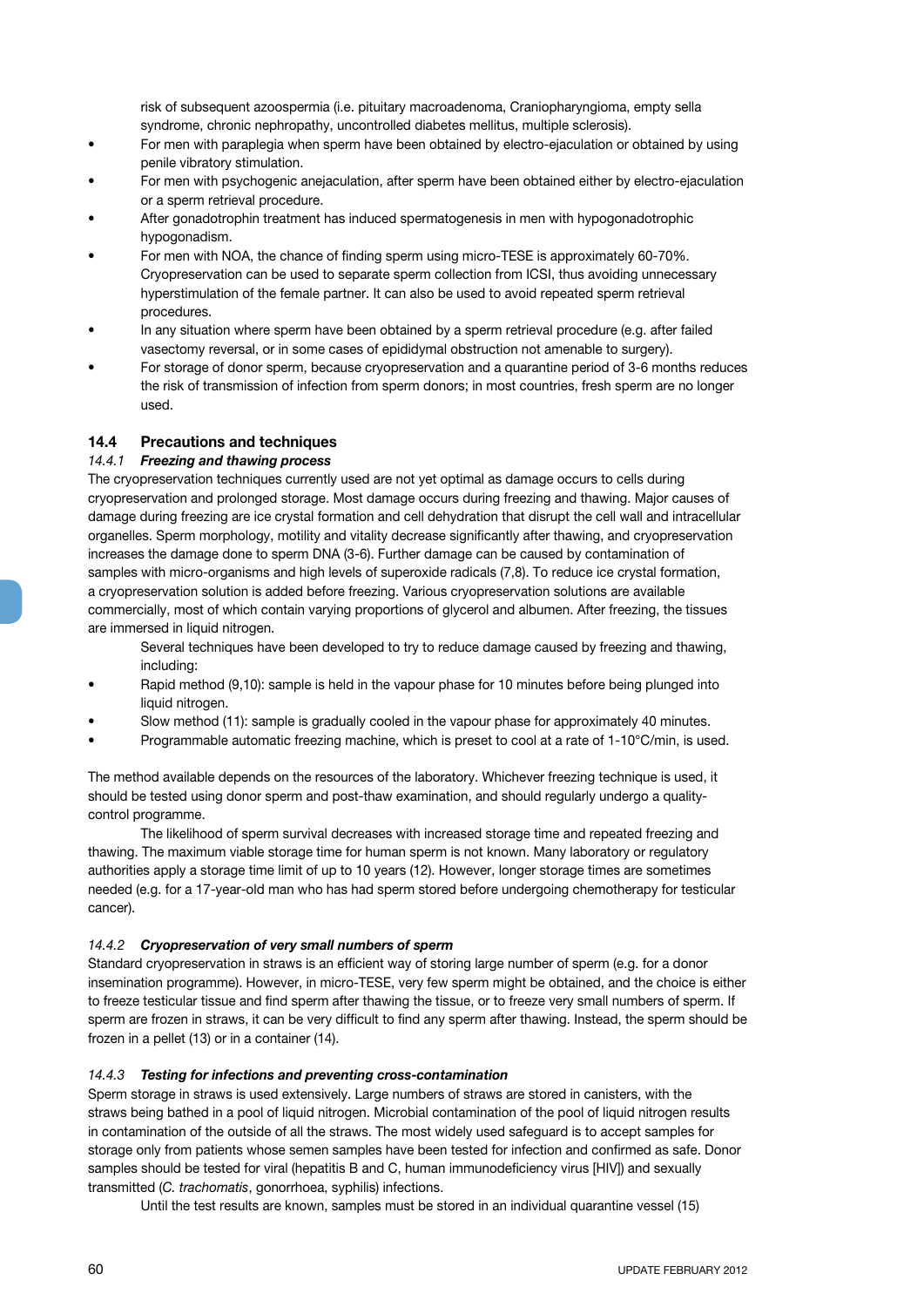risk of subsequent azoospermia (i.e. pituitary macroadenoma, Craniopharyngioma, empty sella syndrome, chronic nephropathy, uncontrolled diabetes mellitus, multiple sclerosis).

- For men with paraplegia when sperm have been obtained by electro-ejaculation or obtained by using penile vibratory stimulation.
- For men with psychogenic anejaculation, after sperm have been obtained either by electro-ejaculation or a sperm retrieval procedure.
- After gonadotrophin treatment has induced spermatogenesis in men with hypogonadotrophic hypogonadism.
- For men with NOA, the chance of finding sperm using micro-TESE is approximately 60-70%. Cryopreservation can be used to separate sperm collection from ICSI, thus avoiding unnecessary hyperstimulation of the female partner. It can also be used to avoid repeated sperm retrieval procedures.
- In any situation where sperm have been obtained by a sperm retrieval procedure (e.g. after failed vasectomy reversal, or in some cases of epididymal obstruction not amenable to surgery).
- For storage of donor sperm, because cryopreservation and a quarantine period of 3-6 months reduces the risk of transmission of infection from sperm donors; in most countries, fresh sperm are no longer used.

## 14.4 Precautions and techniques

### *14.4.1 Freezing and thawing process*

The cryopreservation techniques currently used are not yet optimal as damage occurs to cells during cryopreservation and prolonged storage. Most damage occurs during freezing and thawing. Major causes of damage during freezing are ice crystal formation and cell dehydration that disrupt the cell wall and intracellular organelles. Sperm morphology, motility and vitality decrease significantly after thawing, and cryopreservation increases the damage done to sperm DNA (3-6). Further damage can be caused by contamination of samples with micro-organisms and high levels of superoxide radicals (7,8). To reduce ice crystal formation, a cryopreservation solution is added before freezing. Various cryopreservation solutions are available commercially, most of which contain varying proportions of glycerol and albumen. After freezing, the tissues are immersed in liquid nitrogen.

Several techniques have been developed to try to reduce damage caused by freezing and thawing, including:

- Rapid method (9,10): sample is held in the vapour phase for 10 minutes before being plunged into liquid nitrogen.
- Slow method (11): sample is gradually cooled in the vapour phase for approximately 40 minutes.
- Programmable automatic freezing machine, which is preset to cool at a rate of 1-10°C/min, is used.

The method available depends on the resources of the laboratory. Whichever freezing technique is used, it should be tested using donor sperm and post-thaw examination, and should regularly undergo a quality-control programme.

The likelihood of sperm survival decreases with increased storage time and repeated freezing and thawing. The maximum viable storage time for human sperm is not known. Many laboratory or regulatory authorities apply a storage time limit of up to 10 years (12). However, longer storage times are sometimes needed (e.g. for a 17-year-old man who has had sperm stored before undergoing chemotherapy for testicular cancer).

### *14.4.2 Cryopreservation of very small numbers of sperm*

Standard cryopreservation in straws is an efficient way of storing large number of sperm (e.g. for a donor insemination programme). However, in micro-TESE, very few sperm might be obtained, and the choice is either to freeze testicular tissue and find sperm after thawing the tissue, or to freeze very small numbers of sperm. If sperm are frozen in straws, it can be very difficult to find any sperm after thawing. Instead, the sperm should be frozen in a pellet (13) or in a container (14).

### *14.4.3 Testing for infections and preventing cross-contamination*

Sperm storage in straws is used extensively. Large numbers of straws are stored in canisters, with the straws being bathed in a pool of liquid nitrogen. Microbial contamination of the pool of liquid nitrogen results in contamination of the outside of all the straws. The most widely used safeguard is to accept samples for storage only from patients whose semen samples have been tested for infection and confirmed as safe. Donor samples should be tested for viral (hepatitis B and C, human immunodeficiency virus [HIV]) and sexually transmitted (*C. trachomatis*, gonorrhoea, syphilis) infections.

Until the test results are known, samples must be stored in an individual quarantine vessel (15)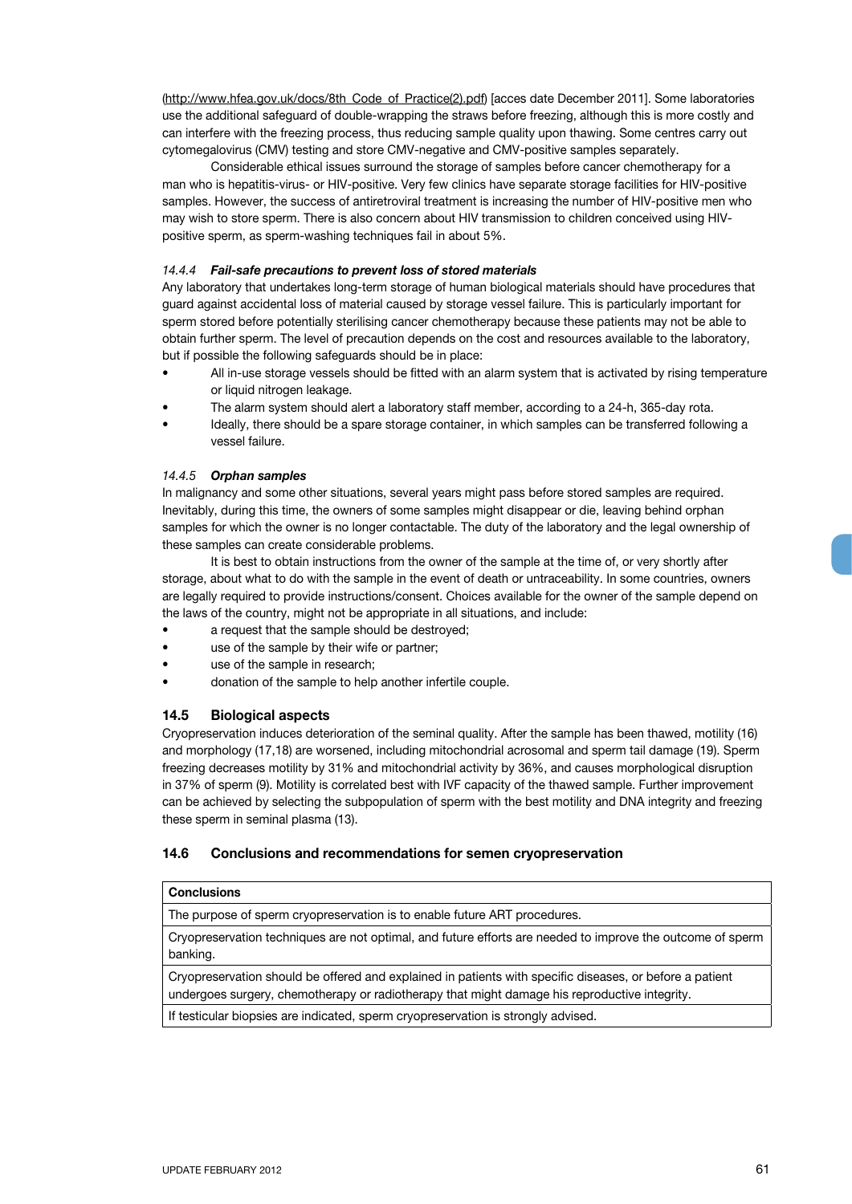(http://www.hfea.gov.uk/docs/8th_Code_of_Practice(2).pdf) [acces date December 2011]. Some laboratories use the additional safeguard of double-wrapping the straws before freezing, although this is more costly and can interfere with the freezing process, thus reducing sample quality upon thawing. Some centres carry out cytomegalovirus (CMV) testing and store CMV-negative and CMV-positive samples separately.

Considerable ethical issues surround the storage of samples before cancer chemotherapy for a man who is hepatitis-virus- or HIV-positive. Very few clinics have separate storage facilities for HIV-positive samples. However, the success of antiretroviral treatment is increasing the number of HIV-positive men who may wish to store sperm. There is also concern about HIV transmission to children conceived using HIV-positive sperm, as sperm-washing techniques fail in about 5%.

#### *14.4.4 Fail-safe precautions to prevent loss of stored materials*

Any laboratory that undertakes long-term storage of human biological materials should have procedures that guard against accidental loss of material caused by storage vessel failure. This is particularly important for sperm stored before potentially sterilising cancer chemotherapy because these patients may not be able to obtain further sperm. The level of precaution depends on the cost and resources available to the laboratory, but if possible the following safeguards should be in place:

- All in-use storage vessels should be fitted with an alarm system that is activated by rising temperature or liquid nitrogen leakage.
- The alarm system should alert a laboratory staff member, according to a 24-h, 365-day rota.
- Ideally, there should be a spare storage container, in which samples can be transferred following a vessel failure.

#### *14.4.5 Orphan samples*

In malignancy and some other situations, several years might pass before stored samples are required. Inevitably, during this time, the owners of some samples might disappear or die, leaving behind orphan samples for which the owner is no longer contactable. The duty of the laboratory and the legal ownership of these samples can create considerable problems.

It is best to obtain instructions from the owner of the sample at the time of, or very shortly after storage, about what to do with the sample in the event of death or untraceability. In some countries, owners are legally required to provide instructions/consent. Choices available for the owner of the sample depend on the laws of the country, might not be appropriate in all situations, and include:

- a request that the sample should be destroyed;
- use of the sample by their wife or partner;
- use of the sample in research;
- donation of the sample to help another infertile couple.

### 14.5 Biological aspects

Cryopreservation induces deterioration of the seminal quality. After the sample has been thawed, motility (16) and morphology (17,18) are worsened, including mitochondrial acrosomal and sperm tail damage (19). Sperm freezing decreases motility by 31% and mitochondrial activity by 36%, and causes morphological disruption in 37% of sperm (9). Motility is correlated best with IVF capacity of the thawed sample. Further improvement can be achieved by selecting the subpopulation of sperm with the best motility and DNA integrity and freezing these sperm in seminal plasma (13).

### 14.6 Conclusions and recommendations for semen cryopreservation

| **Conclusions** |
|---|
| The purpose of sperm cryopreservation is to enable future ART procedures. |
| Cryopreservation techniques are not optimal, and future efforts are needed to improve the outcome of sperm banking. |
| Cryopreservation should be offered and explained in patients with specific diseases, or before a patient undergoes surgery, chemotherapy or radiotherapy that might damage his reproductive integrity. |
| If testicular biopsies are indicated, sperm cryopreservation is strongly advised. |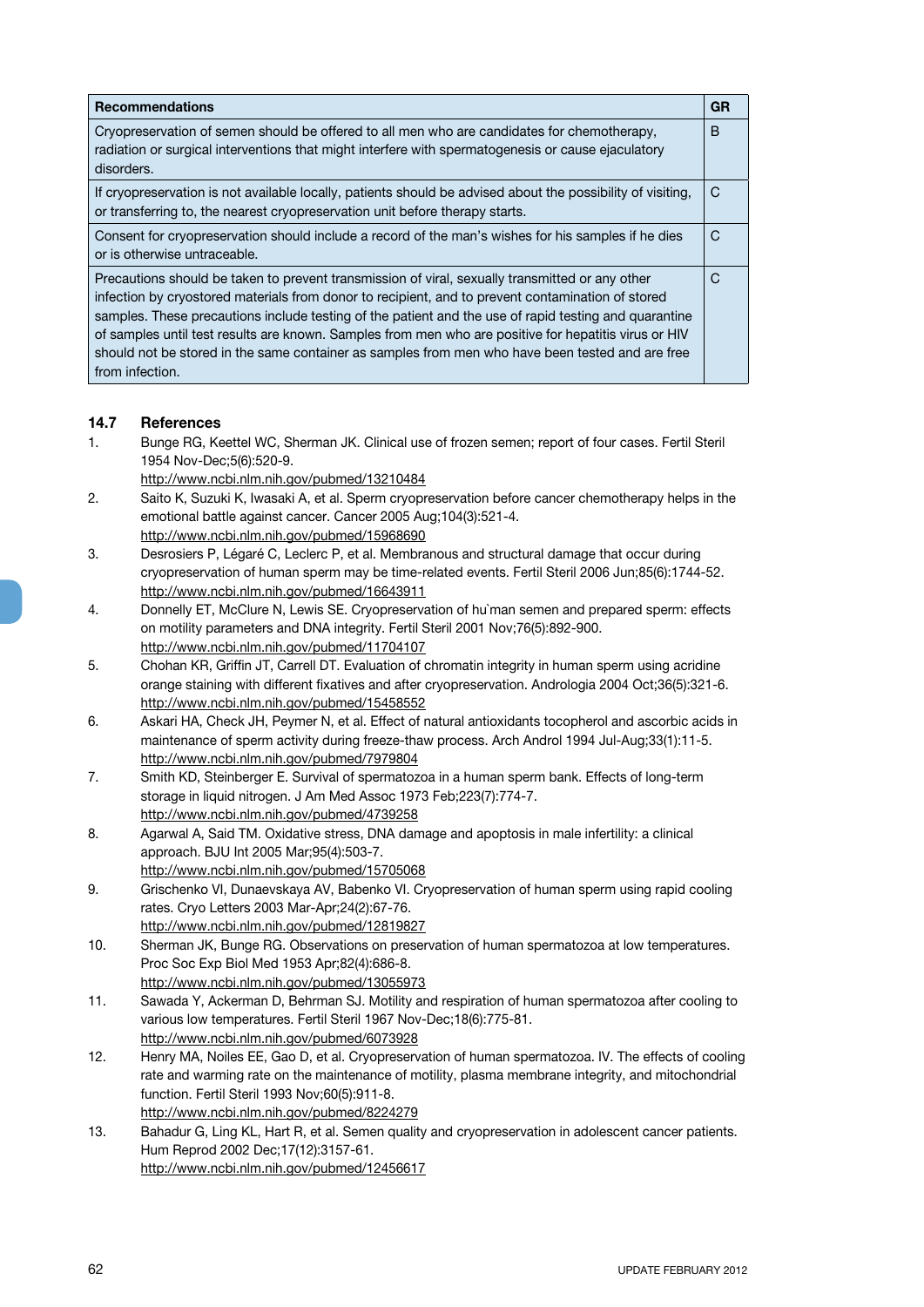| Recommendations | GR |
|---|---|
| Cryopreservation of semen should be offered to all men who are candidates for chemotherapy, radiation or surgical interventions that might interfere with spermatogenesis or cause ejaculatory disorders. | B |
| If cryopreservation is not available locally, patients should be advised about the possibility of visiting, or transferring to, the nearest cryopreservation unit before therapy starts. | C |
| Consent for cryopreservation should include a record of the man's wishes for his samples if he dies or is otherwise untraceable. | C |
| Precautions should be taken to prevent transmission of viral, sexually transmitted or any other infection by cryostored materials from donor to recipient, and to prevent contamination of stored samples. These precautions include testing of the patient and the use of rapid testing and quarantine of samples until test results are known. Samples from men who are positive for hepatitis virus or HIV should not be stored in the same container as samples from men who have been tested and are free from infection. | C |

## 14.7 References

1. Bunge RG, Keettel WC, Sherman JK. Clinical use of frozen semen; report of four cases. Fertil Steril 1954 Nov-Dec;5(6):520-9.
http://www.ncbi.nlm.nih.gov/pubmed/13210484
2. Saito K, Suzuki K, Iwasaki A, et al. Sperm cryopreservation before cancer chemotherapy helps in the emotional battle against cancer. Cancer 2005 Aug;104(3):521-4.
http://www.ncbi.nlm.nih.gov/pubmed/15968690
3. Desrosiers P, Légaré C, Leclerc P, et al. Membranous and structural damage that occur during cryopreservation of human sperm may be time-related events. Fertil Steril 2006 Jun;85(6):1744-52.
http://www.ncbi.nlm.nih.gov/pubmed/16643911
4. Donnelly ET, McClure N, Lewis SE. Cryopreservation of hu`man semen and prepared sperm: effects on motility parameters and DNA integrity. Fertil Steril 2001 Nov;76(5):892-900.
http://www.ncbi.nlm.nih.gov/pubmed/11704107
5. Chohan KR, Griffin JT, Carrell DT. Evaluation of chromatin integrity in human sperm using acridine orange staining with different fixatives and after cryopreservation. Andrologia 2004 Oct;36(5):321-6.
http://www.ncbi.nlm.nih.gov/pubmed/15458552
6. Askari HA, Check JH, Peymer N, et al. Effect of natural antioxidants tocopherol and ascorbic acids in maintenance of sperm activity during freeze-thaw process. Arch Androl 1994 Jul-Aug;33(1):11-5.
http://www.ncbi.nlm.nih.gov/pubmed/7979804
7. Smith KD, Steinberger E. Survival of spermatozoa in a human sperm bank. Effects of long-term storage in liquid nitrogen. J Am Med Assoc 1973 Feb;223(7):774-7.
http://www.ncbi.nlm.nih.gov/pubmed/4739258
8. Agarwal A, Said TM. Oxidative stress, DNA damage and apoptosis in male infertility: a clinical approach. BJU Int 2005 Mar;95(4):503-7.
http://www.ncbi.nlm.nih.gov/pubmed/15705068
9. Grischenko VI, Dunaevskaya AV, Babenko VI. Cryopreservation of human sperm using rapid cooling rates. Cryo Letters 2003 Mar-Apr;24(2):67-76.
http://www.ncbi.nlm.nih.gov/pubmed/12819827
10. Sherman JK, Bunge RG. Observations on preservation of human spermatozoa at low temperatures. Proc Soc Exp Biol Med 1953 Apr;82(4):686-8.
http://www.ncbi.nlm.nih.gov/pubmed/13055973
11. Sawada Y, Ackerman D, Behrman SJ. Motility and respiration of human spermatozoa after cooling to various low temperatures. Fertil Steril 1967 Nov-Dec;18(6):775-81.
http://www.ncbi.nlm.nih.gov/pubmed/6073928
12. Henry MA, Noiles EE, Gao D, et al. Cryopreservation of human spermatozoa. IV. The effects of cooling rate and warming rate on the maintenance of motility, plasma membrane integrity, and mitochondrial function. Fertil Steril 1993 Nov;60(5):911-8.
http://www.ncbi.nlm.nih.gov/pubmed/8224279
13. Bahadur G, Ling KL, Hart R, et al. Semen quality and cryopreservation in adolescent cancer patients. Hum Reprod 2002 Dec;17(12):3157-61.
http://www.ncbi.nlm.nih.gov/pubmed/12456617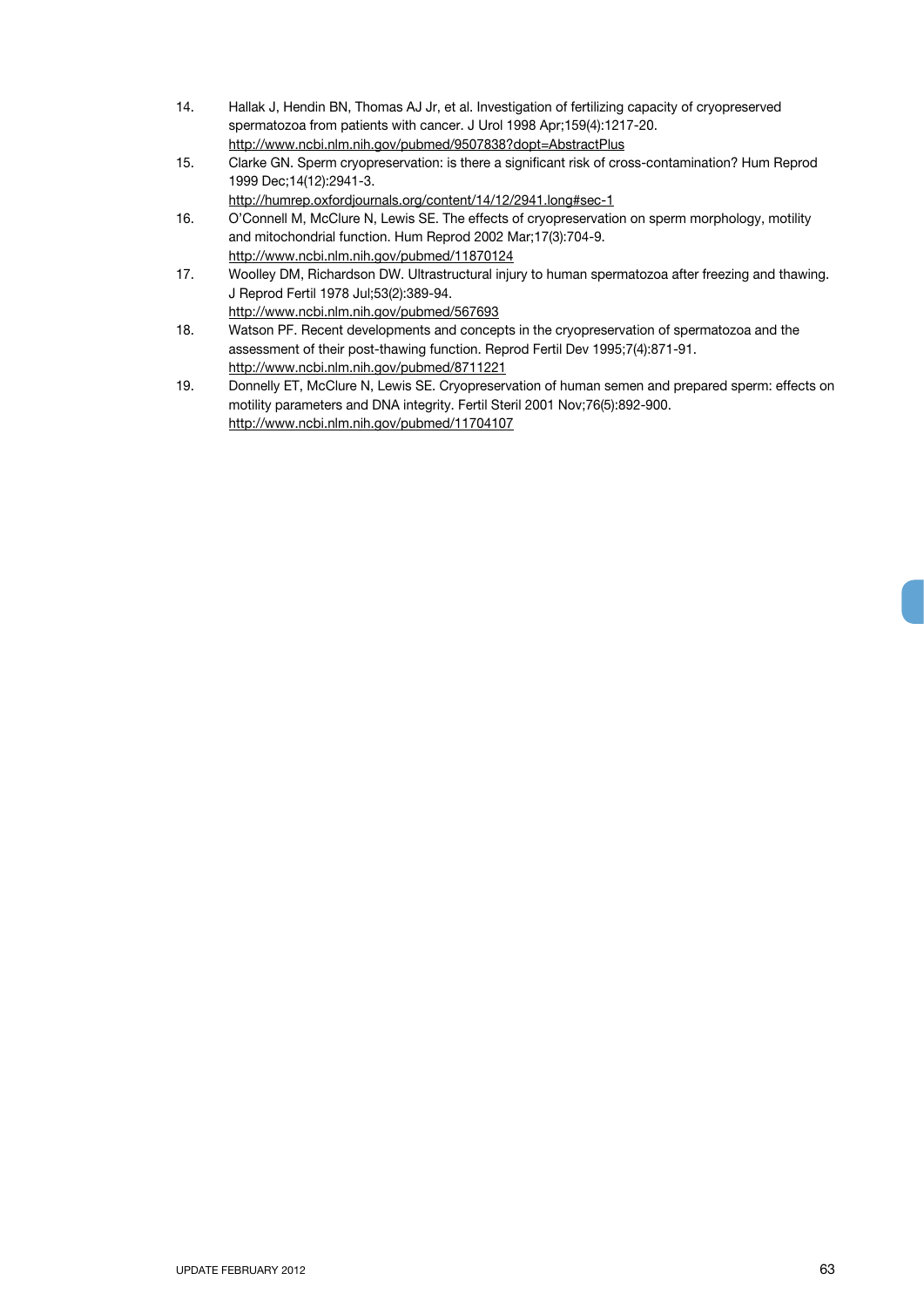14. Hallak J, Hendin BN, Thomas AJ Jr, et al. Investigation of fertilizing capacity of cryopreserved spermatozoa from patients with cancer. J Urol 1998 Apr;159(4):1217-20.
http://www.ncbi.nlm.nih.gov/pubmed/9507838?dopt=AbstractPlus
15. Clarke GN. Sperm cryopreservation: is there a significant risk of cross-contamination? Hum Reprod 1999 Dec;14(12):2941-3.
http://humrep.oxfordjournals.org/content/14/12/2941.long#sec-1
16. O'Connell M, McClure N, Lewis SE. The effects of cryopreservation on sperm morphology, motility and mitochondrial function. Hum Reprod 2002 Mar;17(3):704-9.
http://www.ncbi.nlm.nih.gov/pubmed/11870124
17. Woolley DM, Richardson DW. Ultrastructural injury to human spermatozoa after freezing and thawing. J Reprod Fertil 1978 Jul;53(2):389-94.
http://www.ncbi.nlm.nih.gov/pubmed/567693
18. Watson PF. Recent developments and concepts in the cryopreservation of spermatozoa and the assessment of their post-thawing function. Reprod Fertil Dev 1995;7(4):871-91.
http://www.ncbi.nlm.nih.gov/pubmed/8711221
19. Donnelly ET, McClure N, Lewis SE. Cryopreservation of human semen and prepared sperm: effects on motility parameters and DNA integrity. Fertil Steril 2001 Nov;76(5):892-900.
http://www.ncbi.nlm.nih.gov/pubmed/11704107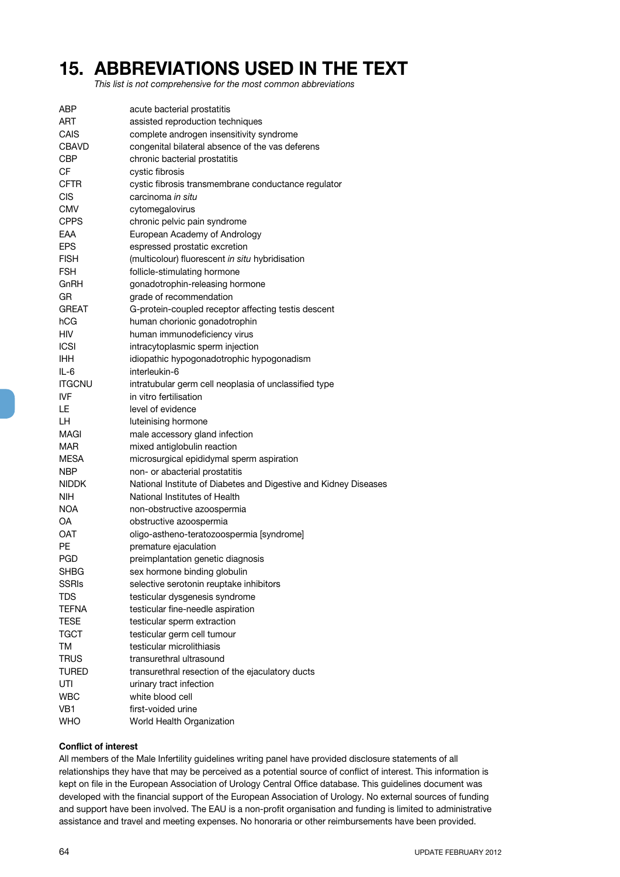# 15. ABBREVIATIONS USED IN THE TEXT

*This list is not comprehensive for the most common abbreviations*

| | |
|---|---|
| ABP | acute bacterial prostatitis |
| ART | assisted reproduction techniques |
| CAIS | complete androgen insensitivity syndrome |
| CBAVD | congenital bilateral absence of the vas deferens |
| CBP | chronic bacterial prostatitis |
| CF | cystic fibrosis |
| CFTR | cystic fibrosis transmembrane conductance regulator |
| CIS | carcinoma *in situ* |
| CMV | cytomegalovirus |
| CPPS | chronic pelvic pain syndrome |
| EAA | European Academy of Andrology |
| EPS | espressed prostatic excretion |
| FISH | (multicolour) fluorescent *in situ* hybridisation |
| FSH | follicle-stimulating hormone |
| GnRH | gonadotrophin-releasing hormone |
| GR | grade of recommendation |
| GREAT | G-protein-coupled receptor affecting testis descent |
| hCG | human chorionic gonadotrophin |
| HIV | human immunodeficiency virus |
| ICSI | intracytoplasmic sperm injection |
| IHH | idiopathic hypogonadotrophic hypogonadism |
| IL-6 | interleukin-6 |
| ITGCNU | intratubular germ cell neoplasia of unclassified type |
| IVF | in vitro fertilisation |
| LE | level of evidence |
| LH | luteinising hormone |
| MAGI | male accessory gland infection |
| MAR | mixed antiglobulin reaction |
| MESA | microsurgical epididymal sperm aspiration |
| NBP | non- or abacterial prostatitis |
| NIDDK | National Institute of Diabetes and Digestive and Kidney Diseases |
| NIH | National Institutes of Health |
| NOA | non-obstructive azoospermia |
| OA | obstructive azoospermia |
| OAT | oligo-astheno-teratozoospermia [syndrome] |
| PE | premature ejaculation |
| PGD | preimplantation genetic diagnosis |
| SHBG | sex hormone binding globulin |
| SSRIs | selective serotonin reuptake inhibitors |
| TDS | testicular dysgenesis syndrome |
| TEFNA | testicular fine-needle aspiration |
| TESE | testicular sperm extraction |
| TGCT | testicular germ cell tumour |
| TM | testicular microlithiasis |
| TRUS | transurethral ultrasound |
| TURED | transurethral resection of the ejaculatory ducts |
| UTI | urinary tract infection |
| WBC | white blood cell |
| VB1 | first-voided urine |
| WHO | World Health Organization |

**Conflict of interest**

All members of the Male Infertility guidelines writing panel have provided disclosure statements of all relationships they have that may be perceived as a potential source of conflict of interest. This information is kept on file in the European Association of Urology Central Office database. This guidelines document was developed with the financial support of the European Association of Urology. No external sources of funding and support have been involved. The EAU is a non-profit organisation and funding is limited to administrative assistance and travel and meeting expenses. No honoraria or other reimbursements have been provided.